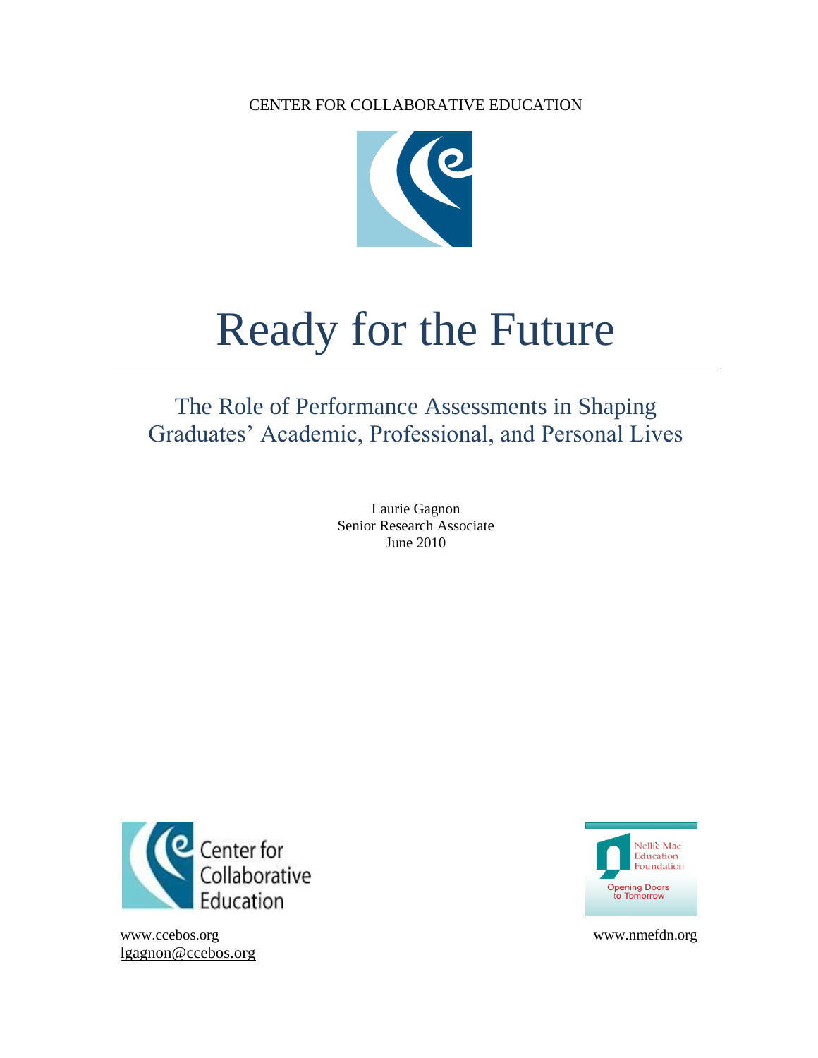CENTER FOR COLLABORATIVE EDUCATION

# Ready for the Future

## The Role of Performance Assessments in Shaping Graduates' Academic, Professional, and Personal Lives

Laurie Gagnon
Senior Research Associate
June 2010

Center for Collaborative Education

www.ccebos.org
lgagnon@ccebos.org

Nellie Mae Education Foundation
Opening Doors to Tomorrow

www.nmefdn.org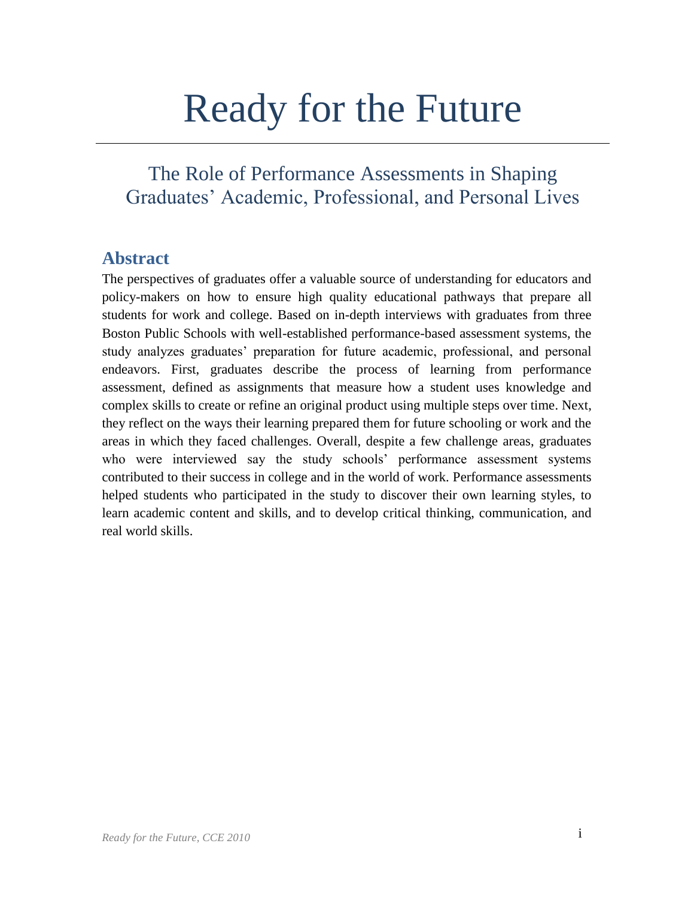# Ready for the Future

## The Role of Performance Assessments in Shaping Graduates' Academic, Professional, and Personal Lives

### Abstract

The perspectives of graduates offer a valuable source of understanding for educators and policy-makers on how to ensure high quality educational pathways that prepare all students for work and college. Based on in-depth interviews with graduates from three Boston Public Schools with well-established performance-based assessment systems, the study analyzes graduates' preparation for future academic, professional, and personal endeavors. First, graduates describe the process of learning from performance assessment, defined as assignments that measure how a student uses knowledge and complex skills to create or refine an original product using multiple steps over time. Next, they reflect on the ways their learning prepared them for future schooling or work and the areas in which they faced challenges. Overall, despite a few challenge areas, graduates who were interviewed say the study schools' performance assessment systems contributed to their success in college and in the world of work. Performance assessments helped students who participated in the study to discover their own learning styles, to learn academic content and skills, and to develop critical thinking, communication, and real world skills.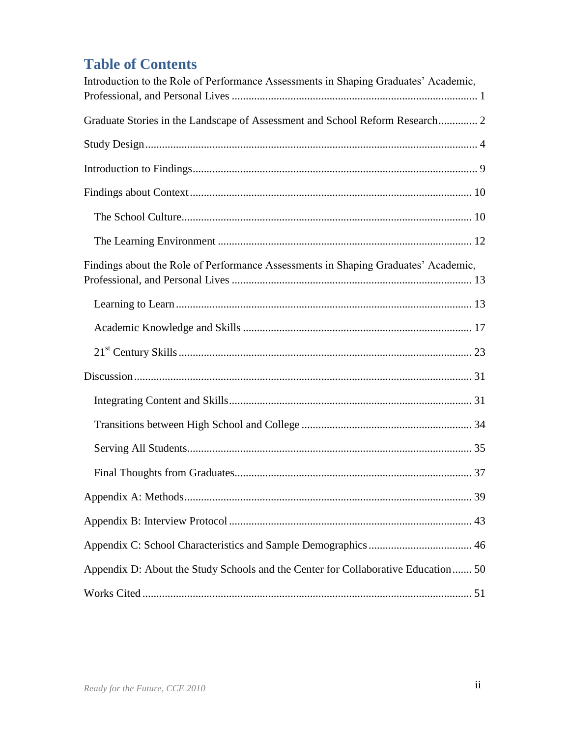# Table of Contents

Introduction to the Role of Performance Assessments in Shaping Graduates' Academic, Professional, and Personal Lives ........................................ 1

Graduate Stories in the Landscape of Assessment and School Reform Research............. 2

Study Design........................................................................................................ 4

Introduction to Findings........................................................................................ 9

Findings about Context......................................................................................... 10

- The School Culture........................................................................................ 10
- The Learning Environment ........................................................................... 12

Findings about the Role of Performance Assessments in Shaping Graduates' Academic, Professional, and Personal Lives ........................................ 13

- Learning to Learn.......................................................................................... 13
- Academic Knowledge and Skills .................................................................. 17
- 21st Century Skills........................................................................................ 23

Discussion............................................................................................................ 31

- Integrating Content and Skills....................................................................... 31
- Transitions between High School and College ............................................. 34
- Serving All Students...................................................................................... 35
- Final Thoughts from Graduates..................................................................... 37

Appendix A: Methods.......................................................................................... 39

Appendix B: Interview Protocol .......................................................................... 43

Appendix C: School Characteristics and Sample Demographics ....................... 46

Appendix D: About the Study Schools and the Center for Collaborative Education....... 50

Works Cited ......................................................................................................... 51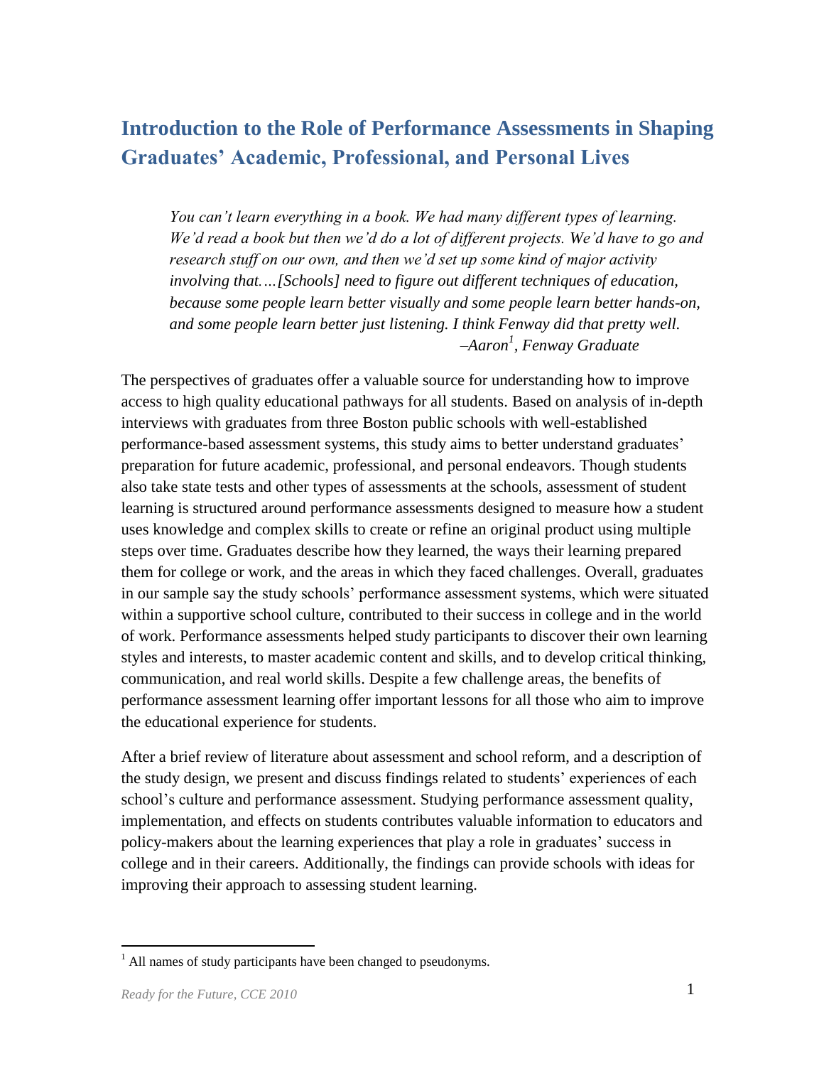# Introduction to the Role of Performance Assessments in Shaping Graduates' Academic, Professional, and Personal Lives

> *You can't learn everything in a book. We had many different types of learning. We'd read a book but then we'd do a lot of different projects. We'd have to go and research stuff on our own, and then we'd set up some kind of major activity involving that.…[Schools] need to figure out different techniques of education, because some people learn better visually and some people learn better hands-on, and some people learn better just listening. I think Fenway did that pretty well.*
>
> *–Aaron[1], Fenway Graduate*

The perspectives of graduates offer a valuable source for understanding how to improve access to high quality educational pathways for all students. Based on analysis of in-depth interviews with graduates from three Boston public schools with well-established performance-based assessment systems, this study aims to better understand graduates' preparation for future academic, professional, and personal endeavors. Though students also take state tests and other types of assessments at the schools, assessment of student learning is structured around performance assessments designed to measure how a student uses knowledge and complex skills to create or refine an original product using multiple steps over time. Graduates describe how they learned, the ways their learning prepared them for college or work, and the areas in which they faced challenges. Overall, graduates in our sample say the study schools' performance assessment systems, which were situated within a supportive school culture, contributed to their success in college and in the world of work. Performance assessments helped study participants to discover their own learning styles and interests, to master academic content and skills, and to develop critical thinking, communication, and real world skills. Despite a few challenge areas, the benefits of performance assessment learning offer important lessons for all those who aim to improve the educational experience for students.

After a brief review of literature about assessment and school reform, and a description of the study design, we present and discuss findings related to students' experiences of each school's culture and performance assessment. Studying performance assessment quality, implementation, and effects on students contributes valuable information to educators and policy-makers about the learning experiences that play a role in graduates' success in college and in their careers. Additionally, the findings can provide schools with ideas for improving their approach to assessing student learning.

[1] All names of study participants have been changed to pseudonyms.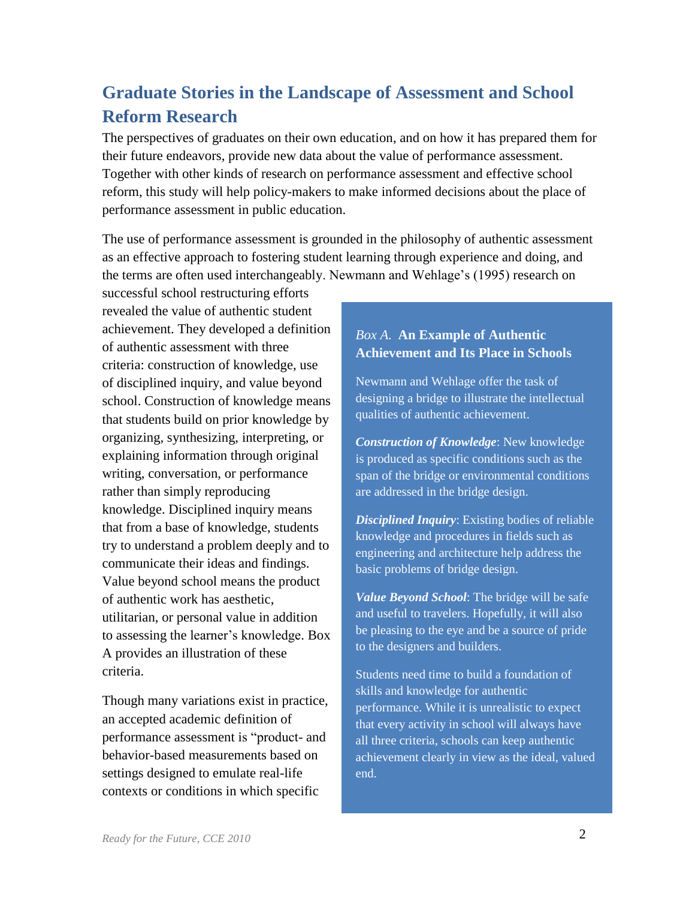## Graduate Stories in the Landscape of Assessment and School Reform Research

The perspectives of graduates on their own education, and on how it has prepared them for their future endeavors, provide new data about the value of performance assessment. Together with other kinds of research on performance assessment and effective school reform, this study will help policy-makers to make informed decisions about the place of performance assessment in public education.

The use of performance assessment is grounded in the philosophy of authentic assessment as an effective approach to fostering student learning through experience and doing, and the terms are often used interchangeably. Newmann and Wehlage's (1995) research on successful school restructuring efforts revealed the value of authentic student achievement. They developed a definition of authentic assessment with three criteria: construction of knowledge, use of disciplined inquiry, and value beyond school. Construction of knowledge means that students build on prior knowledge by organizing, synthesizing, interpreting, or explaining information through original writing, conversation, or performance rather than simply reproducing knowledge. Disciplined inquiry means that from a base of knowledge, students try to understand a problem deeply and to communicate their ideas and findings. Value beyond school means the product of authentic work has aesthetic, utilitarian, or personal value in addition to assessing the learner's knowledge. Box A provides an illustration of these criteria.

> *Box A.* **An Example of Authentic Achievement and Its Place in Schools**
>
> Newmann and Wehlage offer the task of designing a bridge to illustrate the intellectual qualities of authentic achievement.
>
> ***Construction of Knowledge***: New knowledge is produced as specific conditions such as the span of the bridge or environmental conditions are addressed in the bridge design.
>
> ***Disciplined Inquiry***: Existing bodies of reliable knowledge and procedures in fields such as engineering and architecture help address the basic problems of bridge design.
>
> ***Value Beyond School***: The bridge will be safe and useful to travelers. Hopefully, it will also be pleasing to the eye and be a source of pride to the designers and builders.
>
> Students need time to build a foundation of skills and knowledge for authentic performance. While it is unrealistic to expect that every activity in school will always have all three criteria, schools can keep authentic achievement clearly in view as the ideal, valued end.

Though many variations exist in practice, an accepted academic definition of performance assessment is "product- and behavior-based measurements based on settings designed to emulate real-life contexts or conditions in which specific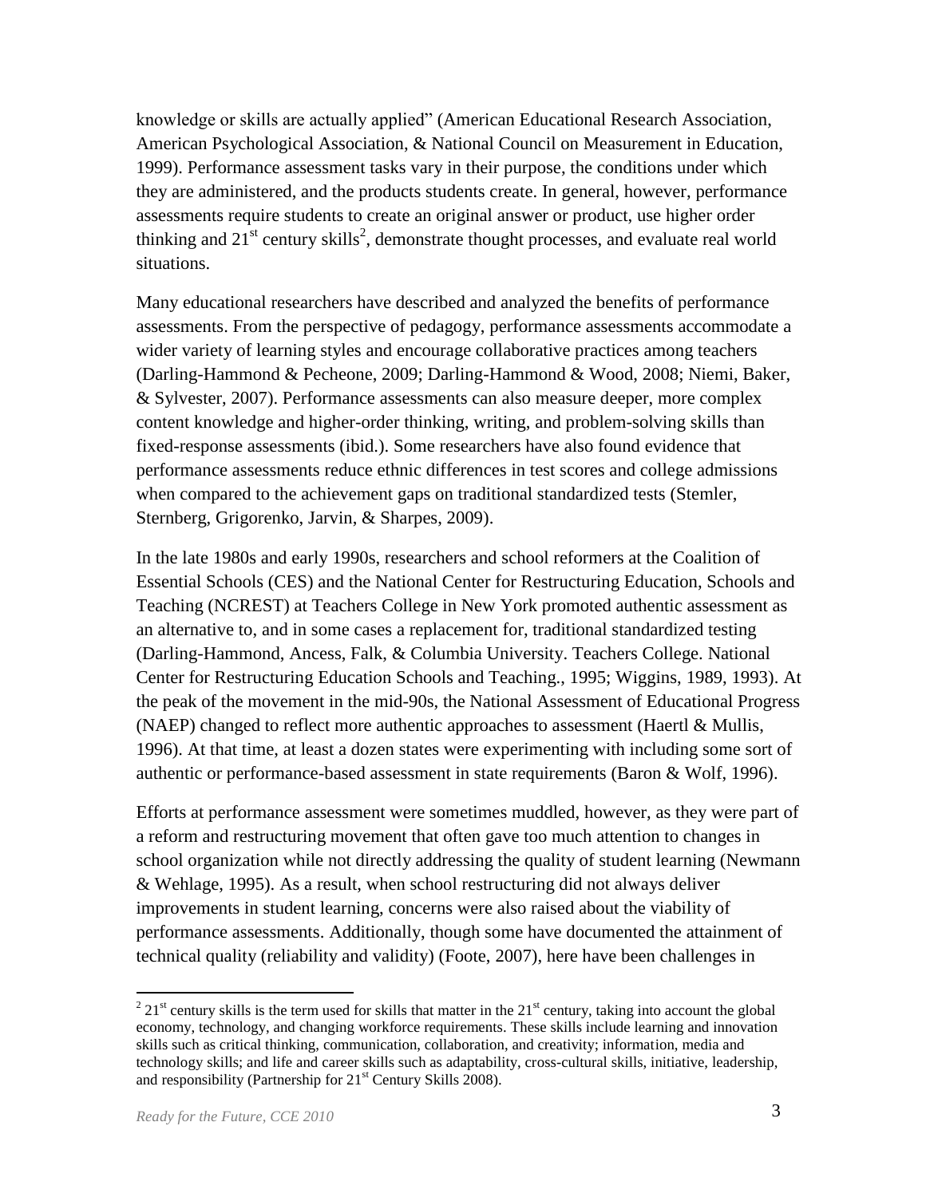knowledge or skills are actually applied" (American Educational Research Association, American Psychological Association, & National Council on Measurement in Education, 1999). Performance assessment tasks vary in their purpose, the conditions under which they are administered, and the products students create. In general, however, performance assessments require students to create an original answer or product, use higher order thinking and 21st century skills[2], demonstrate thought processes, and evaluate real world situations.

Many educational researchers have described and analyzed the benefits of performance assessments. From the perspective of pedagogy, performance assessments accommodate a wider variety of learning styles and encourage collaborative practices among teachers (Darling-Hammond & Pecheone, 2009; Darling-Hammond & Wood, 2008; Niemi, Baker, & Sylvester, 2007). Performance assessments can also measure deeper, more complex content knowledge and higher-order thinking, writing, and problem-solving skills than fixed-response assessments (ibid.). Some researchers have also found evidence that performance assessments reduce ethnic differences in test scores and college admissions when compared to the achievement gaps on traditional standardized tests (Stemler, Sternberg, Grigorenko, Jarvin, & Sharpes, 2009).

In the late 1980s and early 1990s, researchers and school reformers at the Coalition of Essential Schools (CES) and the National Center for Restructuring Education, Schools and Teaching (NCREST) at Teachers College in New York promoted authentic assessment as an alternative to, and in some cases a replacement for, traditional standardized testing (Darling-Hammond, Ancess, Falk, & Columbia University. Teachers College. National Center for Restructuring Education Schools and Teaching., 1995; Wiggins, 1989, 1993). At the peak of the movement in the mid-90s, the National Assessment of Educational Progress (NAEP) changed to reflect more authentic approaches to assessment (Haertl & Mullis, 1996). At that time, at least a dozen states were experimenting with including some sort of authentic or performance-based assessment in state requirements (Baron & Wolf, 1996).

Efforts at performance assessment were sometimes muddled, however, as they were part of a reform and restructuring movement that often gave too much attention to changes in school organization while not directly addressing the quality of student learning (Newmann & Wehlage, 1995). As a result, when school restructuring did not always deliver improvements in student learning, concerns were also raised about the viability of performance assessments. Additionally, though some have documented the attainment of technical quality (reliability and validity) (Foote, 2007), here have been challenges in

[2] 21st century skills is the term used for skills that matter in the 21st century, taking into account the global economy, technology, and changing workforce requirements. These skills include learning and innovation skills such as critical thinking, communication, collaboration, and creativity; information, media and technology skills; and life and career skills such as adaptability, cross-cultural skills, initiative, leadership, and responsibility (Partnership for 21st Century Skills 2008).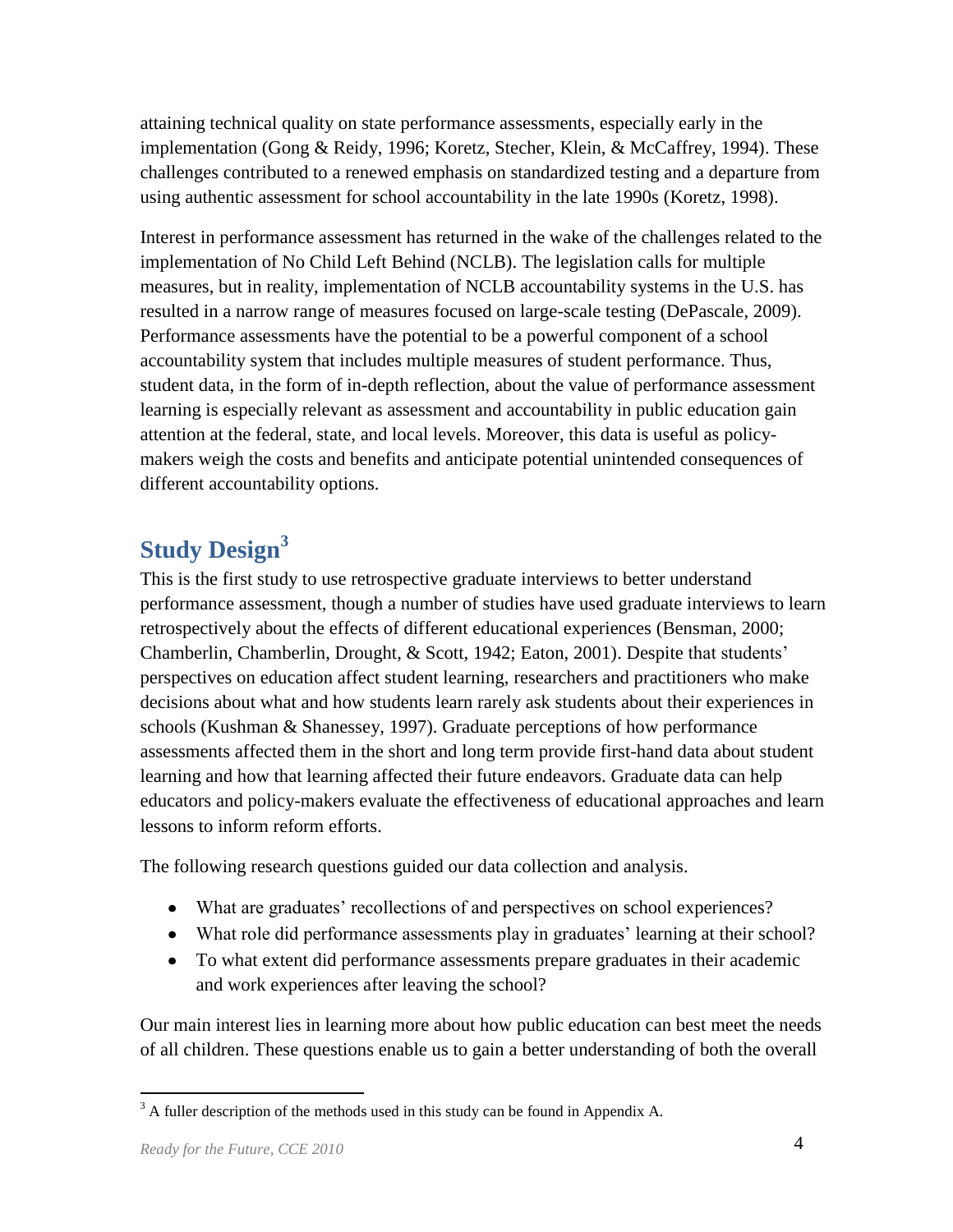attaining technical quality on state performance assessments, especially early in the implementation (Gong & Reidy, 1996; Koretz, Stecher, Klein, & McCaffrey, 1994). These challenges contributed to a renewed emphasis on standardized testing and a departure from using authentic assessment for school accountability in the late 1990s (Koretz, 1998).

Interest in performance assessment has returned in the wake of the challenges related to the implementation of No Child Left Behind (NCLB). The legislation calls for multiple measures, but in reality, implementation of NCLB accountability systems in the U.S. has resulted in a narrow range of measures focused on large-scale testing (DePascale, 2009). Performance assessments have the potential to be a powerful component of a school accountability system that includes multiple measures of student performance. Thus, student data, in the form of in-depth reflection, about the value of performance assessment learning is especially relevant as assessment and accountability in public education gain attention at the federal, state, and local levels. Moreover, this data is useful as policy-makers weigh the costs and benefits and anticipate potential unintended consequences of different accountability options.

## Study Design[3]

This is the first study to use retrospective graduate interviews to better understand performance assessment, though a number of studies have used graduate interviews to learn retrospectively about the effects of different educational experiences (Bensman, 2000; Chamberlin, Chamberlin, Drought, & Scott, 1942; Eaton, 2001). Despite that students' perspectives on education affect student learning, researchers and practitioners who make decisions about what and how students learn rarely ask students about their experiences in schools (Kushman & Shanessey, 1997). Graduate perceptions of how performance assessments affected them in the short and long term provide first-hand data about student learning and how that learning affected their future endeavors. Graduate data can help educators and policy-makers evaluate the effectiveness of educational approaches and learn lessons to inform reform efforts.

The following research questions guided our data collection and analysis.

- What are graduates' recollections of and perspectives on school experiences?
- What role did performance assessments play in graduates' learning at their school?
- To what extent did performance assessments prepare graduates in their academic and work experiences after leaving the school?

Our main interest lies in learning more about how public education can best meet the needs of all children. These questions enable us to gain a better understanding of both the overall

[3] A fuller description of the methods used in this study can be found in Appendix A.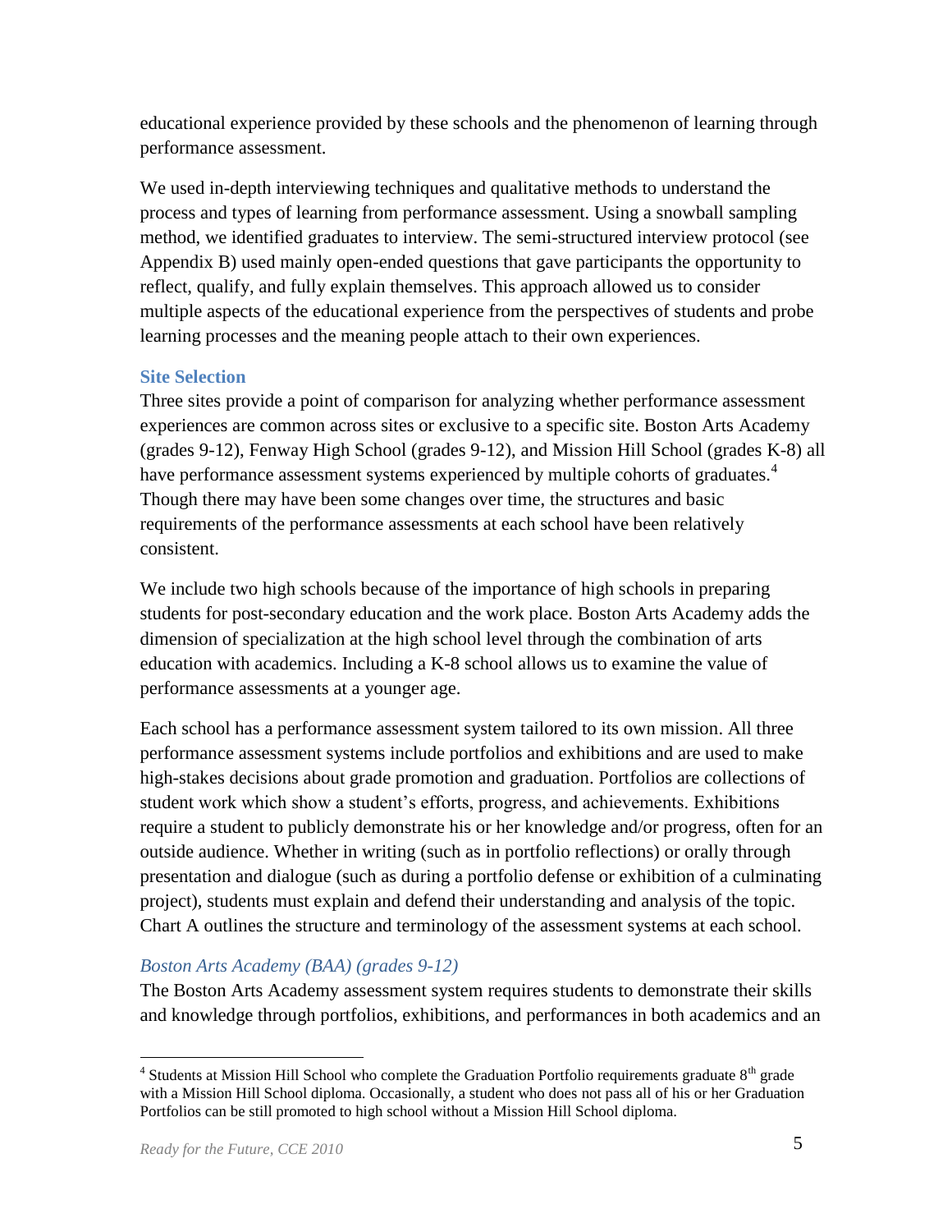educational experience provided by these schools and the phenomenon of learning through performance assessment.

We used in-depth interviewing techniques and qualitative methods to understand the process and types of learning from performance assessment. Using a snowball sampling method, we identified graduates to interview. The semi-structured interview protocol (see Appendix B) used mainly open-ended questions that gave participants the opportunity to reflect, qualify, and fully explain themselves. This approach allowed us to consider multiple aspects of the educational experience from the perspectives of students and probe learning processes and the meaning people attach to their own experiences.

### Site Selection

Three sites provide a point of comparison for analyzing whether performance assessment experiences are common across sites or exclusive to a specific site. Boston Arts Academy (grades 9-12), Fenway High School (grades 9-12), and Mission Hill School (grades K-8) all have performance assessment systems experienced by multiple cohorts of graduates.[4] Though there may have been some changes over time, the structures and basic requirements of the performance assessments at each school have been relatively consistent.

We include two high schools because of the importance of high schools in preparing students for post-secondary education and the work place. Boston Arts Academy adds the dimension of specialization at the high school level through the combination of arts education with academics. Including a K-8 school allows us to examine the value of performance assessments at a younger age.

Each school has a performance assessment system tailored to its own mission. All three performance assessment systems include portfolios and exhibitions and are used to make high-stakes decisions about grade promotion and graduation. Portfolios are collections of student work which show a student's efforts, progress, and achievements. Exhibitions require a student to publicly demonstrate his or her knowledge and/or progress, often for an outside audience. Whether in writing (such as in portfolio reflections) or orally through presentation and dialogue (such as during a portfolio defense or exhibition of a culminating project), students must explain and defend their understanding and analysis of the topic. Chart A outlines the structure and terminology of the assessment systems at each school.

#### *Boston Arts Academy (BAA) (grades 9-12)*

The Boston Arts Academy assessment system requires students to demonstrate their skills and knowledge through portfolios, exhibitions, and performances in both academics and an

---

[4] Students at Mission Hill School who complete the Graduation Portfolio requirements graduate 8th grade with a Mission Hill School diploma. Occasionally, a student who does not pass all of his or her Graduation Portfolios can be still promoted to high school without a Mission Hill School diploma.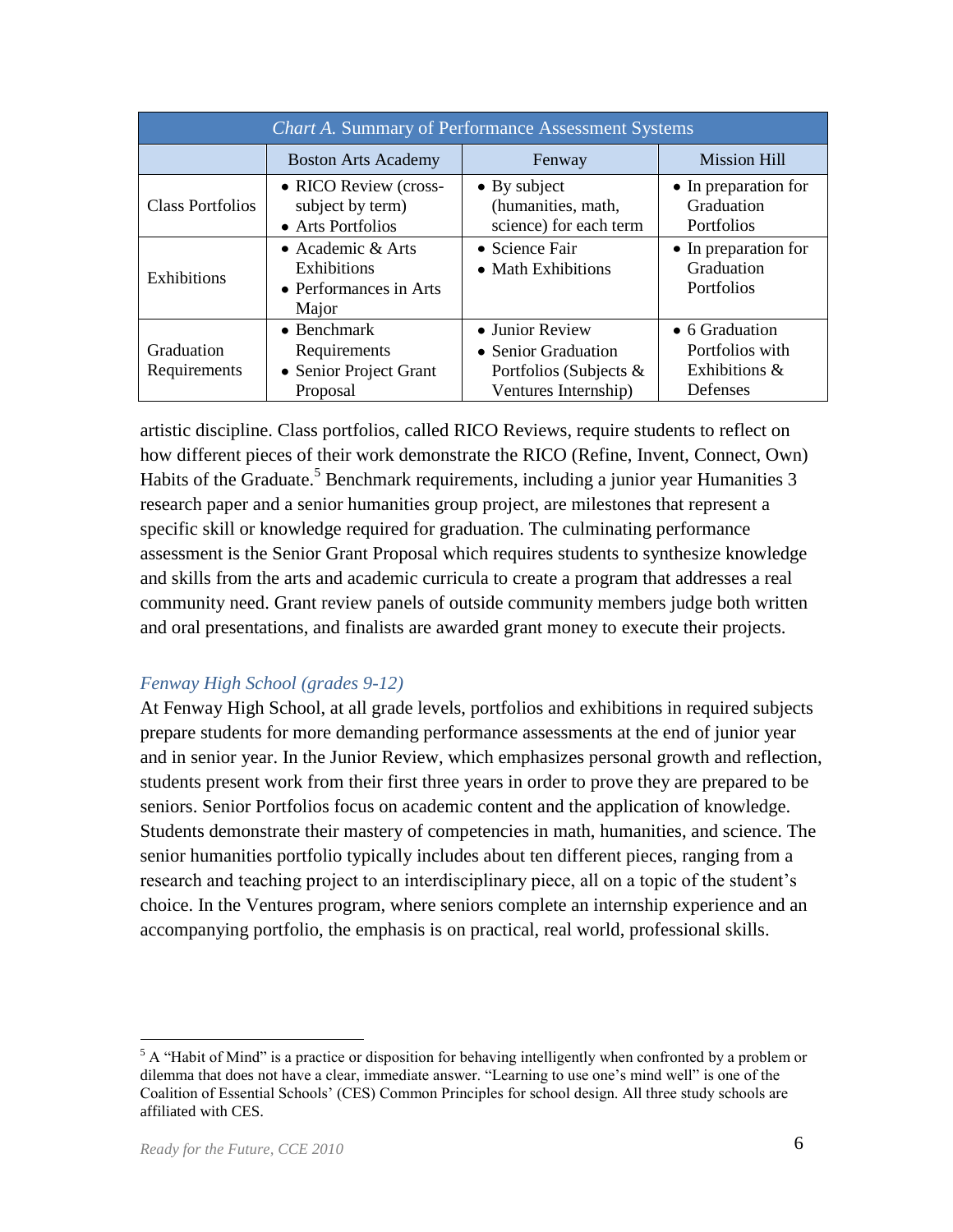| *Chart A.* Summary of Performance Assessment Systems | | | |
|---|---|---|---|
| | Boston Arts Academy | Fenway | Mission Hill |
| Class Portfolios | • RICO Review (cross-subject by term)<br>• Arts Portfolios | • By subject (humanities, math, science) for each term | • In preparation for Graduation Portfolios |
| Exhibitions | • Academic & Arts Exhibitions<br>• Performances in Arts Major | • Science Fair<br>• Math Exhibitions | • In preparation for Graduation Portfolios |
| Graduation Requirements | • Benchmark Requirements<br>• Senior Project Grant Proposal | • Junior Review<br>• Senior Graduation Portfolios (Subjects & Ventures Internship) | • 6 Graduation Portfolios with Exhibitions & Defenses |

artistic discipline. Class portfolios, called RICO Reviews, require students to reflect on how different pieces of their work demonstrate the RICO (Refine, Invent, Connect, Own) Habits of the Graduate.[5] Benchmark requirements, including a junior year Humanities 3 research paper and a senior humanities group project, are milestones that represent a specific skill or knowledge required for graduation. The culminating performance assessment is the Senior Grant Proposal which requires students to synthesize knowledge and skills from the arts and academic curricula to create a program that addresses a real community need. Grant review panels of outside community members judge both written and oral presentations, and finalists are awarded grant money to execute their projects.

### *Fenway High School (grades 9-12)*

At Fenway High School, at all grade levels, portfolios and exhibitions in required subjects prepare students for more demanding performance assessments at the end of junior year and in senior year. In the Junior Review, which emphasizes personal growth and reflection, students present work from their first three years in order to prove they are prepared to be seniors. Senior Portfolios focus on academic content and the application of knowledge. Students demonstrate their mastery of competencies in math, humanities, and science. The senior humanities portfolio typically includes about ten different pieces, ranging from a research and teaching project to an interdisciplinary piece, all on a topic of the student's choice. In the Ventures program, where seniors complete an internship experience and an accompanying portfolio, the emphasis is on practical, real world, professional skills.

---

[5] A "Habit of Mind" is a practice or disposition for behaving intelligently when confronted by a problem or dilemma that does not have a clear, immediate answer. "Learning to use one's mind well" is one of the Coalition of Essential Schools' (CES) Common Principles for school design. All three study schools are affiliated with CES.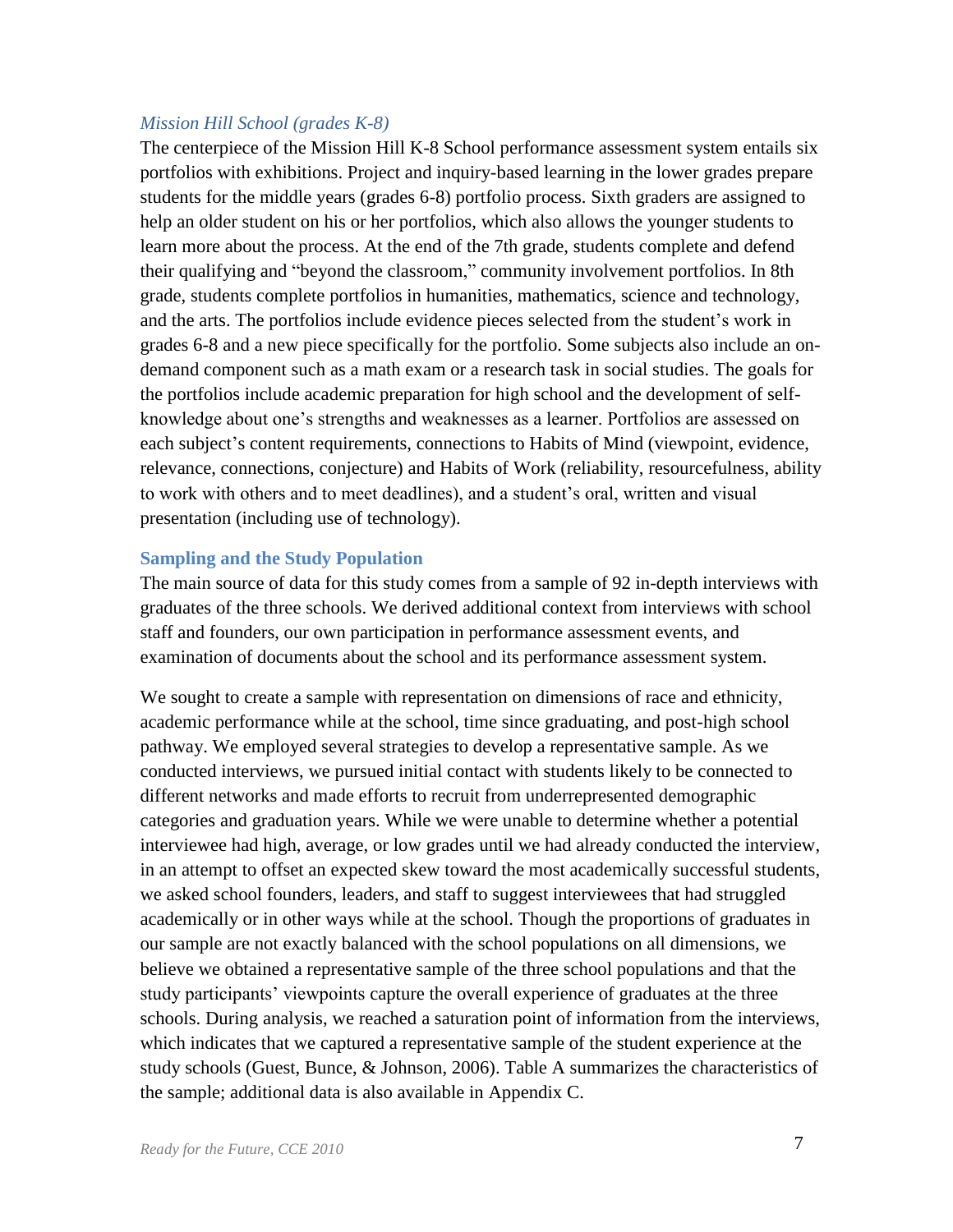### *Mission Hill School (grades K-8)*

The centerpiece of the Mission Hill K-8 School performance assessment system entails six portfolios with exhibitions. Project and inquiry-based learning in the lower grades prepare students for the middle years (grades 6-8) portfolio process. Sixth graders are assigned to help an older student on his or her portfolios, which also allows the younger students to learn more about the process. At the end of the 7th grade, students complete and defend their qualifying and "beyond the classroom," community involvement portfolios. In 8th grade, students complete portfolios in humanities, mathematics, science and technology, and the arts. The portfolios include evidence pieces selected from the student's work in grades 6-8 and a new piece specifically for the portfolio. Some subjects also include an on-demand component such as a math exam or a research task in social studies. The goals for the portfolios include academic preparation for high school and the development of self-knowledge about one's strengths and weaknesses as a learner. Portfolios are assessed on each subject's content requirements, connections to Habits of Mind (viewpoint, evidence, relevance, connections, conjecture) and Habits of Work (reliability, resourcefulness, ability to work with others and to meet deadlines), and a student's oral, written and visual presentation (including use of technology).

## Sampling and the Study Population

The main source of data for this study comes from a sample of 92 in-depth interviews with graduates of the three schools. We derived additional context from interviews with school staff and founders, our own participation in performance assessment events, and examination of documents about the school and its performance assessment system.

We sought to create a sample with representation on dimensions of race and ethnicity, academic performance while at the school, time since graduating, and post-high school pathway. We employed several strategies to develop a representative sample. As we conducted interviews, we pursued initial contact with students likely to be connected to different networks and made efforts to recruit from underrepresented demographic categories and graduation years. While we were unable to determine whether a potential interviewee had high, average, or low grades until we had already conducted the interview, in an attempt to offset an expected skew toward the most academically successful students, we asked school founders, leaders, and staff to suggest interviewees that had struggled academically or in other ways while at the school. Though the proportions of graduates in our sample are not exactly balanced with the school populations on all dimensions, we believe we obtained a representative sample of the three school populations and that the study participants' viewpoints capture the overall experience of graduates at the three schools. During analysis, we reached a saturation point of information from the interviews, which indicates that we captured a representative sample of the student experience at the study schools (Guest, Bunce, & Johnson, 2006). Table A summarizes the characteristics of the sample; additional data is also available in Appendix C.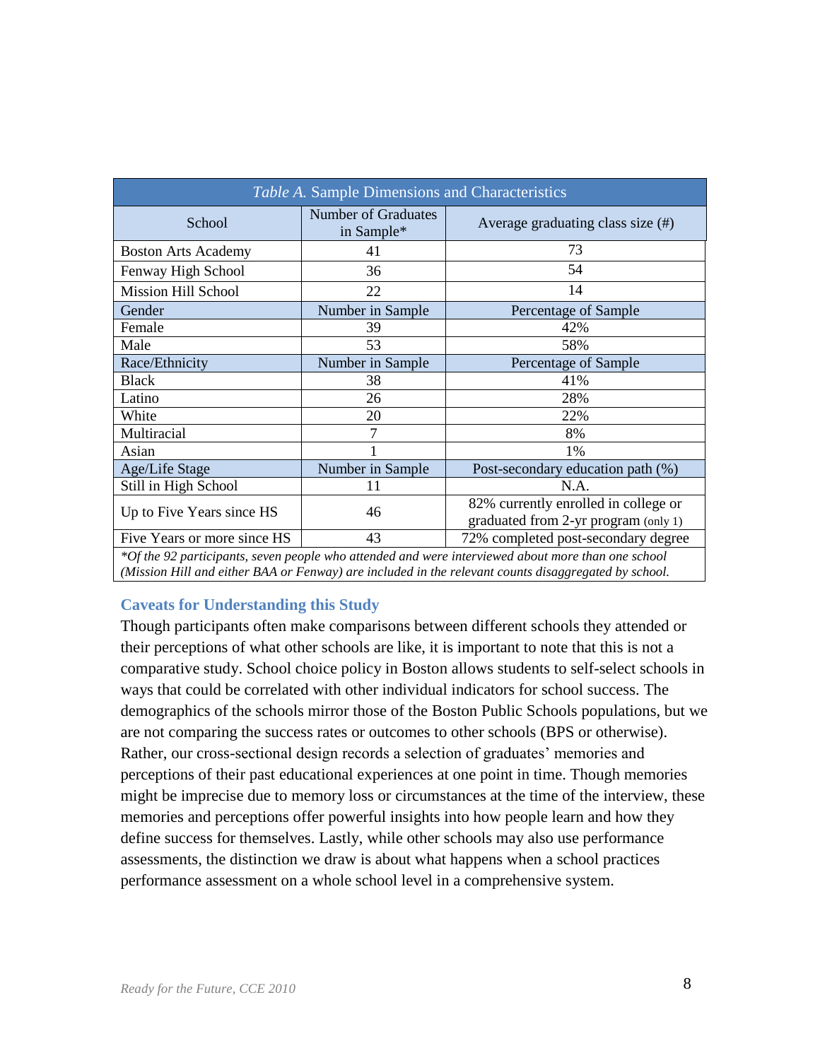| *Table A.* Sample Dimensions and Characteristics | | |
|---|---|---|
| School | Number of Graduates in Sample* | Average graduating class size (#) |
| Boston Arts Academy | 41 | 73 |
| Fenway High School | 36 | 54 |
| Mission Hill School | 22 | 14 |
| Gender | Number in Sample | Percentage of Sample |
| Female | 39 | 42% |
| Male | 53 | 58% |
| Race/Ethnicity | Number in Sample | Percentage of Sample |
| Black | 38 | 41% |
| Latino | 26 | 28% |
| White | 20 | 22% |
| Multiracial | 7 | 8% |
| Asian | 1 | 1% |
| Age/Life Stage | Number in Sample | Post-secondary education path (%) |
| Still in High School | 11 | N.A. |
| Up to Five Years since HS | 46 | 82% currently enrolled in college or graduated from 2-yr program (only 1) |
| Five Years or more since HS | 43 | 72% completed post-secondary degree |

*Of the 92 participants, seven people who attended and were interviewed about more than one school (Mission Hill and either BAA or Fenway) are included in the relevant counts disaggregated by school.*

### Caveats for Understanding this Study

Though participants often make comparisons between different schools they attended or their perceptions of what other schools are like, it is important to note that this is not a comparative study. School choice policy in Boston allows students to self-select schools in ways that could be correlated with other individual indicators for school success. The demographics of the schools mirror those of the Boston Public Schools populations, but we are not comparing the success rates or outcomes to other schools (BPS or otherwise). Rather, our cross-sectional design records a selection of graduates' memories and perceptions of their past educational experiences at one point in time. Though memories might be imprecise due to memory loss or circumstances at the time of the interview, these memories and perceptions offer powerful insights into how people learn and how they define success for themselves. Lastly, while other schools may also use performance assessments, the distinction we draw is about what happens when a school practices performance assessment on a whole school level in a comprehensive system.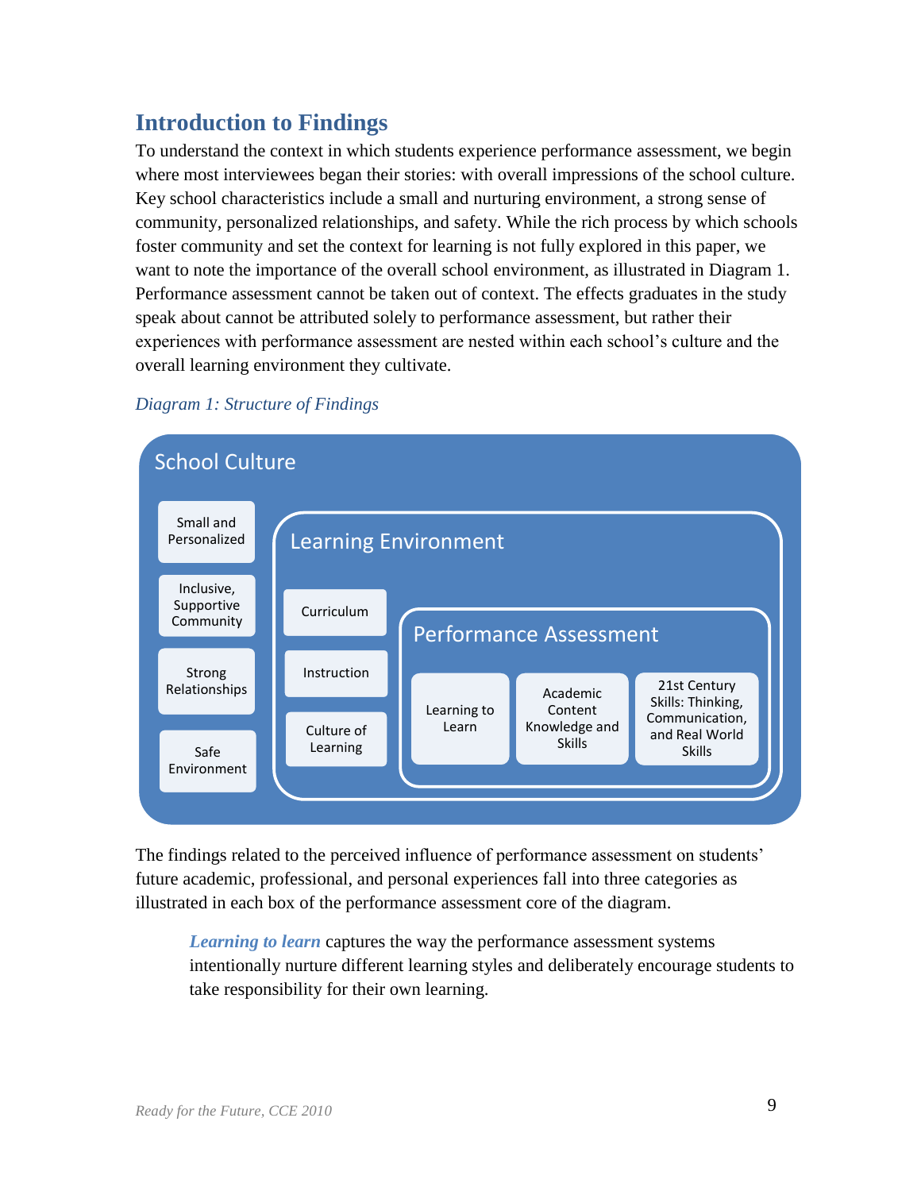## Introduction to Findings

To understand the context in which students experience performance assessment, we begin where most interviewees began their stories: with overall impressions of the school culture. Key school characteristics include a small and nurturing environment, a strong sense of community, personalized relationships, and safety. While the rich process by which schools foster community and set the context for learning is not fully explored in this paper, we want to note the importance of the overall school environment, as illustrated in Diagram 1. Performance assessment cannot be taken out of context. The effects graduates in the study speak about cannot be attributed solely to performance assessment, but rather their experiences with performance assessment are nested within each school's culture and the overall learning environment they cultivate.

*Diagram 1: Structure of Findings*

School Culture

- Small and Personalized
- Inclusive, Supportive Community
- Strong Relationships
- Safe Environment

Learning Environment

- Curriculum
- Instruction
- Culture of Learning

Performance Assessment

- Learning to Learn
- Academic Content Knowledge and Skills
- 21st Century Skills: Thinking, Communication, and Real World Skills

The findings related to the perceived influence of performance assessment on students' future academic, professional, and personal experiences fall into three categories as illustrated in each box of the performance assessment core of the diagram.

> ***Learning to learn*** captures the way the performance assessment systems intentionally nurture different learning styles and deliberately encourage students to take responsibility for their own learning.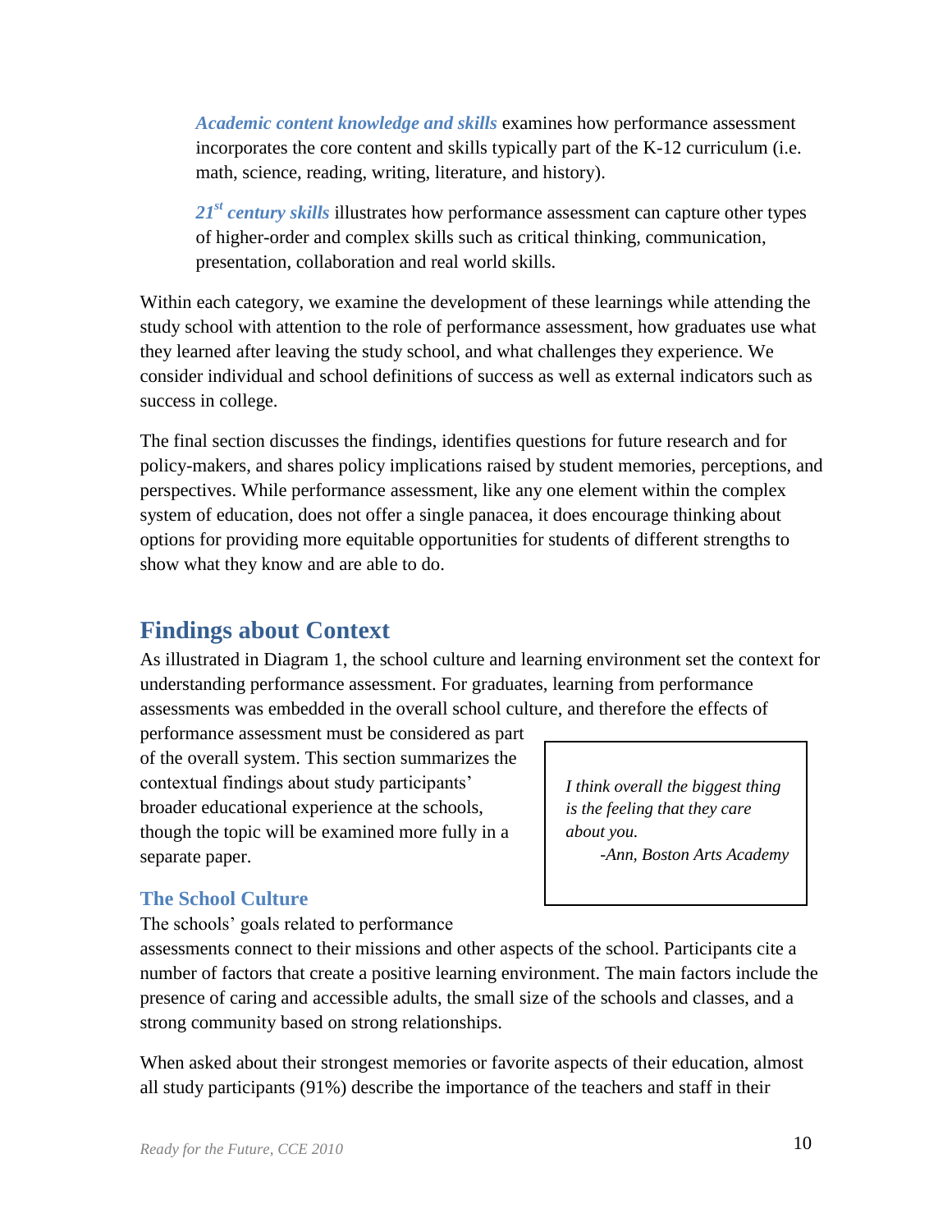***Academic content knowledge and skills*** examines how performance assessment incorporates the core content and skills typically part of the K-12 curriculum (i.e. math, science, reading, writing, literature, and history).

***21st century skills*** illustrates how performance assessment can capture other types of higher-order and complex skills such as critical thinking, communication, presentation, collaboration and real world skills.

Within each category, we examine the development of these learnings while attending the study school with attention to the role of performance assessment, how graduates use what they learned after leaving the study school, and what challenges they experience. We consider individual and school definitions of success as well as external indicators such as success in college.

The final section discusses the findings, identifies questions for future research and for policy-makers, and shares policy implications raised by student memories, perceptions, and perspectives. While performance assessment, like any one element within the complex system of education, does not offer a single panacea, it does encourage thinking about options for providing more equitable opportunities for students of different strengths to show what they know and are able to do.

## Findings about Context

As illustrated in Diagram 1, the school culture and learning environment set the context for understanding performance assessment. For graduates, learning from performance assessments was embedded in the overall school culture, and therefore the effects of performance assessment must be considered as part of the overall system. This section summarizes the contextual findings about study participants' broader educational experience at the schools, though the topic will be examined more fully in a separate paper.

> *I think overall the biggest thing is the feeling that they care about you.*
> *-Ann, Boston Arts Academy*

### The School Culture

The schools' goals related to performance assessments connect to their missions and other aspects of the school. Participants cite a number of factors that create a positive learning environment. The main factors include the presence of caring and accessible adults, the small size of the schools and classes, and a strong community based on strong relationships.

When asked about their strongest memories or favorite aspects of their education, almost all study participants (91%) describe the importance of the teachers and staff in their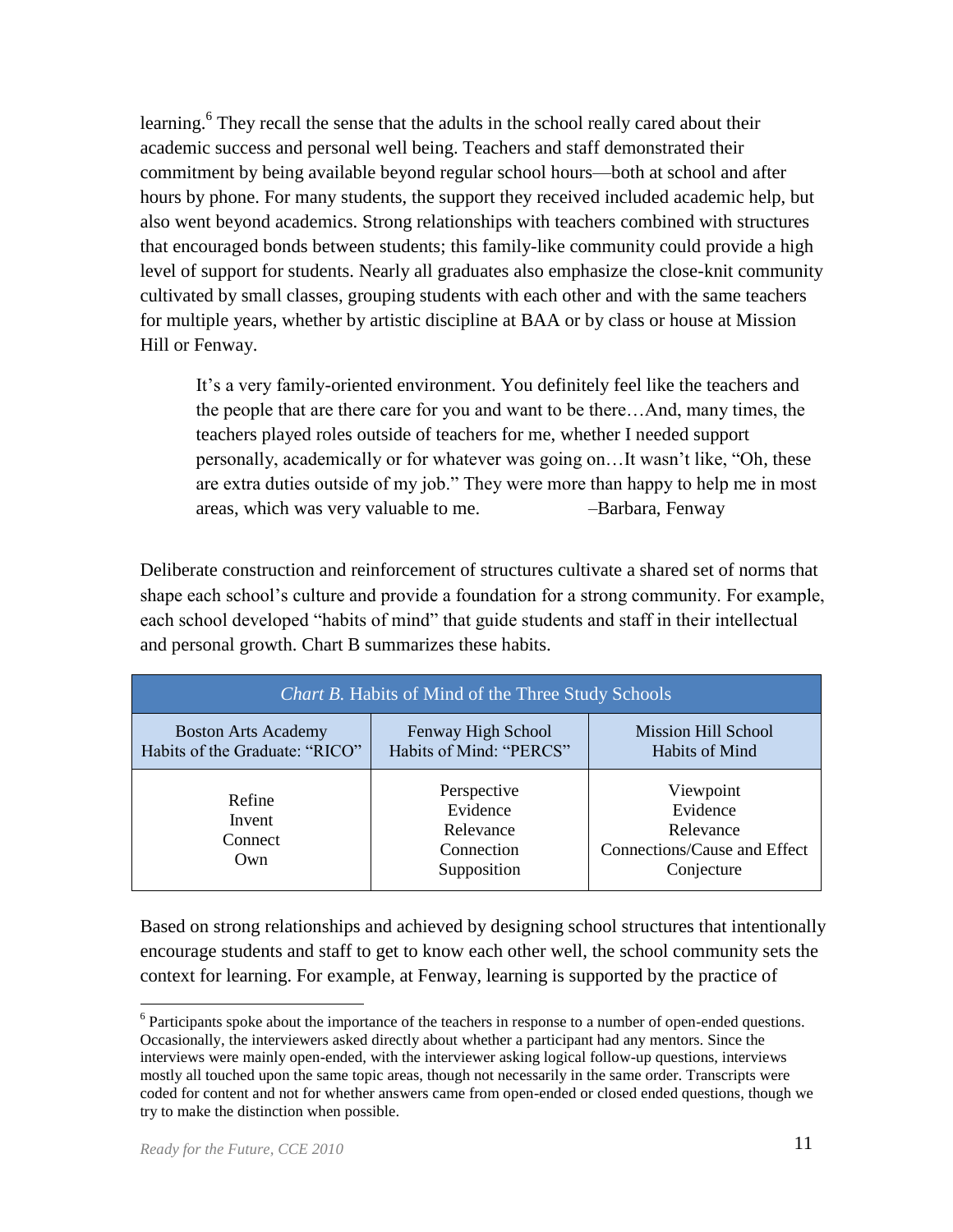learning.[6] They recall the sense that the adults in the school really cared about their academic success and personal well being. Teachers and staff demonstrated their commitment by being available beyond regular school hours—both at school and after hours by phone. For many students, the support they received included academic help, but also went beyond academics. Strong relationships with teachers combined with structures that encouraged bonds between students; this family-like community could provide a high level of support for students. Nearly all graduates also emphasize the close-knit community cultivated by small classes, grouping students with each other and with the same teachers for multiple years, whether by artistic discipline at BAA or by class or house at Mission Hill or Fenway.

> It's a very family-oriented environment. You definitely feel like the teachers and the people that are there care for you and want to be there…And, many times, the teachers played roles outside of teachers for me, whether I needed support personally, academically or for whatever was going on…It wasn't like, "Oh, these are extra duties outside of my job." They were more than happy to help me in most areas, which was very valuable to me. –Barbara, Fenway

Deliberate construction and reinforcement of structures cultivate a shared set of norms that shape each school's culture and provide a foundation for a strong community. For example, each school developed "habits of mind" that guide students and staff in their intellectual and personal growth. Chart B summarizes these habits.

*Chart B.* Habits of Mind of the Three Study Schools

| Boston Arts Academy Habits of the Graduate: "RICO" | Fenway High School Habits of Mind: "PERCS" | Mission Hill School Habits of Mind |
|---|---|---|
| Refine<br>Invent<br>Connect<br>Own | Perspective<br>Evidence<br>Relevance<br>Connection<br>Supposition | Viewpoint<br>Evidence<br>Relevance<br>Connections/Cause and Effect<br>Conjecture |

Based on strong relationships and achieved by designing school structures that intentionally encourage students and staff to get to know each other well, the school community sets the context for learning. For example, at Fenway, learning is supported by the practice of

[6] Participants spoke about the importance of the teachers in response to a number of open-ended questions. Occasionally, the interviewers asked directly about whether a participant had any mentors. Since the interviews were mainly open-ended, with the interviewer asking logical follow-up questions, interviews mostly all touched upon the same topic areas, though not necessarily in the same order. Transcripts were coded for content and not for whether answers came from open-ended or closed ended questions, though we try to make the distinction when possible.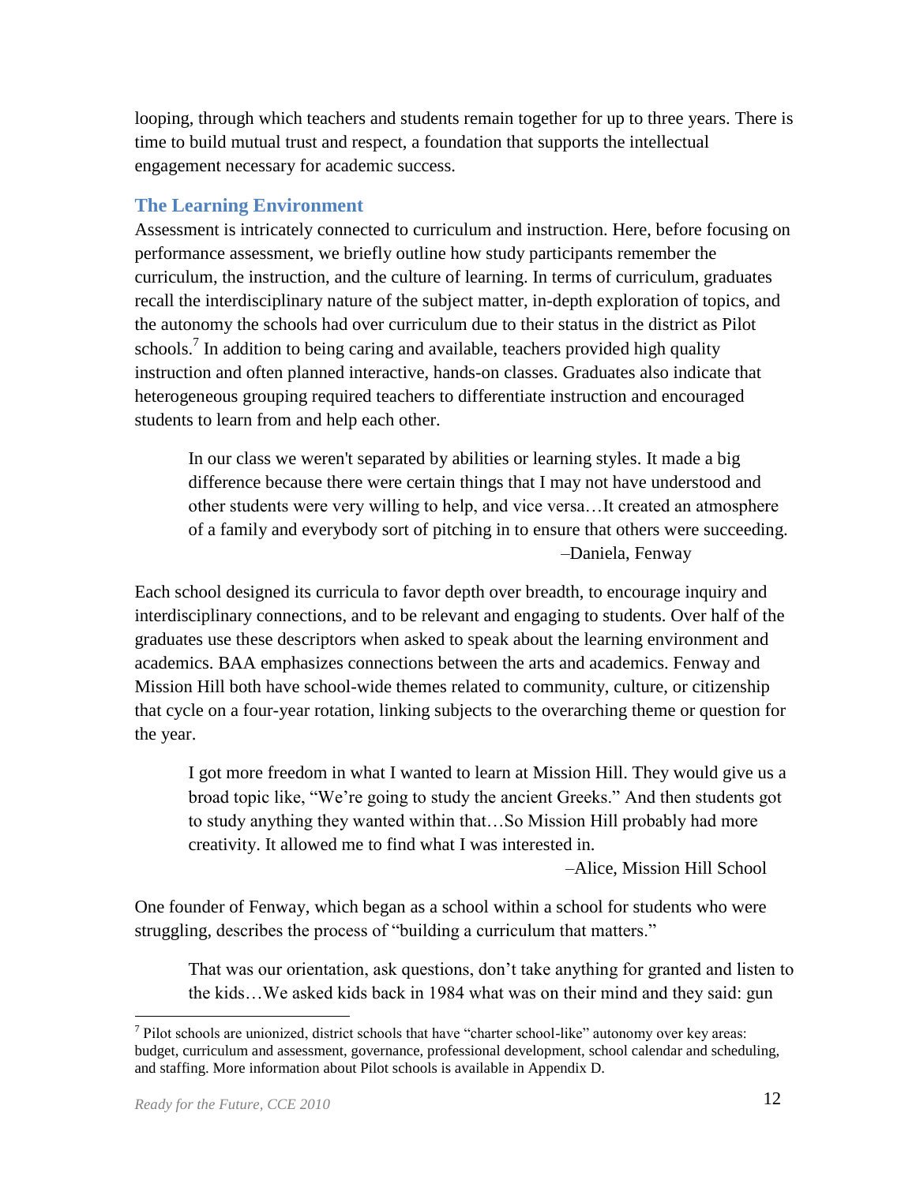looping, through which teachers and students remain together for up to three years. There is time to build mutual trust and respect, a foundation that supports the intellectual engagement necessary for academic success.

## The Learning Environment

Assessment is intricately connected to curriculum and instruction. Here, before focusing on performance assessment, we briefly outline how study participants remember the curriculum, the instruction, and the culture of learning. In terms of curriculum, graduates recall the interdisciplinary nature of the subject matter, in-depth exploration of topics, and the autonomy the schools had over curriculum due to their status in the district as Pilot schools.[7] In addition to being caring and available, teachers provided high quality instruction and often planned interactive, hands-on classes. Graduates also indicate that heterogeneous grouping required teachers to differentiate instruction and encouraged students to learn from and help each other.

> In our class we weren't separated by abilities or learning styles. It made a big difference because there were certain things that I may not have understood and other students were very willing to help, and vice versa…It created an atmosphere of a family and everybody sort of pitching in to ensure that others were succeeding.
>
> –Daniela, Fenway

Each school designed its curricula to favor depth over breadth, to encourage inquiry and interdisciplinary connections, and to be relevant and engaging to students. Over half of the graduates use these descriptors when asked to speak about the learning environment and academics. BAA emphasizes connections between the arts and academics. Fenway and Mission Hill both have school-wide themes related to community, culture, or citizenship that cycle on a four-year rotation, linking subjects to the overarching theme or question for the year.

> I got more freedom in what I wanted to learn at Mission Hill. They would give us a broad topic like, "We're going to study the ancient Greeks." And then students got to study anything they wanted within that…So Mission Hill probably had more creativity. It allowed me to find what I was interested in.
>
> –Alice, Mission Hill School

One founder of Fenway, which began as a school within a school for students who were struggling, describes the process of "building a curriculum that matters."

> That was our orientation, ask questions, don't take anything for granted and listen to the kids…We asked kids back in 1984 what was on their mind and they said: gun

---

[7] Pilot schools are unionized, district schools that have "charter school-like" autonomy over key areas: budget, curriculum and assessment, governance, professional development, school calendar and scheduling, and staffing. More information about Pilot schools is available in Appendix D.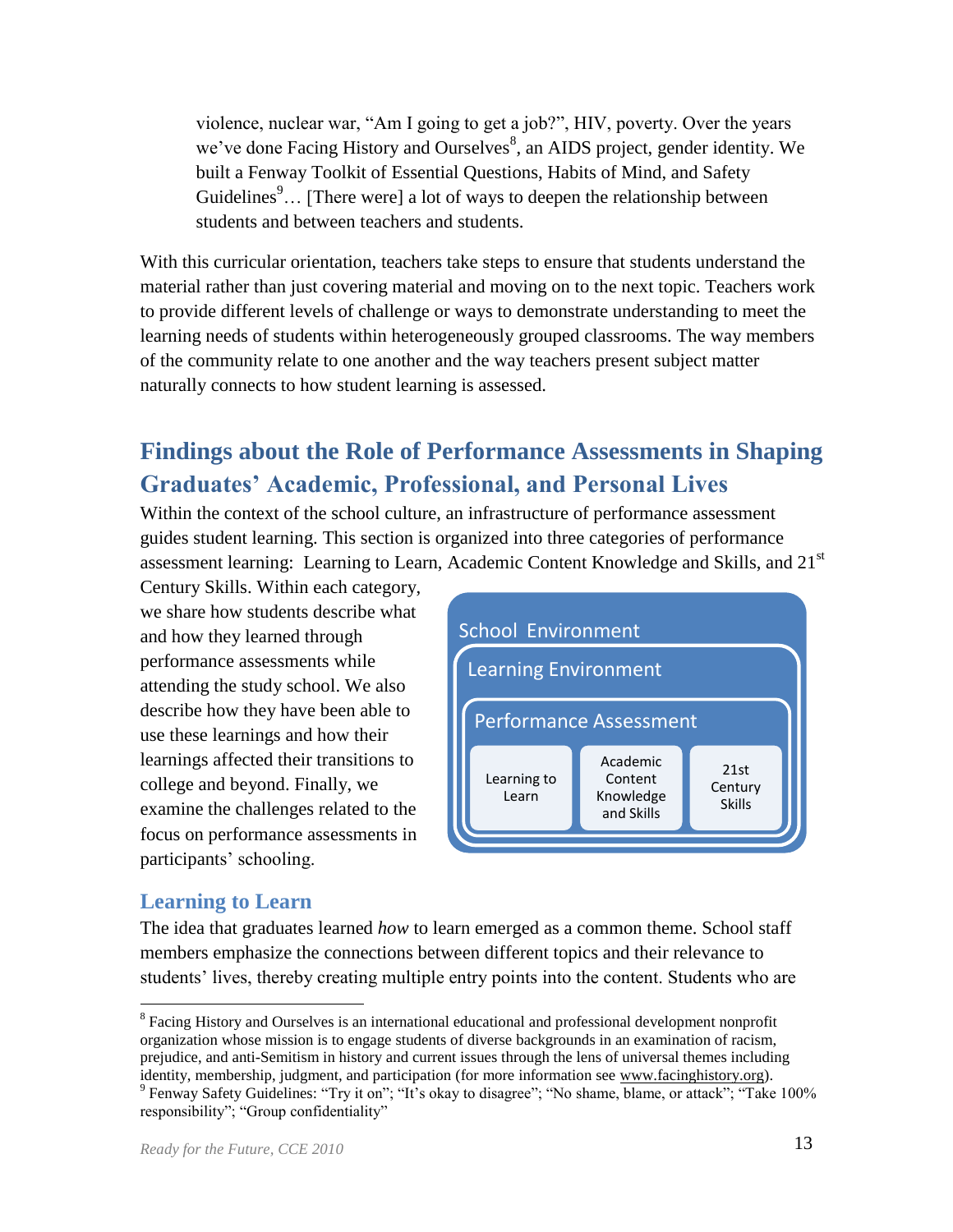> violence, nuclear war, "Am I going to get a job?", HIV, poverty. Over the years we've done Facing History and Ourselves[8], an AIDS project, gender identity. We built a Fenway Toolkit of Essential Questions, Habits of Mind, and Safety Guidelines[9]… [There were] a lot of ways to deepen the relationship between students and between teachers and students.

With this curricular orientation, teachers take steps to ensure that students understand the material rather than just covering material and moving on to the next topic. Teachers work to provide different levels of challenge or ways to demonstrate understanding to meet the learning needs of students within heterogeneously grouped classrooms. The way members of the community relate to one another and the way teachers present subject matter naturally connects to how student learning is assessed.

## Findings about the Role of Performance Assessments in Shaping Graduates' Academic, Professional, and Personal Lives

Within the context of the school culture, an infrastructure of performance assessment guides student learning. This section is organized into three categories of performance assessment learning: Learning to Learn, Academic Content Knowledge and Skills, and 21st Century Skills. Within each category, we share how students describe what and how they learned through performance assessments while attending the study school. We also describe how they have been able to use these learnings and how their learnings affected their transitions to college and beyond. Finally, we examine the challenges related to the focus on performance assessments in participants' schooling.

School Environment

Learning Environment

Performance Assessment

Learning to Learn | Academic Content Knowledge and Skills | 21st Century Skills

### Learning to Learn

The idea that graduates learned *how* to learn emerged as a common theme. School staff members emphasize the connections between different topics and their relevance to students' lives, thereby creating multiple entry points into the content. Students who are

---

[8] Facing History and Ourselves is an international educational and professional development nonprofit organization whose mission is to engage students of diverse backgrounds in an examination of racism, prejudice, and anti-Semitism in history and current issues through the lens of universal themes including identity, membership, judgment, and participation (for more information see www.facinghistory.org).

[9] Fenway Safety Guidelines: "Try it on"; "It's okay to disagree"; "No shame, blame, or attack"; "Take 100% responsibility"; "Group confidentiality"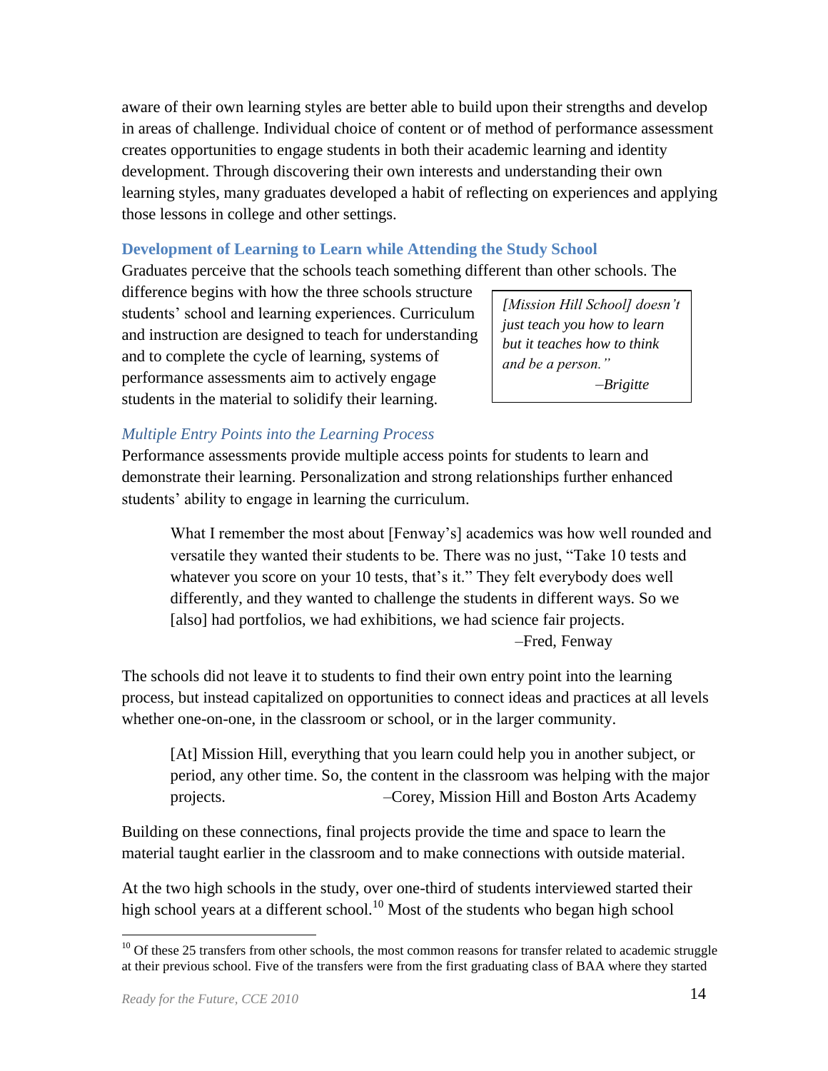aware of their own learning styles are better able to build upon their strengths and develop in areas of challenge. Individual choice of content or of method of performance assessment creates opportunities to engage students in both their academic learning and identity development. Through discovering their own interests and understanding their own learning styles, many graduates developed a habit of reflecting on experiences and applying those lessons in college and other settings.

### Development of Learning to Learn while Attending the Study School

Graduates perceive that the schools teach something different than other schools. The difference begins with how the three schools structure students' school and learning experiences. Curriculum and instruction are designed to teach for understanding and to complete the cycle of learning, systems of performance assessments aim to actively engage students in the material to solidify their learning.

> *[Mission Hill School] doesn't just teach you how to learn but it teaches how to think and be a person."*
> *–Brigitte*

#### *Multiple Entry Points into the Learning Process*

Performance assessments provide multiple access points for students to learn and demonstrate their learning. Personalization and strong relationships further enhanced students' ability to engage in learning the curriculum.

> What I remember the most about [Fenway's] academics was how well rounded and versatile they wanted their students to be. There was no just, "Take 10 tests and whatever you score on your 10 tests, that's it." They felt everybody does well differently, and they wanted to challenge the students in different ways. So we [also] had portfolios, we had exhibitions, we had science fair projects.
> –Fred, Fenway

The schools did not leave it to students to find their own entry point into the learning process, but instead capitalized on opportunities to connect ideas and practices at all levels whether one-on-one, in the classroom or school, or in the larger community.

> [At] Mission Hill, everything that you learn could help you in another subject, or period, any other time. So, the content in the classroom was helping with the major projects. –Corey, Mission Hill and Boston Arts Academy

Building on these connections, final projects provide the time and space to learn the material taught earlier in the classroom and to make connections with outside material.

At the two high schools in the study, over one-third of students interviewed started their high school years at a different school.[10] Most of the students who began high school

[10] Of these 25 transfers from other schools, the most common reasons for transfer related to academic struggle at their previous school. Five of the transfers were from the first graduating class of BAA where they started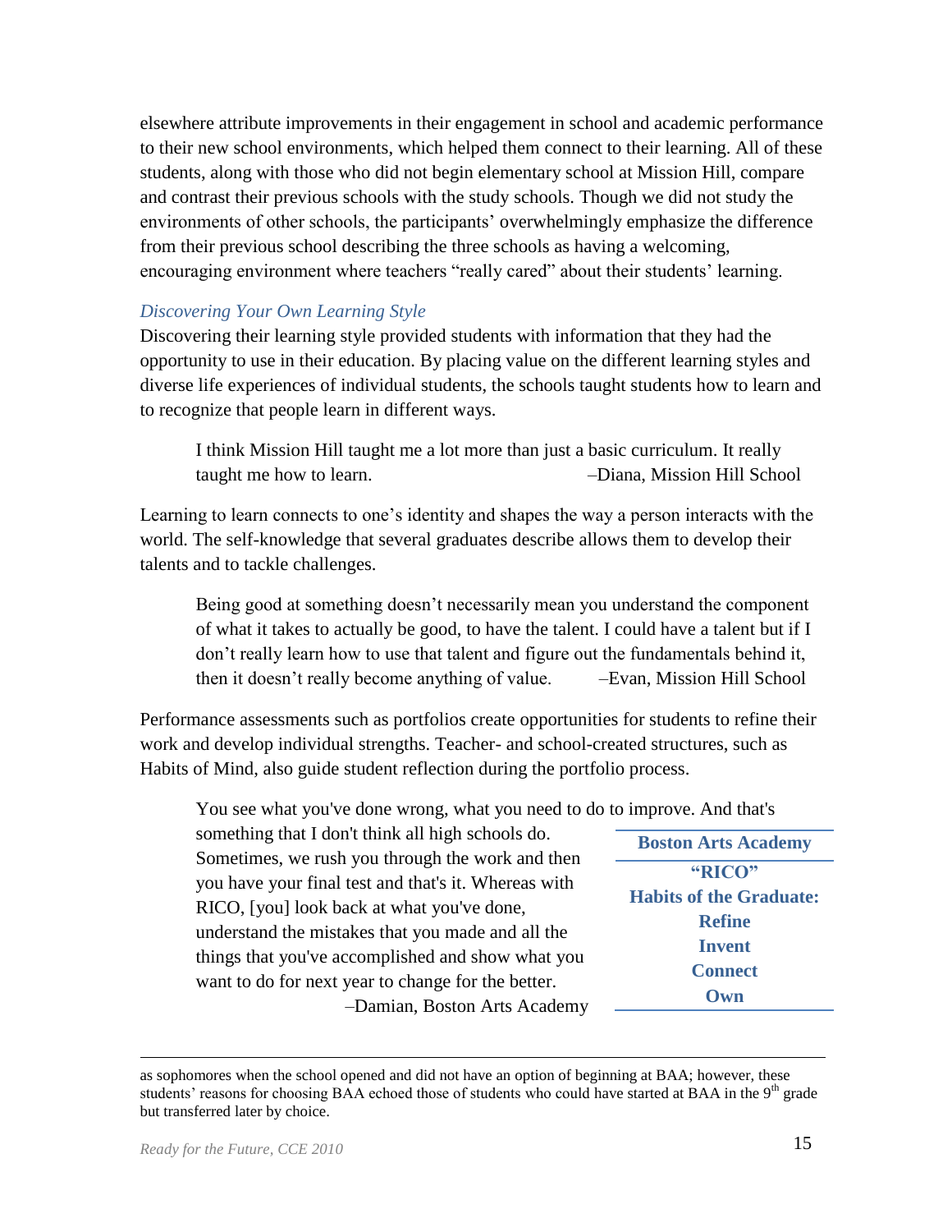elsewhere attribute improvements in their engagement in school and academic performance to their new school environments, which helped them connect to their learning. All of these students, along with those who did not begin elementary school at Mission Hill, compare and contrast their previous schools with the study schools. Though we did not study the environments of other schools, the participants' overwhelmingly emphasize the difference from their previous school describing the three schools as having a welcoming, encouraging environment where teachers "really cared" about their students' learning.

### *Discovering Your Own Learning Style*

Discovering their learning style provided students with information that they had the opportunity to use in their education. By placing value on the different learning styles and diverse life experiences of individual students, the schools taught students how to learn and to recognize that people learn in different ways.

> I think Mission Hill taught me a lot more than just a basic curriculum. It really taught me how to learn. –Diana, Mission Hill School

Learning to learn connects to one's identity and shapes the way a person interacts with the world. The self-knowledge that several graduates describe allows them to develop their talents and to tackle challenges.

> Being good at something doesn't necessarily mean you understand the component of what it takes to actually be good, to have the talent. I could have a talent but if I don't really learn how to use that talent and figure out the fundamentals behind it, then it doesn't really become anything of value. –Evan, Mission Hill School

Performance assessments such as portfolios create opportunities for students to refine their work and develop individual strengths. Teacher- and school-created structures, such as Habits of Mind, also guide student reflection during the portfolio process.

> You see what you've done wrong, what you need to do to improve. And that's something that I don't think all high schools do. Sometimes, we rush you through the work and then you have your final test and that's it. Whereas with RICO, [you] look back at what you've done, understand the mistakes that you made and all the things that you've accomplished and show what you want to do for next year to change for the better. –Damian, Boston Arts Academy

**Boston Arts Academy**

**"RICO"**
**Habits of the Graduate:**
**Refine**
**Invent**
**Connect**
**Own**

---

as sophomores when the school opened and did not have an option of beginning at BAA; however, these students' reasons for choosing BAA echoed those of students who could have started at BAA in the 9th grade but transferred later by choice.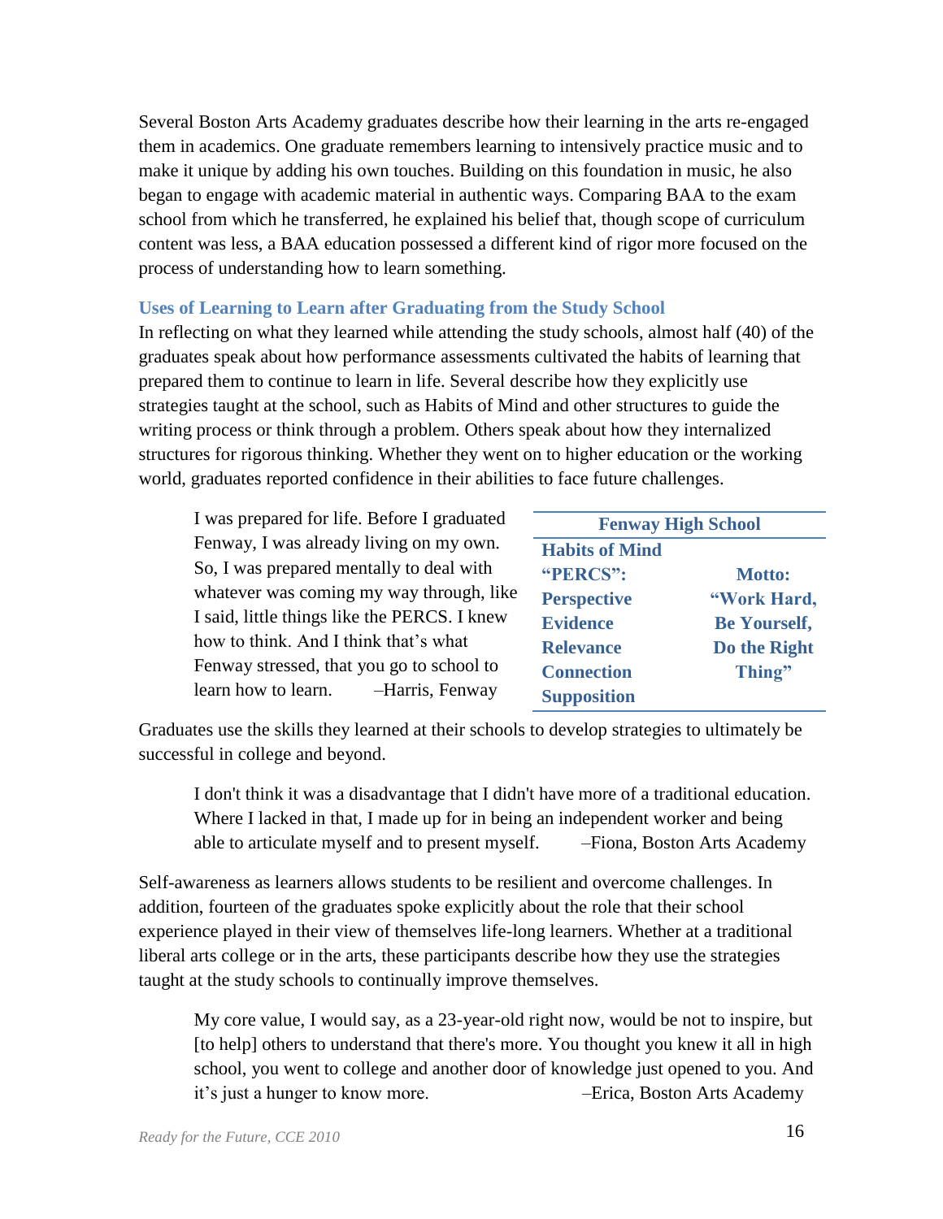Several Boston Arts Academy graduates describe how their learning in the arts re-engaged them in academics. One graduate remembers learning to intensively practice music and to make it unique by adding his own touches. Building on this foundation in music, he also began to engage with academic material in authentic ways. Comparing BAA to the exam school from which he transferred, he explained his belief that, though scope of curriculum content was less, a BAA education possessed a different kind of rigor more focused on the process of understanding how to learn something.

### Uses of Learning to Learn after Graduating from the Study School

In reflecting on what they learned while attending the study schools, almost half (40) of the graduates speak about how performance assessments cultivated the habits of learning that prepared them to continue to learn in life. Several describe how they explicitly use strategies taught at the school, such as Habits of Mind and other structures to guide the writing process or think through a problem. Others speak about how they internalized structures for rigorous thinking. Whether they went on to higher education or the working world, graduates reported confidence in their abilities to face future challenges.

> I was prepared for life. Before I graduated Fenway, I was already living on my own. So, I was prepared mentally to deal with whatever was coming my way through, like I said, little things like the PERCS. I knew how to think. And I think that's what Fenway stressed, that you go to school to learn how to learn. –Harris, Fenway

| Fenway High School | |
|---|---|
| **Habits of Mind "PERCS":** | **Motto:** |
| **Perspective** | **"Work Hard,** |
| **Evidence** | **Be Yourself,** |
| **Relevance** | **Do the Right** |
| **Connection** | **Thing"** |
| **Supposition** | |

Graduates use the skills they learned at their schools to develop strategies to ultimately be successful in college and beyond.

> I don't think it was a disadvantage that I didn't have more of a traditional education. Where I lacked in that, I made up for in being an independent worker and being able to articulate myself and to present myself. –Fiona, Boston Arts Academy

Self-awareness as learners allows students to be resilient and overcome challenges. In addition, fourteen of the graduates spoke explicitly about the role that their school experience played in their view of themselves life-long learners. Whether at a traditional liberal arts college or in the arts, these participants describe how they use the strategies taught at the study schools to continually improve themselves.

> My core value, I would say, as a 23-year-old right now, would be not to inspire, but [to help] others to understand that there's more. You thought you knew it all in high school, you went to college and another door of knowledge just opened to you. And it's just a hunger to know more. –Erica, Boston Arts Academy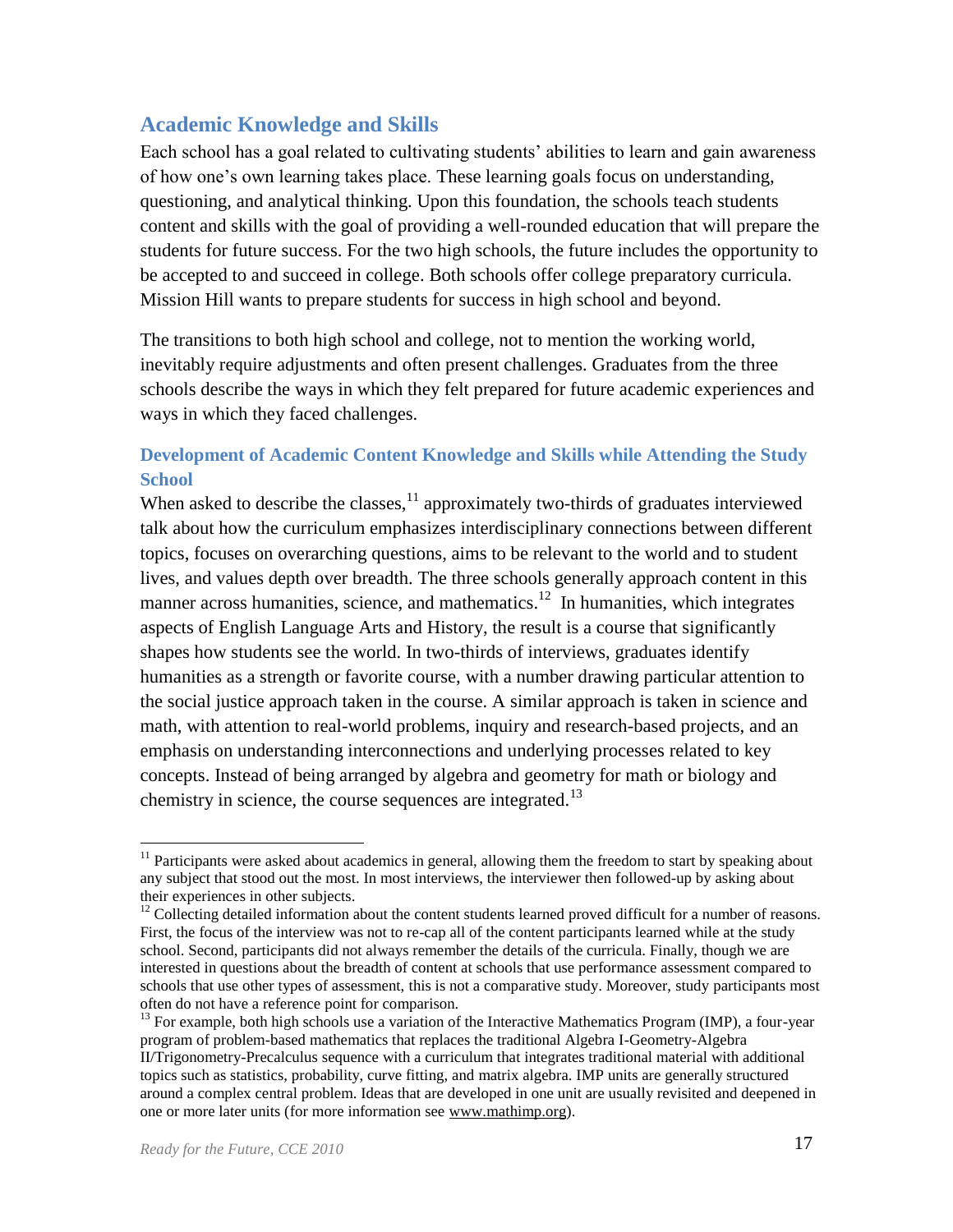## Academic Knowledge and Skills

Each school has a goal related to cultivating students' abilities to learn and gain awareness of how one's own learning takes place. These learning goals focus on understanding, questioning, and analytical thinking. Upon this foundation, the schools teach students content and skills with the goal of providing a well-rounded education that will prepare the students for future success. For the two high schools, the future includes the opportunity to be accepted to and succeed in college. Both schools offer college preparatory curricula. Mission Hill wants to prepare students for success in high school and beyond.

The transitions to both high school and college, not to mention the working world, inevitably require adjustments and often present challenges. Graduates from the three schools describe the ways in which they felt prepared for future academic experiences and ways in which they faced challenges.

### Development of Academic Content Knowledge and Skills while Attending the Study School

When asked to describe the classes,[11] approximately two-thirds of graduates interviewed talk about how the curriculum emphasizes interdisciplinary connections between different topics, focuses on overarching questions, aims to be relevant to the world and to student lives, and values depth over breadth. The three schools generally approach content in this manner across humanities, science, and mathematics.[12] In humanities, which integrates aspects of English Language Arts and History, the result is a course that significantly shapes how students see the world. In two-thirds of interviews, graduates identify humanities as a strength or favorite course, with a number drawing particular attention to the social justice approach taken in the course. A similar approach is taken in science and math, with attention to real-world problems, inquiry and research-based projects, and an emphasis on understanding interconnections and underlying processes related to key concepts. Instead of being arranged by algebra and geometry for math or biology and chemistry in science, the course sequences are integrated.[13]

---

[11] Participants were asked about academics in general, allowing them the freedom to start by speaking about any subject that stood out the most. In most interviews, the interviewer then followed-up by asking about their experiences in other subjects.

[12] Collecting detailed information about the content students learned proved difficult for a number of reasons. First, the focus of the interview was not to re-cap all of the content participants learned while at the study school. Second, participants did not always remember the details of the curricula. Finally, though we are interested in questions about the breadth of content at schools that use performance assessment compared to schools that use other types of assessment, this is not a comparative study. Moreover, study participants most often do not have a reference point for comparison.

[13] For example, both high schools use a variation of the Interactive Mathematics Program (IMP), a four-year program of problem-based mathematics that replaces the traditional Algebra I-Geometry-Algebra II/Trigonometry-Precalculus sequence with a curriculum that integrates traditional material with additional topics such as statistics, probability, curve fitting, and matrix algebra. IMP units are generally structured around a complex central problem. Ideas that are developed in one unit are usually revisited and deepened in one or more later units (for more information see www.mathimp.org).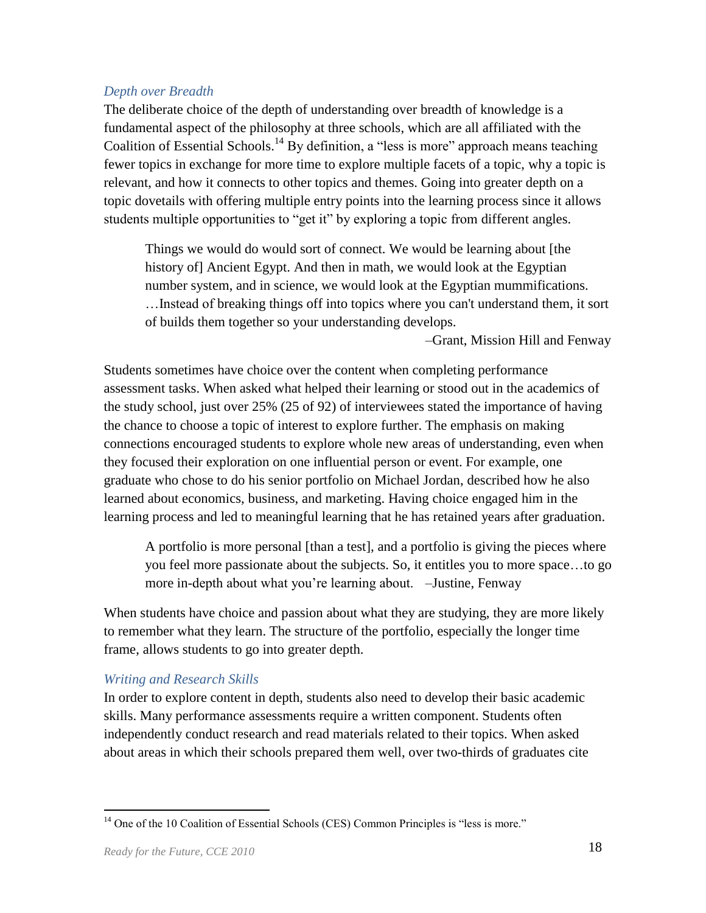### *Depth over Breadth*

The deliberate choice of the depth of understanding over breadth of knowledge is a fundamental aspect of the philosophy at three schools, which are all affiliated with the Coalition of Essential Schools.[14] By definition, a "less is more" approach means teaching fewer topics in exchange for more time to explore multiple facets of a topic, why a topic is relevant, and how it connects to other topics and themes. Going into greater depth on a topic dovetails with offering multiple entry points into the learning process since it allows students multiple opportunities to "get it" by exploring a topic from different angles.

> Things we would do would sort of connect. We would be learning about [the history of] Ancient Egypt. And then in math, we would look at the Egyptian number system, and in science, we would look at the Egyptian mummifications. …Instead of breaking things off into topics where you can't understand them, it sort of builds them together so your understanding develops.
>
> –Grant, Mission Hill and Fenway

Students sometimes have choice over the content when completing performance assessment tasks. When asked what helped their learning or stood out in the academics of the study school, just over 25% (25 of 92) of interviewees stated the importance of having the chance to choose a topic of interest to explore further. The emphasis on making connections encouraged students to explore whole new areas of understanding, even when they focused their exploration on one influential person or event. For example, one graduate who chose to do his senior portfolio on Michael Jordan, described how he also learned about economics, business, and marketing. Having choice engaged him in the learning process and led to meaningful learning that he has retained years after graduation.

> A portfolio is more personal [than a test], and a portfolio is giving the pieces where you feel more passionate about the subjects. So, it entitles you to more space…to go more in-depth about what you're learning about. –Justine, Fenway

When students have choice and passion about what they are studying, they are more likely to remember what they learn. The structure of the portfolio, especially the longer time frame, allows students to go into greater depth.

### *Writing and Research Skills*

In order to explore content in depth, students also need to develop their basic academic skills. Many performance assessments require a written component. Students often independently conduct research and read materials related to their topics. When asked about areas in which their schools prepared them well, over two-thirds of graduates cite

---

[14] One of the 10 Coalition of Essential Schools (CES) Common Principles is "less is more."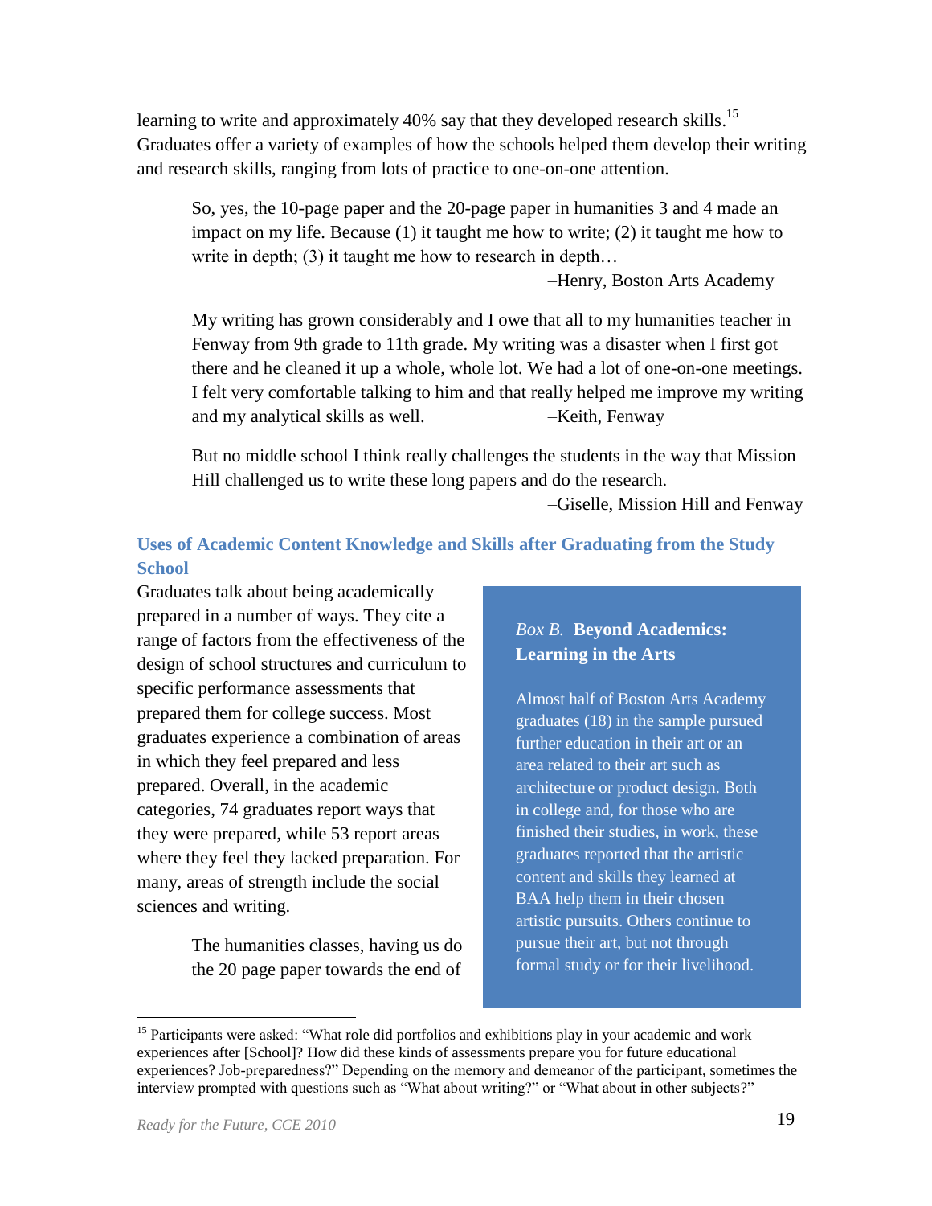learning to write and approximately 40% say that they developed research skills.[15] Graduates offer a variety of examples of how the schools helped them develop their writing and research skills, ranging from lots of practice to one-on-one attention.

> So, yes, the 10-page paper and the 20-page paper in humanities 3 and 4 made an impact on my life. Because (1) it taught me how to write; (2) it taught me how to write in depth; (3) it taught me how to research in depth…
>
> –Henry, Boston Arts Academy

> My writing has grown considerably and I owe that all to my humanities teacher in Fenway from 9th grade to 11th grade. My writing was a disaster when I first got there and he cleaned it up a whole, whole lot. We had a lot of one-on-one meetings. I felt very comfortable talking to him and that really helped me improve my writing and my analytical skills as well. –Keith, Fenway

> But no middle school I think really challenges the students in the way that Mission Hill challenged us to write these long papers and do the research.
>
> –Giselle, Mission Hill and Fenway

### Uses of Academic Content Knowledge and Skills after Graduating from the Study School

Graduates talk about being academically prepared in a number of ways. They cite a range of factors from the effectiveness of the design of school structures and curriculum to specific performance assessments that prepared them for college success. Most graduates experience a combination of areas in which they feel prepared and less prepared. Overall, in the academic categories, 74 graduates report ways that they were prepared, while 53 report areas where they feel they lacked preparation. For many, areas of strength include the social sciences and writing.

> The humanities classes, having us do the 20 page paper towards the end of

*Box B.* **Beyond Academics: Learning in the Arts**

Almost half of Boston Arts Academy graduates (18) in the sample pursued further education in their art or an area related to their art such as architecture or product design. Both in college and, for those who are finished their studies, in work, these graduates reported that the artistic content and skills they learned at BAA help them in their chosen artistic pursuits. Others continue to pursue their art, but not through formal study or for their livelihood.

---

[15] Participants were asked: "What role did portfolios and exhibitions play in your academic and work experiences after [School]? How did these kinds of assessments prepare you for future educational experiences? Job-preparedness?" Depending on the memory and demeanor of the participant, sometimes the interview prompted with questions such as "What about writing?" or "What about in other subjects?"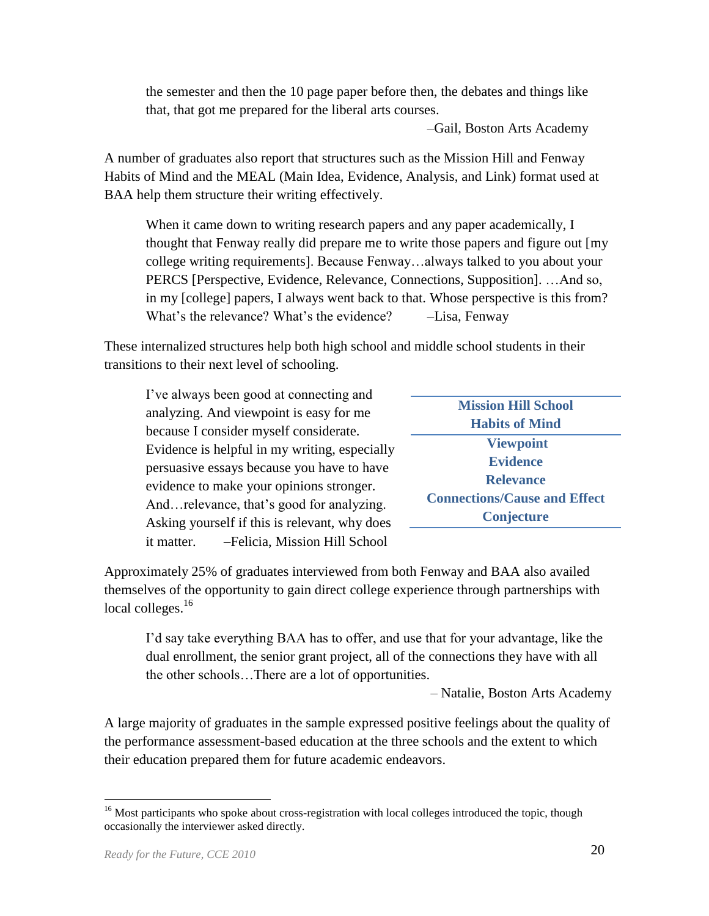> the semester and then the 10 page paper before then, the debates and things like that, that got me prepared for the liberal arts courses.
>
> –Gail, Boston Arts Academy

A number of graduates also report that structures such as the Mission Hill and Fenway Habits of Mind and the MEAL (Main Idea, Evidence, Analysis, and Link) format used at BAA help them structure their writing effectively.

> When it came down to writing research papers and any paper academically, I thought that Fenway really did prepare me to write those papers and figure out [my college writing requirements]. Because Fenway…always talked to you about your PERCS [Perspective, Evidence, Relevance, Connections, Supposition]. …And so, in my [college] papers, I always went back to that. Whose perspective is this from? What's the relevance? What's the evidence? –Lisa, Fenway

These internalized structures help both high school and middle school students in their transitions to their next level of schooling.

> I've always been good at connecting and analyzing. And viewpoint is easy for me because I consider myself considerate. Evidence is helpful in my writing, especially persuasive essays because you have to have evidence to make your opinions stronger. And…relevance, that's good for analyzing. Asking yourself if this is relevant, why does it matter. –Felicia, Mission Hill School

| **Mission Hill School Habits of Mind** |
|---|
| **Viewpoint** |
| **Evidence** |
| **Relevance** |
| **Connections/Cause and Effect** |
| **Conjecture** |

Approximately 25% of graduates interviewed from both Fenway and BAA also availed themselves of the opportunity to gain direct college experience through partnerships with local colleges.[16]

> I'd say take everything BAA has to offer, and use that for your advantage, like the dual enrollment, the senior grant project, all of the connections they have with all the other schools…There are a lot of opportunities.
>
> – Natalie, Boston Arts Academy

A large majority of graduates in the sample expressed positive feelings about the quality of the performance assessment-based education at the three schools and the extent to which their education prepared them for future academic endeavors.

[16] Most participants who spoke about cross-registration with local colleges introduced the topic, though occasionally the interviewer asked directly.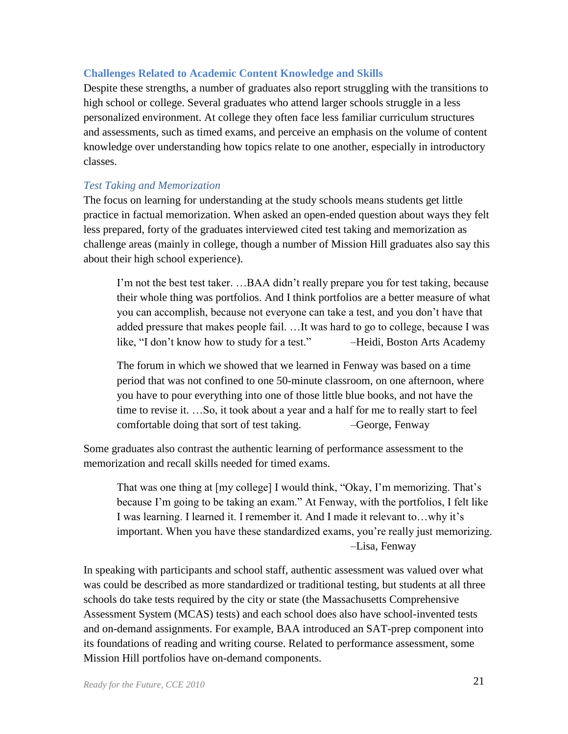### Challenges Related to Academic Content Knowledge and Skills

Despite these strengths, a number of graduates also report struggling with the transitions to high school or college. Several graduates who attend larger schools struggle in a less personalized environment. At college they often face less familiar curriculum structures and assessments, such as timed exams, and perceive an emphasis on the volume of content knowledge over understanding how topics relate to one another, especially in introductory classes.

#### *Test Taking and Memorization*

The focus on learning for understanding at the study schools means students get little practice in factual memorization. When asked an open-ended question about ways they felt less prepared, forty of the graduates interviewed cited test taking and memorization as challenge areas (mainly in college, though a number of Mission Hill graduates also say this about their high school experience).

> I'm not the best test taker. …BAA didn't really prepare you for test taking, because their whole thing was portfolios. And I think portfolios are a better measure of what you can accomplish, because not everyone can take a test, and you don't have that added pressure that makes people fail. …It was hard to go to college, because I was like, "I don't know how to study for a test." –Heidi, Boston Arts Academy

> The forum in which we showed that we learned in Fenway was based on a time period that was not confined to one 50-minute classroom, on one afternoon, where you have to pour everything into one of those little blue books, and not have the time to revise it. …So, it took about a year and a half for me to really start to feel comfortable doing that sort of test taking. –George, Fenway

Some graduates also contrast the authentic learning of performance assessment to the memorization and recall skills needed for timed exams.

> That was one thing at [my college] I would think, "Okay, I'm memorizing. That's because I'm going to be taking an exam." At Fenway, with the portfolios, I felt like I was learning. I learned it. I remember it. And I made it relevant to…why it's important. When you have these standardized exams, you're really just memorizing. –Lisa, Fenway

In speaking with participants and school staff, authentic assessment was valued over what was could be described as more standardized or traditional testing, but students at all three schools do take tests required by the city or state (the Massachusetts Comprehensive Assessment System (MCAS) tests) and each school does also have school-invented tests and on-demand assignments. For example, BAA introduced an SAT-prep component into its foundations of reading and writing course. Related to performance assessment, some Mission Hill portfolios have on-demand components.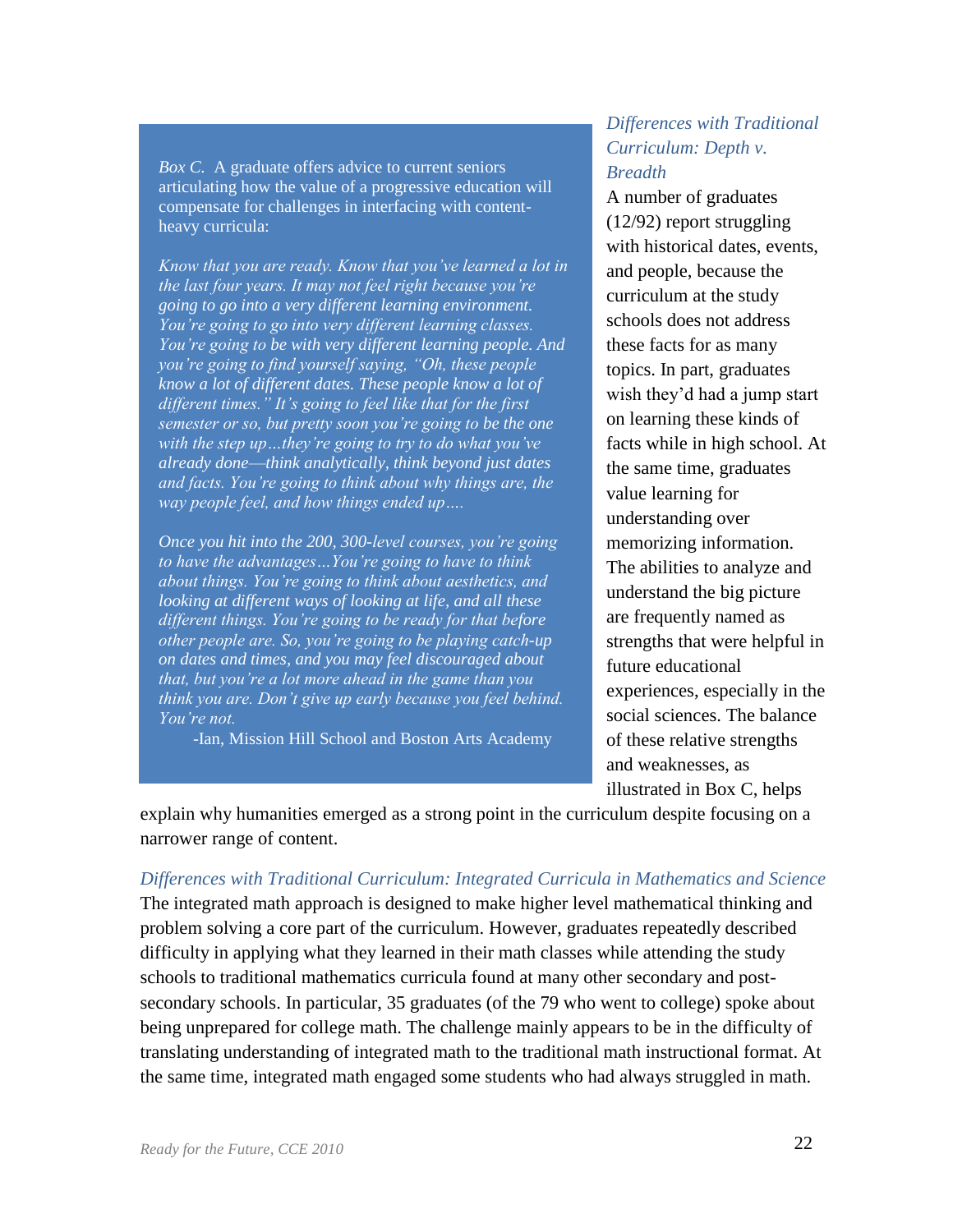> *Box C.* A graduate offers advice to current seniors articulating how the value of a progressive education will compensate for challenges in interfacing with content-heavy curricula:
>
> *Know that you are ready. Know that you've learned a lot in the last four years. It may not feel right because you're going to go into a very different learning environment. You're going to go into very different learning classes. You're going to be with very different learning people. And you're going to find yourself saying, "Oh, these people know a lot of different dates. These people know a lot of different times." It's going to feel like that for the first semester or so, but pretty soon you're going to be the one with the step up…they're going to try to do what you've already done—think analytically, think beyond just dates and facts. You're going to think about why things are, the way people feel, and how things ended up….*
>
> *Once you hit into the 200, 300-level courses, you're going to have the advantages…You're going to have to think about things. You're going to think about aesthetics, and looking at different ways of looking at life, and all these different things. You're going to be ready for that before other people are. So, you're going to be playing catch-up on dates and times, and you may feel discouraged about that, but you're a lot more ahead in the game than you think you are. Don't give up early because you feel behind. You're not.*
>
> -Ian, Mission Hill School and Boston Arts Academy

### *Differences with Traditional Curriculum: Depth v. Breadth*

A number of graduates (12/92) report struggling with historical dates, events, and people, because the curriculum at the study schools does not address these facts for as many topics. In part, graduates wish they'd had a jump start on learning these kinds of facts while in high school. At the same time, graduates value learning for understanding over memorizing information. The abilities to analyze and understand the big picture are frequently named as strengths that were helpful in future educational experiences, especially in the social sciences. The balance of these relative strengths and weaknesses, as illustrated in Box C, helps explain why humanities emerged as a strong point in the curriculum despite focusing on a narrower range of content.

### *Differences with Traditional Curriculum: Integrated Curricula in Mathematics and Science*

The integrated math approach is designed to make higher level mathematical thinking and problem solving a core part of the curriculum. However, graduates repeatedly described difficulty in applying what they learned in their math classes while attending the study schools to traditional mathematics curricula found at many other secondary and post-secondary schools. In particular, 35 graduates (of the 79 who went to college) spoke about being unprepared for college math. The challenge mainly appears to be in the difficulty of translating understanding of integrated math to the traditional math instructional format. At the same time, integrated math engaged some students who had always struggled in math.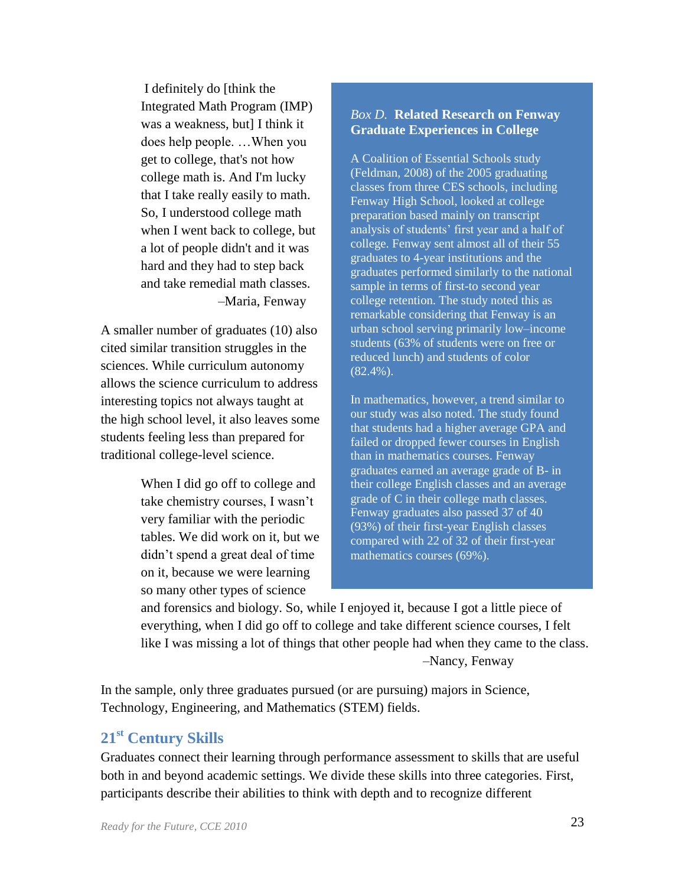> I definitely do [think the Integrated Math Program (IMP) was a weakness, but] I think it does help people. …When you get to college, that's not how college math is. And I'm lucky that I take really easily to math. So, I understood college math when I went back to college, but a lot of people didn't and it was hard and they had to step back and take remedial math classes.
>
> –Maria, Fenway

A smaller number of graduates (10) also cited similar transition struggles in the sciences. While curriculum autonomy allows the science curriculum to address interesting topics not always taught at the high school level, it also leaves some students feeling less than prepared for traditional college-level science.

> When I did go off to college and take chemistry courses, I wasn't very familiar with the periodic tables. We did work on it, but we didn't spend a great deal of time on it, because we were learning so many other types of science and forensics and biology. So, while I enjoyed it, because I got a little piece of everything, when I did go off to college and take different science courses, I felt like I was missing a lot of things that other people had when they came to the class.
>
> –Nancy, Fenway

In the sample, only three graduates pursued (or are pursuing) majors in Science, Technology, Engineering, and Mathematics (STEM) fields.

### *Box D.* **Related Research on Fenway Graduate Experiences in College**

A Coalition of Essential Schools study (Feldman, 2008) of the 2005 graduating classes from three CES schools, including Fenway High School, looked at college preparation based mainly on transcript analysis of students' first year and a half of college. Fenway sent almost all of their 55 graduates to 4-year institutions and the graduates performed similarly to the national sample in terms of first-to second year college retention. The study noted this as remarkable considering that Fenway is an urban school serving primarily low–income students (63% of students were on free or reduced lunch) and students of color (82.4%).

In mathematics, however, a trend similar to our study was also noted. The study found that students had a higher average GPA and failed or dropped fewer courses in English than in mathematics courses. Fenway graduates earned an average grade of B- in their college English classes and an average grade of C in their college math classes. Fenway graduates also passed 37 of 40 (93%) of their first-year English classes compared with 22 of 32 of their first-year mathematics courses (69%).

## 21st Century Skills

Graduates connect their learning through performance assessment to skills that are useful both in and beyond academic settings. We divide these skills into three categories. First, participants describe their abilities to think with depth and to recognize different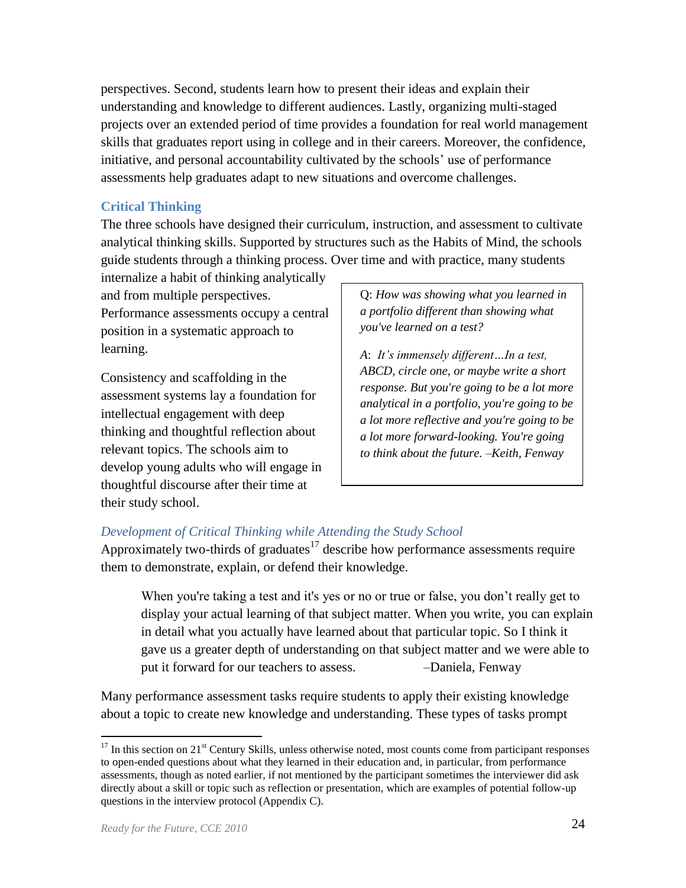perspectives. Second, students learn how to present their ideas and explain their understanding and knowledge to different audiences. Lastly, organizing multi-staged projects over an extended period of time provides a foundation for real world management skills that graduates report using in college and in their careers. Moreover, the confidence, initiative, and personal accountability cultivated by the schools' use of performance assessments help graduates adapt to new situations and overcome challenges.

### Critical Thinking

The three schools have designed their curriculum, instruction, and assessment to cultivate analytical thinking skills. Supported by structures such as the Habits of Mind, the schools guide students through a thinking process. Over time and with practice, many students internalize a habit of thinking analytically and from multiple perspectives. Performance assessments occupy a central position in a systematic approach to learning.

Consistency and scaffolding in the assessment systems lay a foundation for intellectual engagement with deep thinking and thoughtful reflection about relevant topics. The schools aim to develop young adults who will engage in thoughtful discourse after their time at their study school.

> Q: *How was showing what you learned in a portfolio different than showing what you've learned on a test?*
>
> A: *It's immensely different…In a test, ABCD, circle one, or maybe write a short response. But you're going to be a lot more analytical in a portfolio, you're going to be a lot more reflective and you're going to be a lot more forward-looking. You're going to think about the future. –Keith, Fenway*

#### *Development of Critical Thinking while Attending the Study School*

Approximately two-thirds of graduates[17] describe how performance assessments require them to demonstrate, explain, or defend their knowledge.

> When you're taking a test and it's yes or no or true or false, you don't really get to display your actual learning of that subject matter. When you write, you can explain in detail what you actually have learned about that particular topic. So I think it gave us a greater depth of understanding on that subject matter and we were able to put it forward for our teachers to assess. –Daniela, Fenway

Many performance assessment tasks require students to apply their existing knowledge about a topic to create new knowledge and understanding. These types of tasks prompt

---

[17] In this section on 21st Century Skills, unless otherwise noted, most counts come from participant responses to open-ended questions about what they learned in their education and, in particular, from performance assessments, though as noted earlier, if not mentioned by the participant sometimes the interviewer did ask directly about a skill or topic such as reflection or presentation, which are examples of potential follow-up questions in the interview protocol (Appendix C).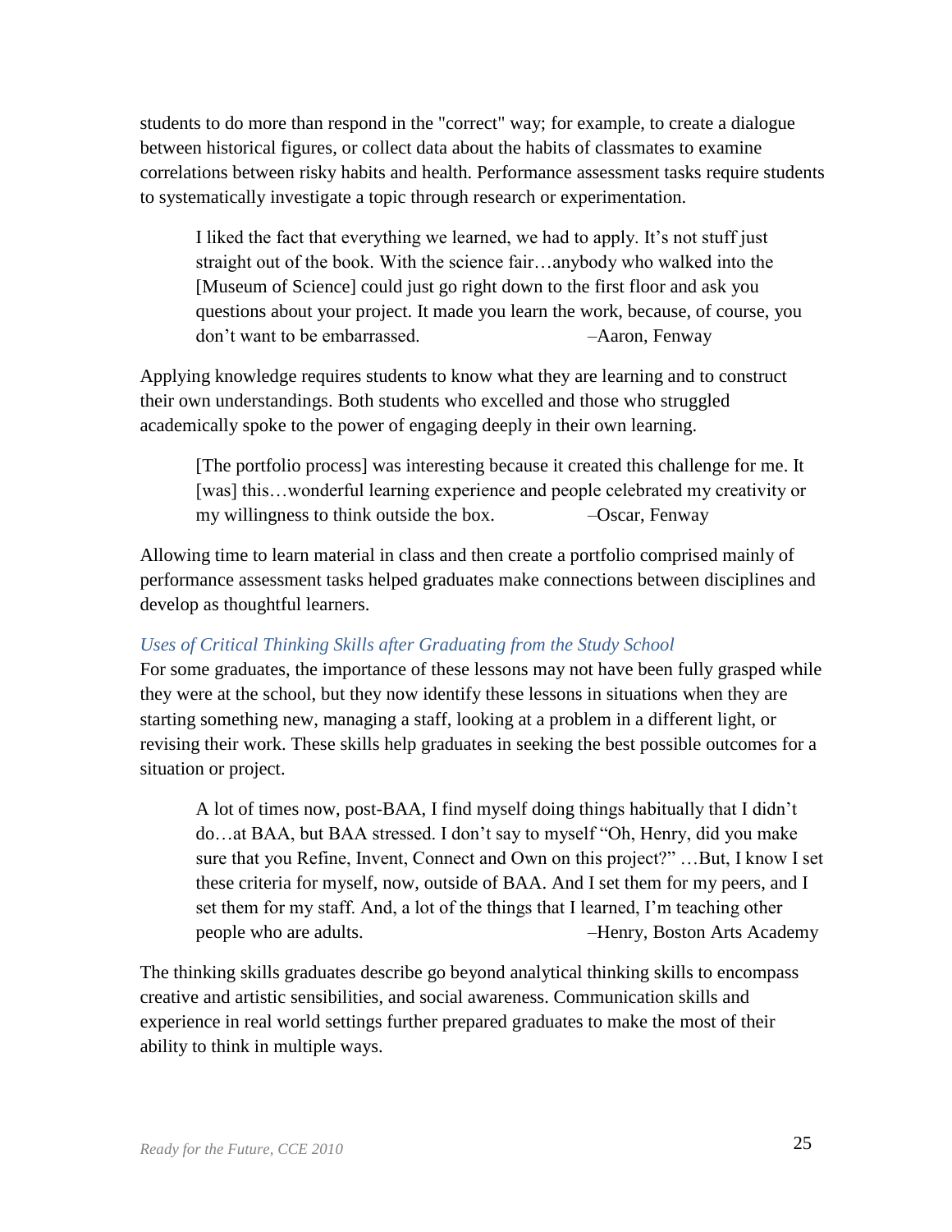students to do more than respond in the "correct" way; for example, to create a dialogue between historical figures, or collect data about the habits of classmates to examine correlations between risky habits and health. Performance assessment tasks require students to systematically investigate a topic through research or experimentation.

> I liked the fact that everything we learned, we had to apply. It's not stuff just straight out of the book. With the science fair…anybody who walked into the [Museum of Science] could just go right down to the first floor and ask you questions about your project. It made you learn the work, because, of course, you don't want to be embarrassed. –Aaron, Fenway

Applying knowledge requires students to know what they are learning and to construct their own understandings. Both students who excelled and those who struggled academically spoke to the power of engaging deeply in their own learning.

> [The portfolio process] was interesting because it created this challenge for me. It [was] this…wonderful learning experience and people celebrated my creativity or my willingness to think outside the box. –Oscar, Fenway

Allowing time to learn material in class and then create a portfolio comprised mainly of performance assessment tasks helped graduates make connections between disciplines and develop as thoughtful learners.

### *Uses of Critical Thinking Skills after Graduating from the Study School*

For some graduates, the importance of these lessons may not have been fully grasped while they were at the school, but they now identify these lessons in situations when they are starting something new, managing a staff, looking at a problem in a different light, or revising their work. These skills help graduates in seeking the best possible outcomes for a situation or project.

> A lot of times now, post-BAA, I find myself doing things habitually that I didn't do…at BAA, but BAA stressed. I don't say to myself "Oh, Henry, did you make sure that you Refine, Invent, Connect and Own on this project?" …But, I know I set these criteria for myself, now, outside of BAA. And I set them for my peers, and I set them for my staff. And, a lot of the things that I learned, I'm teaching other people who are adults. –Henry, Boston Arts Academy

The thinking skills graduates describe go beyond analytical thinking skills to encompass creative and artistic sensibilities, and social awareness. Communication skills and experience in real world settings further prepared graduates to make the most of their ability to think in multiple ways.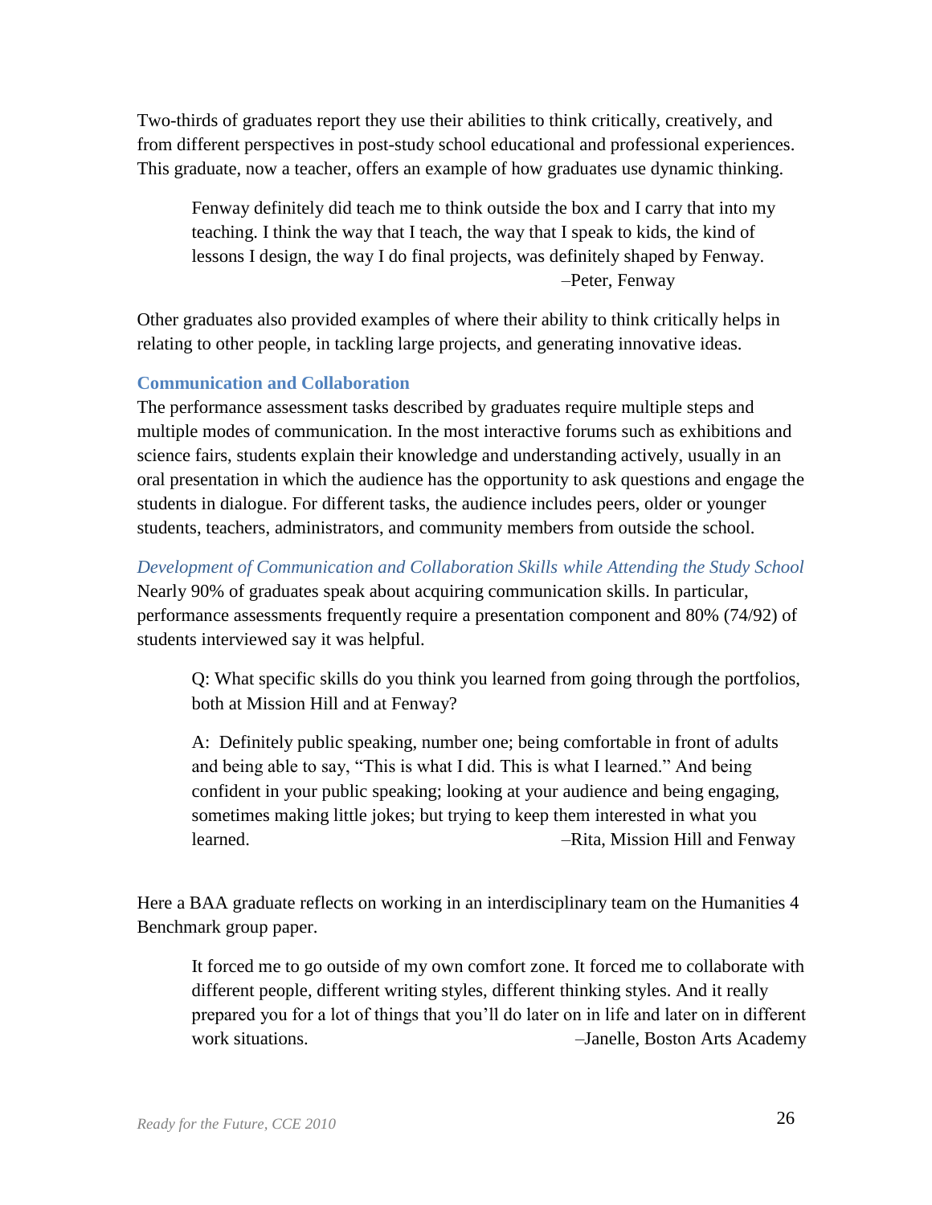Two-thirds of graduates report they use their abilities to think critically, creatively, and from different perspectives in post-study school educational and professional experiences. This graduate, now a teacher, offers an example of how graduates use dynamic thinking.

> Fenway definitely did teach me to think outside the box and I carry that into my teaching. I think the way that I teach, the way that I speak to kids, the kind of lessons I design, the way I do final projects, was definitely shaped by Fenway.
> –Peter, Fenway

Other graduates also provided examples of where their ability to think critically helps in relating to other people, in tackling large projects, and generating innovative ideas.

### Communication and Collaboration

The performance assessment tasks described by graduates require multiple steps and multiple modes of communication. In the most interactive forums such as exhibitions and science fairs, students explain their knowledge and understanding actively, usually in an oral presentation in which the audience has the opportunity to ask questions and engage the students in dialogue. For different tasks, the audience includes peers, older or younger students, teachers, administrators, and community members from outside the school.

#### *Development of Communication and Collaboration Skills while Attending the Study School*

Nearly 90% of graduates speak about acquiring communication skills. In particular, performance assessments frequently require a presentation component and 80% (74/92) of students interviewed say it was helpful.

> Q: What specific skills do you think you learned from going through the portfolios, both at Mission Hill and at Fenway?
>
> A: Definitely public speaking, number one; being comfortable in front of adults and being able to say, "This is what I did. This is what I learned." And being confident in your public speaking; looking at your audience and being engaging, sometimes making little jokes; but trying to keep them interested in what you learned.
> –Rita, Mission Hill and Fenway

Here a BAA graduate reflects on working in an interdisciplinary team on the Humanities 4 Benchmark group paper.

> It forced me to go outside of my own comfort zone. It forced me to collaborate with different people, different writing styles, different thinking styles. And it really prepared you for a lot of things that you'll do later on in life and later on in different work situations.
> –Janelle, Boston Arts Academy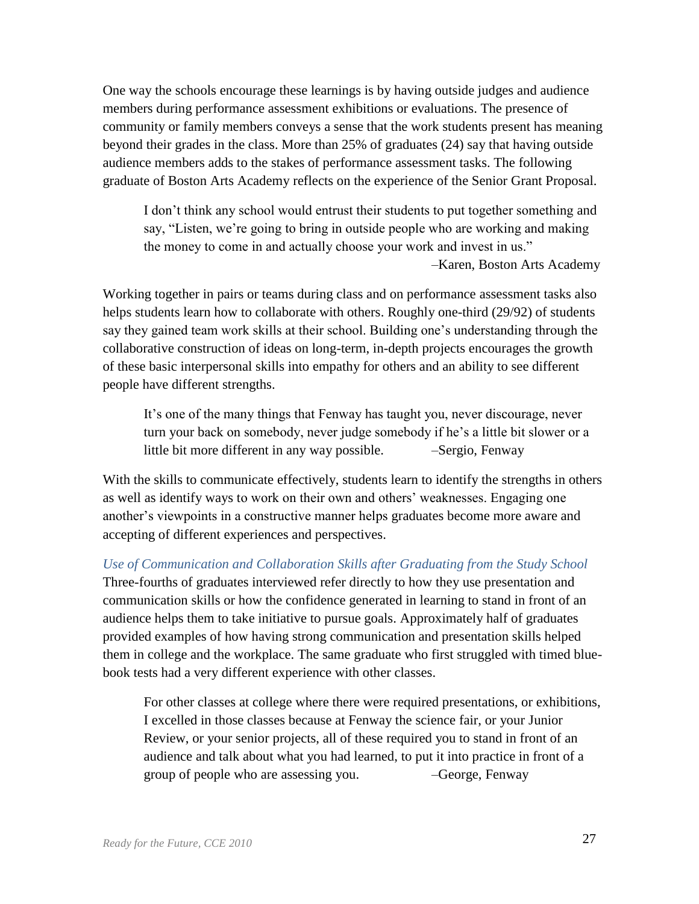One way the schools encourage these learnings is by having outside judges and audience members during performance assessment exhibitions or evaluations. The presence of community or family members conveys a sense that the work students present has meaning beyond their grades in the class. More than 25% of graduates (24) say that having outside audience members adds to the stakes of performance assessment tasks. The following graduate of Boston Arts Academy reflects on the experience of the Senior Grant Proposal.

> I don't think any school would entrust their students to put together something and say, "Listen, we're going to bring in outside people who are working and making the money to come in and actually choose your work and invest in us."
>
> –Karen, Boston Arts Academy

Working together in pairs or teams during class and on performance assessment tasks also helps students learn how to collaborate with others. Roughly one-third (29/92) of students say they gained team work skills at their school. Building one's understanding through the collaborative construction of ideas on long-term, in-depth projects encourages the growth of these basic interpersonal skills into empathy for others and an ability to see different people have different strengths.

> It's one of the many things that Fenway has taught you, never discourage, never turn your back on somebody, never judge somebody if he's a little bit slower or a little bit more different in any way possible. –Sergio, Fenway

With the skills to communicate effectively, students learn to identify the strengths in others as well as identify ways to work on their own and others' weaknesses. Engaging one another's viewpoints in a constructive manner helps graduates become more aware and accepting of different experiences and perspectives.

*Use of Communication and Collaboration Skills after Graduating from the Study School*

Three-fourths of graduates interviewed refer directly to how they use presentation and communication skills or how the confidence generated in learning to stand in front of an audience helps them to take initiative to pursue goals. Approximately half of graduates provided examples of how having strong communication and presentation skills helped them in college and the workplace. The same graduate who first struggled with timed blue-book tests had a very different experience with other classes.

> For other classes at college where there were required presentations, or exhibitions, I excelled in those classes because at Fenway the science fair, or your Junior Review, or your senior projects, all of these required you to stand in front of an audience and talk about what you had learned, to put it into practice in front of a group of people who are assessing you. –George, Fenway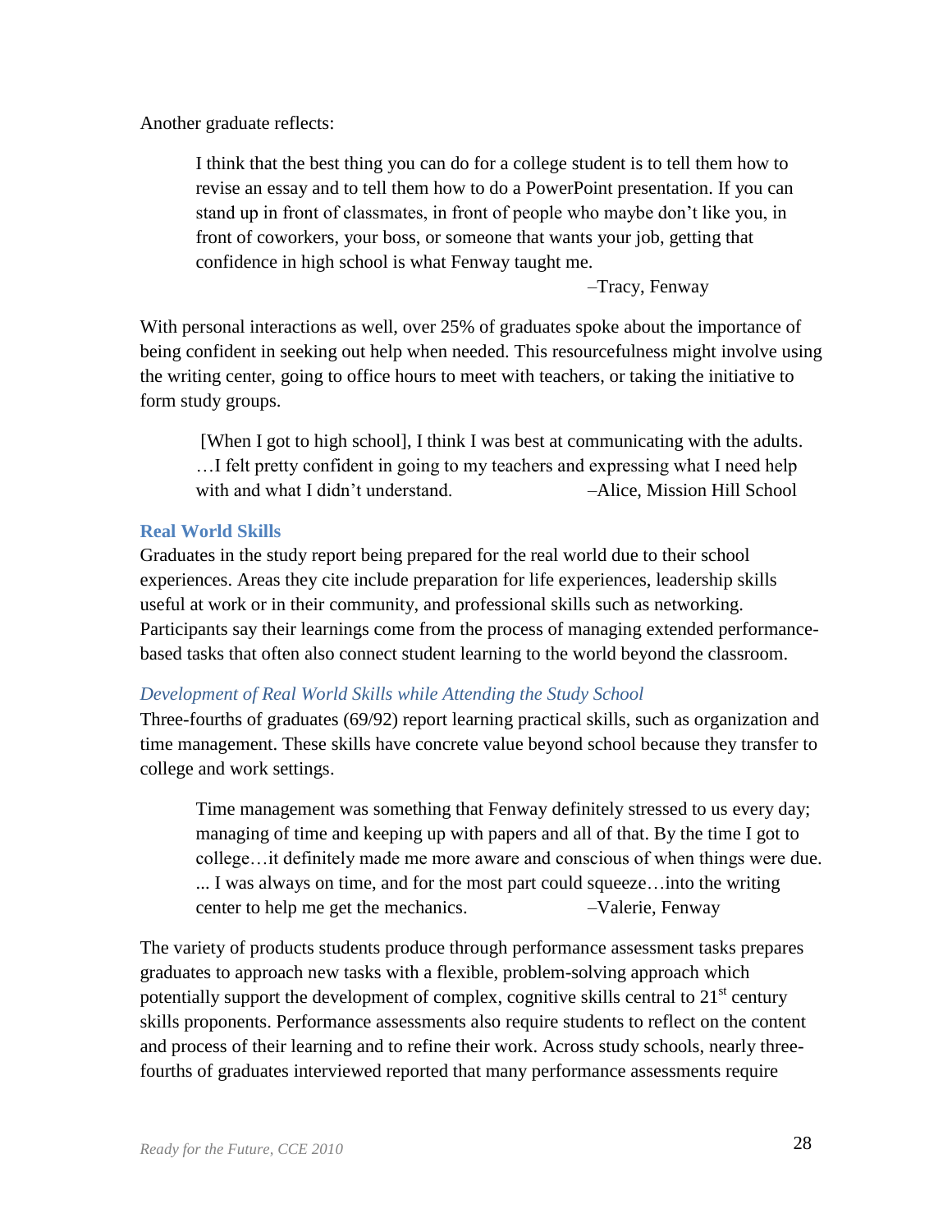Another graduate reflects:

> I think that the best thing you can do for a college student is to tell them how to revise an essay and to tell them how to do a PowerPoint presentation. If you can stand up in front of classmates, in front of people who maybe don't like you, in front of coworkers, your boss, or someone that wants your job, getting that confidence in high school is what Fenway taught me.
>
> –Tracy, Fenway

With personal interactions as well, over 25% of graduates spoke about the importance of being confident in seeking out help when needed. This resourcefulness might involve using the writing center, going to office hours to meet with teachers, or taking the initiative to form study groups.

> [When I got to high school], I think I was best at communicating with the adults. …I felt pretty confident in going to my teachers and expressing what I need help with and what I didn't understand. –Alice, Mission Hill School

### Real World Skills

Graduates in the study report being prepared for the real world due to their school experiences. Areas they cite include preparation for life experiences, leadership skills useful at work or in their community, and professional skills such as networking. Participants say their learnings come from the process of managing extended performance-based tasks that often also connect student learning to the world beyond the classroom.

#### *Development of Real World Skills while Attending the Study School*

Three-fourths of graduates (69/92) report learning practical skills, such as organization and time management. These skills have concrete value beyond school because they transfer to college and work settings.

> Time management was something that Fenway definitely stressed to us every day; managing of time and keeping up with papers and all of that. By the time I got to college…it definitely made me more aware and conscious of when things were due. ... I was always on time, and for the most part could squeeze…into the writing center to help me get the mechanics. –Valerie, Fenway

The variety of products students produce through performance assessment tasks prepares graduates to approach new tasks with a flexible, problem-solving approach which potentially support the development of complex, cognitive skills central to 21st century skills proponents. Performance assessments also require students to reflect on the content and process of their learning and to refine their work. Across study schools, nearly three-fourths of graduates interviewed reported that many performance assessments require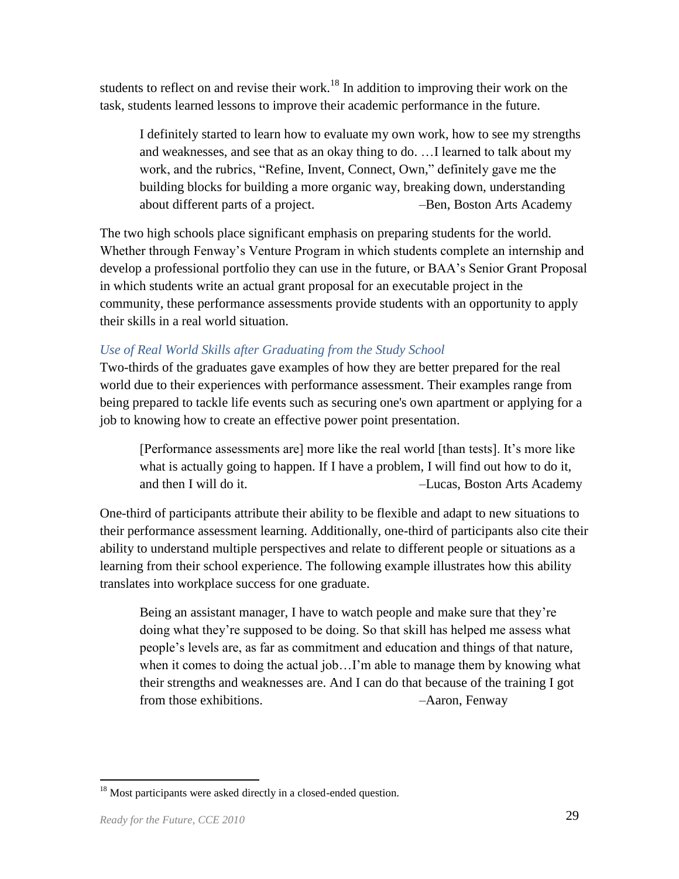students to reflect on and revise their work.[18] In addition to improving their work on the task, students learned lessons to improve their academic performance in the future.

> I definitely started to learn how to evaluate my own work, how to see my strengths and weaknesses, and see that as an okay thing to do. …I learned to talk about my work, and the rubrics, "Refine, Invent, Connect, Own," definitely gave me the building blocks for building a more organic way, breaking down, understanding about different parts of a project. –Ben, Boston Arts Academy

The two high schools place significant emphasis on preparing students for the world. Whether through Fenway's Venture Program in which students complete an internship and develop a professional portfolio they can use in the future, or BAA's Senior Grant Proposal in which students write an actual grant proposal for an executable project in the community, these performance assessments provide students with an opportunity to apply their skills in a real world situation.

### *Use of Real World Skills after Graduating from the Study School*

Two-thirds of the graduates gave examples of how they are better prepared for the real world due to their experiences with performance assessment. Their examples range from being prepared to tackle life events such as securing one's own apartment or applying for a job to knowing how to create an effective power point presentation.

> [Performance assessments are] more like the real world [than tests]. It's more like what is actually going to happen. If I have a problem, I will find out how to do it, and then I will do it. –Lucas, Boston Arts Academy

One-third of participants attribute their ability to be flexible and adapt to new situations to their performance assessment learning. Additionally, one-third of participants also cite their ability to understand multiple perspectives and relate to different people or situations as a learning from their school experience. The following example illustrates how this ability translates into workplace success for one graduate.

> Being an assistant manager, I have to watch people and make sure that they're doing what they're supposed to be doing. So that skill has helped me assess what people's levels are, as far as commitment and education and things of that nature, when it comes to doing the actual job…I'm able to manage them by knowing what their strengths and weaknesses are. And I can do that because of the training I got from those exhibitions. –Aaron, Fenway

[18] Most participants were asked directly in a closed-ended question.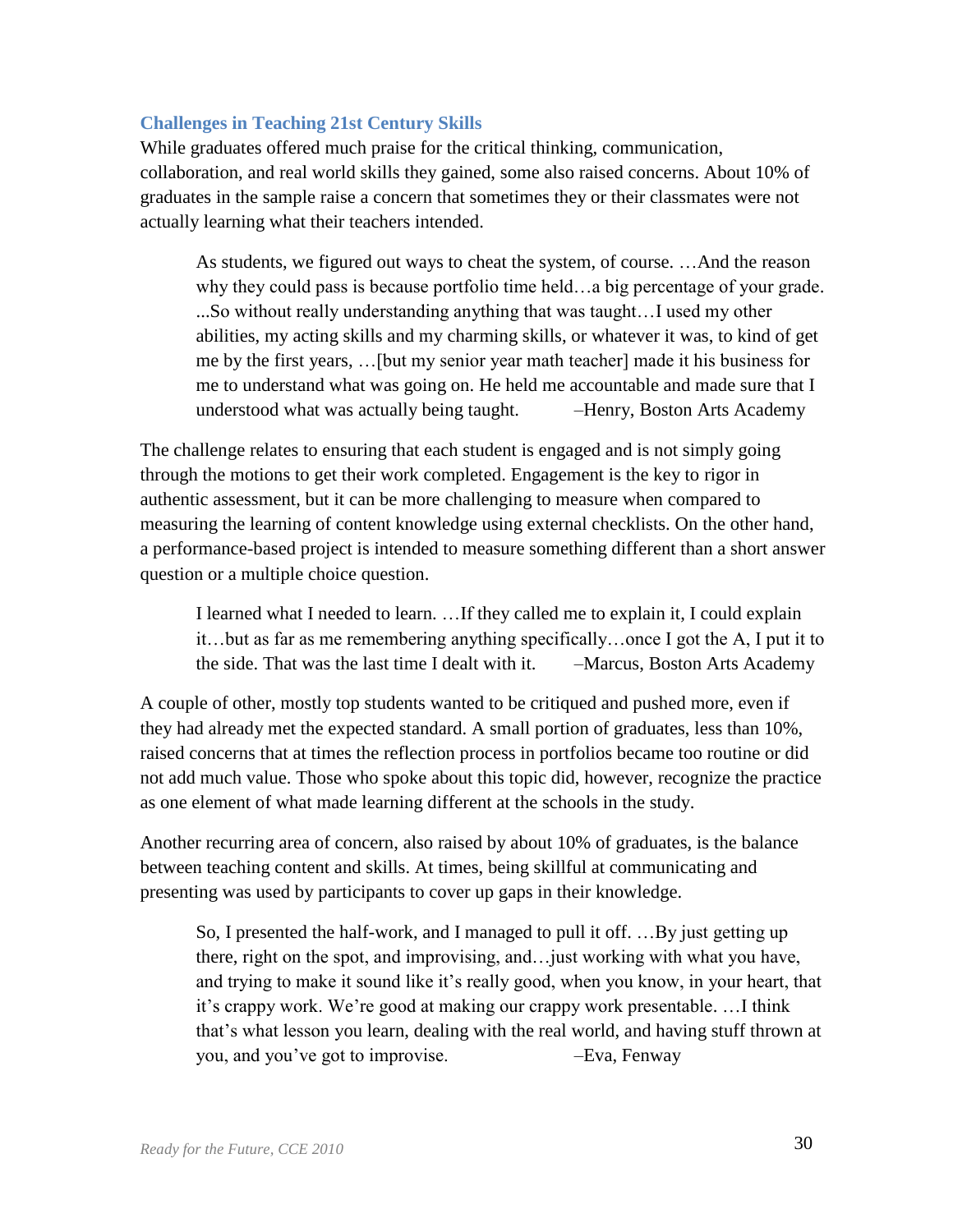### Challenges in Teaching 21st Century Skills

While graduates offered much praise for the critical thinking, communication, collaboration, and real world skills they gained, some also raised concerns. About 10% of graduates in the sample raise a concern that sometimes they or their classmates were not actually learning what their teachers intended.

> As students, we figured out ways to cheat the system, of course. …And the reason why they could pass is because portfolio time held…a big percentage of your grade. ...So without really understanding anything that was taught…I used my other abilities, my acting skills and my charming skills, or whatever it was, to kind of get me by the first years, …[but my senior year math teacher] made it his business for me to understand what was going on. He held me accountable and made sure that I understood what was actually being taught. –Henry, Boston Arts Academy

The challenge relates to ensuring that each student is engaged and is not simply going through the motions to get their work completed. Engagement is the key to rigor in authentic assessment, but it can be more challenging to measure when compared to measuring the learning of content knowledge using external checklists. On the other hand, a performance-based project is intended to measure something different than a short answer question or a multiple choice question.

> I learned what I needed to learn. …If they called me to explain it, I could explain it…but as far as me remembering anything specifically…once I got the A, I put it to the side. That was the last time I dealt with it. –Marcus, Boston Arts Academy

A couple of other, mostly top students wanted to be critiqued and pushed more, even if they had already met the expected standard. A small portion of graduates, less than 10%, raised concerns that at times the reflection process in portfolios became too routine or did not add much value. Those who spoke about this topic did, however, recognize the practice as one element of what made learning different at the schools in the study.

Another recurring area of concern, also raised by about 10% of graduates, is the balance between teaching content and skills. At times, being skillful at communicating and presenting was used by participants to cover up gaps in their knowledge.

> So, I presented the half-work, and I managed to pull it off. …By just getting up there, right on the spot, and improvising, and…just working with what you have, and trying to make it sound like it's really good, when you know, in your heart, that it's crappy work. We're good at making our crappy work presentable. …I think that's what lesson you learn, dealing with the real world, and having stuff thrown at you, and you've got to improvise. –Eva, Fenway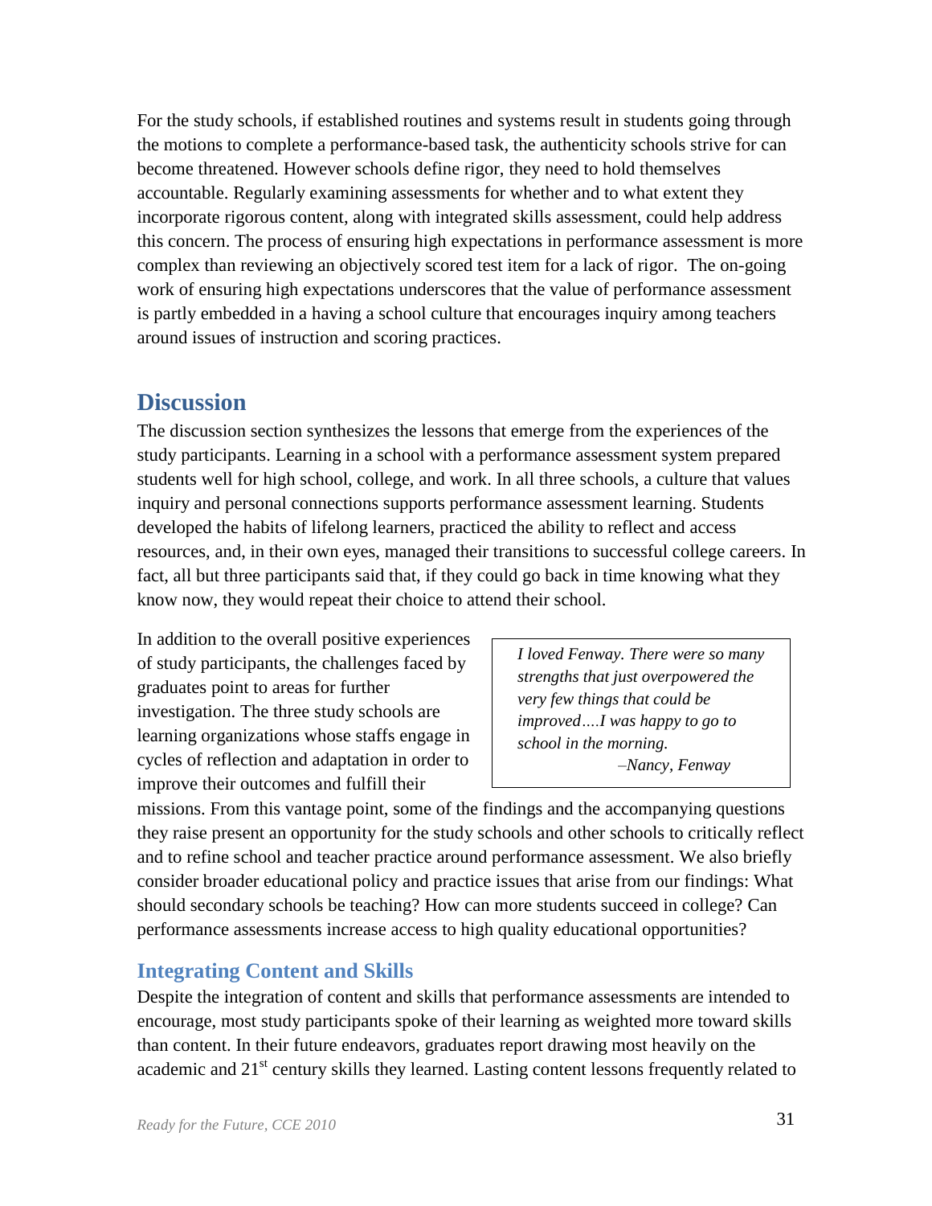For the study schools, if established routines and systems result in students going through the motions to complete a performance-based task, the authenticity schools strive for can become threatened. However schools define rigor, they need to hold themselves accountable. Regularly examining assessments for whether and to what extent they incorporate rigorous content, along with integrated skills assessment, could help address this concern. The process of ensuring high expectations in performance assessment is more complex than reviewing an objectively scored test item for a lack of rigor. The on-going work of ensuring high expectations underscores that the value of performance assessment is partly embedded in a having a school culture that encourages inquiry among teachers around issues of instruction and scoring practices.

## Discussion

The discussion section synthesizes the lessons that emerge from the experiences of the study participants. Learning in a school with a performance assessment system prepared students well for high school, college, and work. In all three schools, a culture that values inquiry and personal connections supports performance assessment learning. Students developed the habits of lifelong learners, practiced the ability to reflect and access resources, and, in their own eyes, managed their transitions to successful college careers. In fact, all but three participants said that, if they could go back in time knowing what they know now, they would repeat their choice to attend their school.

> *I loved Fenway. There were so many strengths that just overpowered the very few things that could be improved….I was happy to go to school in the morning.*
>
> *–Nancy, Fenway*

In addition to the overall positive experiences of study participants, the challenges faced by graduates point to areas for further investigation. The three study schools are learning organizations whose staffs engage in cycles of reflection and adaptation in order to improve their outcomes and fulfill their missions. From this vantage point, some of the findings and the accompanying questions they raise present an opportunity for the study schools and other schools to critically reflect and to refine school and teacher practice around performance assessment. We also briefly consider broader educational policy and practice issues that arise from our findings: What should secondary schools be teaching? How can more students succeed in college? Can performance assessments increase access to high quality educational opportunities?

### Integrating Content and Skills

Despite the integration of content and skills that performance assessments are intended to encourage, most study participants spoke of their learning as weighted more toward skills than content. In their future endeavors, graduates report drawing most heavily on the academic and 21st century skills they learned. Lasting content lessons frequently related to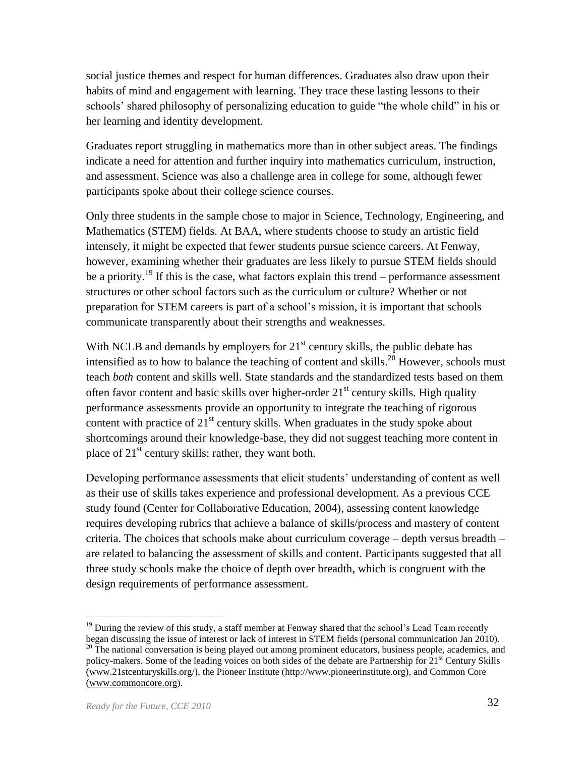social justice themes and respect for human differences. Graduates also draw upon their habits of mind and engagement with learning. They trace these lasting lessons to their schools' shared philosophy of personalizing education to guide "the whole child" in his or her learning and identity development.

Graduates report struggling in mathematics more than in other subject areas. The findings indicate a need for attention and further inquiry into mathematics curriculum, instruction, and assessment. Science was also a challenge area in college for some, although fewer participants spoke about their college science courses.

Only three students in the sample chose to major in Science, Technology, Engineering, and Mathematics (STEM) fields. At BAA, where students choose to study an artistic field intensely, it might be expected that fewer students pursue science careers. At Fenway, however, examining whether their graduates are less likely to pursue STEM fields should be a priority.[19] If this is the case, what factors explain this trend – performance assessment structures or other school factors such as the curriculum or culture? Whether or not preparation for STEM careers is part of a school's mission, it is important that schools communicate transparently about their strengths and weaknesses.

With NCLB and demands by employers for 21st century skills, the public debate has intensified as to how to balance the teaching of content and skills.[20] However, schools must teach *both* content and skills well. State standards and the standardized tests based on them often favor content and basic skills over higher-order 21st century skills. High quality performance assessments provide an opportunity to integrate the teaching of rigorous content with practice of 21st century skills. When graduates in the study spoke about shortcomings around their knowledge-base, they did not suggest teaching more content in place of 21st century skills; rather, they want both.

Developing performance assessments that elicit students' understanding of content as well as their use of skills takes experience and professional development. As a previous CCE study found (Center for Collaborative Education, 2004), assessing content knowledge requires developing rubrics that achieve a balance of skills/process and mastery of content criteria. The choices that schools make about curriculum coverage – depth versus breadth – are related to balancing the assessment of skills and content. Participants suggested that all three study schools make the choice of depth over breadth, which is congruent with the design requirements of performance assessment.

---

[19] During the review of this study, a staff member at Fenway shared that the school's Lead Team recently began discussing the issue of interest or lack of interest in STEM fields (personal communication Jan 2010).

[20] The national conversation is being played out among prominent educators, business people, academics, and policy-makers. Some of the leading voices on both sides of the debate are Partnership for 21st Century Skills (www.21stcenturyskills.org/), the Pioneer Institute (http://www.pioneerinstitute.org), and Common Core (www.commoncore.org).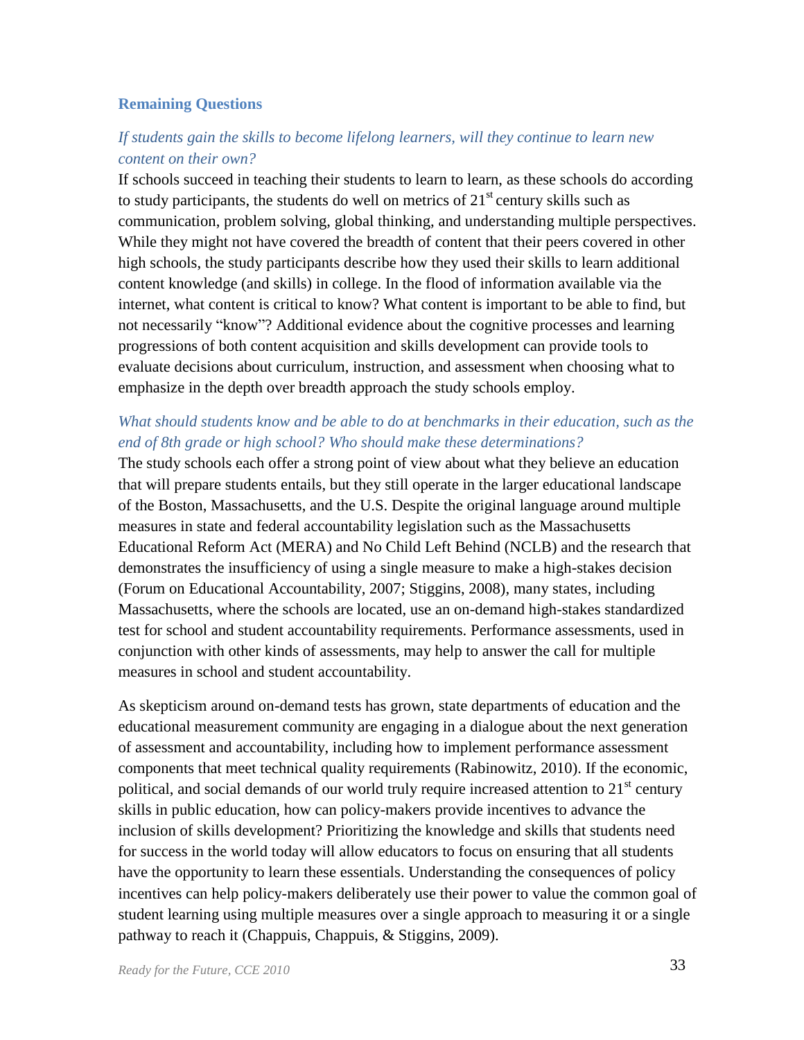## Remaining Questions

### *If students gain the skills to become lifelong learners, will they continue to learn new content on their own?*

If schools succeed in teaching their students to learn to learn, as these schools do according to study participants, the students do well on metrics of 21st century skills such as communication, problem solving, global thinking, and understanding multiple perspectives. While they might not have covered the breadth of content that their peers covered in other high schools, the study participants describe how they used their skills to learn additional content knowledge (and skills) in college. In the flood of information available via the internet, what content is critical to know? What content is important to be able to find, but not necessarily "know"? Additional evidence about the cognitive processes and learning progressions of both content acquisition and skills development can provide tools to evaluate decisions about curriculum, instruction, and assessment when choosing what to emphasize in the depth over breadth approach the study schools employ.

### *What should students know and be able to do at benchmarks in their education, such as the end of 8th grade or high school? Who should make these determinations?*

The study schools each offer a strong point of view about what they believe an education that will prepare students entails, but they still operate in the larger educational landscape of the Boston, Massachusetts, and the U.S. Despite the original language around multiple measures in state and federal accountability legislation such as the Massachusetts Educational Reform Act (MERA) and No Child Left Behind (NCLB) and the research that demonstrates the insufficiency of using a single measure to make a high-stakes decision (Forum on Educational Accountability, 2007; Stiggins, 2008), many states, including Massachusetts, where the schools are located, use an on-demand high-stakes standardized test for school and student accountability requirements. Performance assessments, used in conjunction with other kinds of assessments, may help to answer the call for multiple measures in school and student accountability.

As skepticism around on-demand tests has grown, state departments of education and the educational measurement community are engaging in a dialogue about the next generation of assessment and accountability, including how to implement performance assessment components that meet technical quality requirements (Rabinowitz, 2010). If the economic, political, and social demands of our world truly require increased attention to 21st century skills in public education, how can policy-makers provide incentives to advance the inclusion of skills development? Prioritizing the knowledge and skills that students need for success in the world today will allow educators to focus on ensuring that all students have the opportunity to learn these essentials. Understanding the consequences of policy incentives can help policy-makers deliberately use their power to value the common goal of student learning using multiple measures over a single approach to measuring it or a single pathway to reach it (Chappuis, Chappuis, & Stiggins, 2009).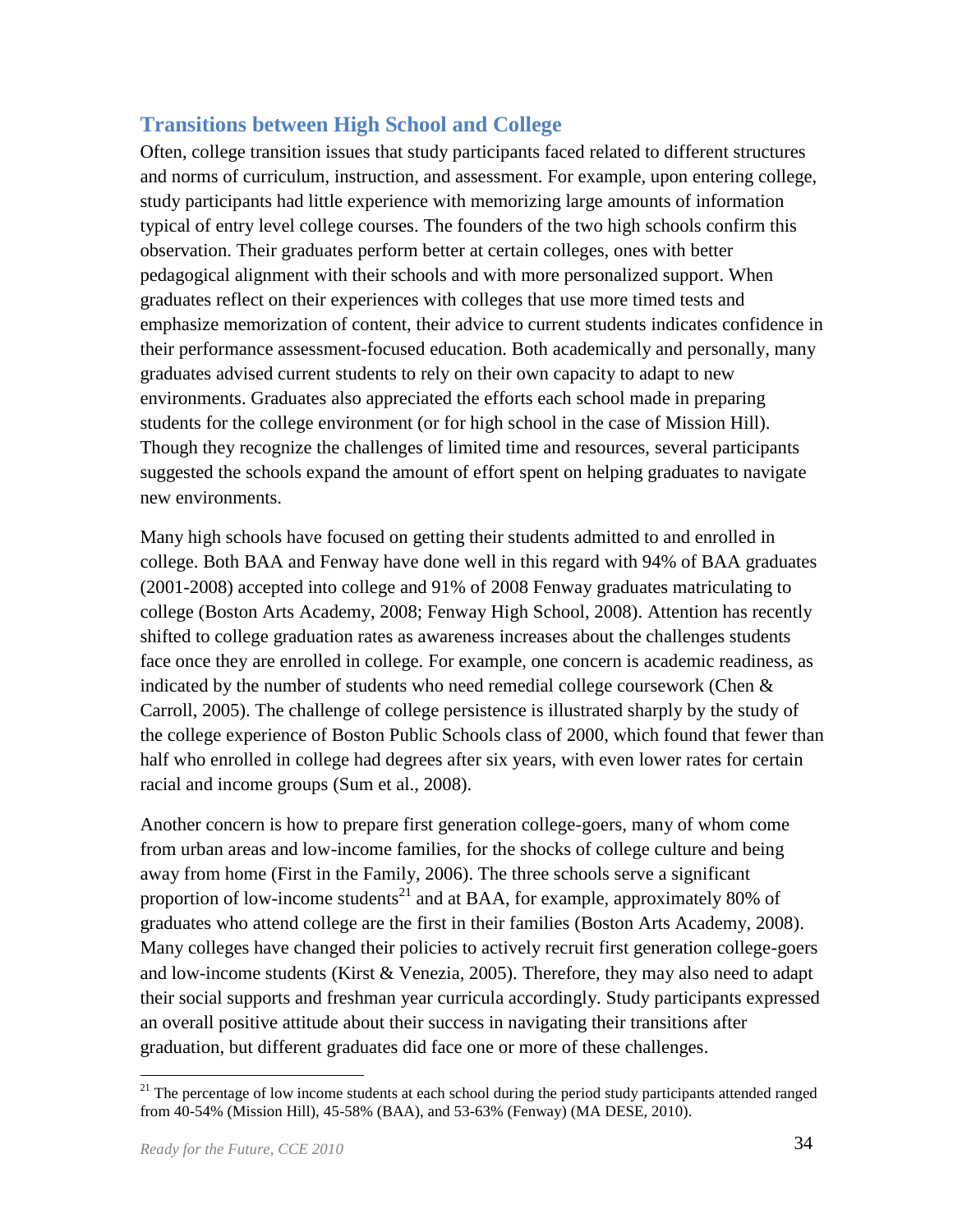## Transitions between High School and College

Often, college transition issues that study participants faced related to different structures and norms of curriculum, instruction, and assessment. For example, upon entering college, study participants had little experience with memorizing large amounts of information typical of entry level college courses. The founders of the two high schools confirm this observation. Their graduates perform better at certain colleges, ones with better pedagogical alignment with their schools and with more personalized support. When graduates reflect on their experiences with colleges that use more timed tests and emphasize memorization of content, their advice to current students indicates confidence in their performance assessment-focused education. Both academically and personally, many graduates advised current students to rely on their own capacity to adapt to new environments. Graduates also appreciated the efforts each school made in preparing students for the college environment (or for high school in the case of Mission Hill). Though they recognize the challenges of limited time and resources, several participants suggested the schools expand the amount of effort spent on helping graduates to navigate new environments.

Many high schools have focused on getting their students admitted to and enrolled in college. Both BAA and Fenway have done well in this regard with 94% of BAA graduates (2001-2008) accepted into college and 91% of 2008 Fenway graduates matriculating to college (Boston Arts Academy, 2008; Fenway High School, 2008). Attention has recently shifted to college graduation rates as awareness increases about the challenges students face once they are enrolled in college. For example, one concern is academic readiness, as indicated by the number of students who need remedial college coursework (Chen & Carroll, 2005). The challenge of college persistence is illustrated sharply by the study of the college experience of Boston Public Schools class of 2000, which found that fewer than half who enrolled in college had degrees after six years, with even lower rates for certain racial and income groups (Sum et al., 2008).

Another concern is how to prepare first generation college-goers, many of whom come from urban areas and low-income families, for the shocks of college culture and being away from home (First in the Family, 2006). The three schools serve a significant proportion of low-income students[21] and at BAA, for example, approximately 80% of graduates who attend college are the first in their families (Boston Arts Academy, 2008). Many colleges have changed their policies to actively recruit first generation college-goers and low-income students (Kirst & Venezia, 2005). Therefore, they may also need to adapt their social supports and freshman year curricula accordingly. Study participants expressed an overall positive attitude about their success in navigating their transitions after graduation, but different graduates did face one or more of these challenges.

---

[21] The percentage of low income students at each school during the period study participants attended ranged from 40-54% (Mission Hill), 45-58% (BAA), and 53-63% (Fenway) (MA DESE, 2010).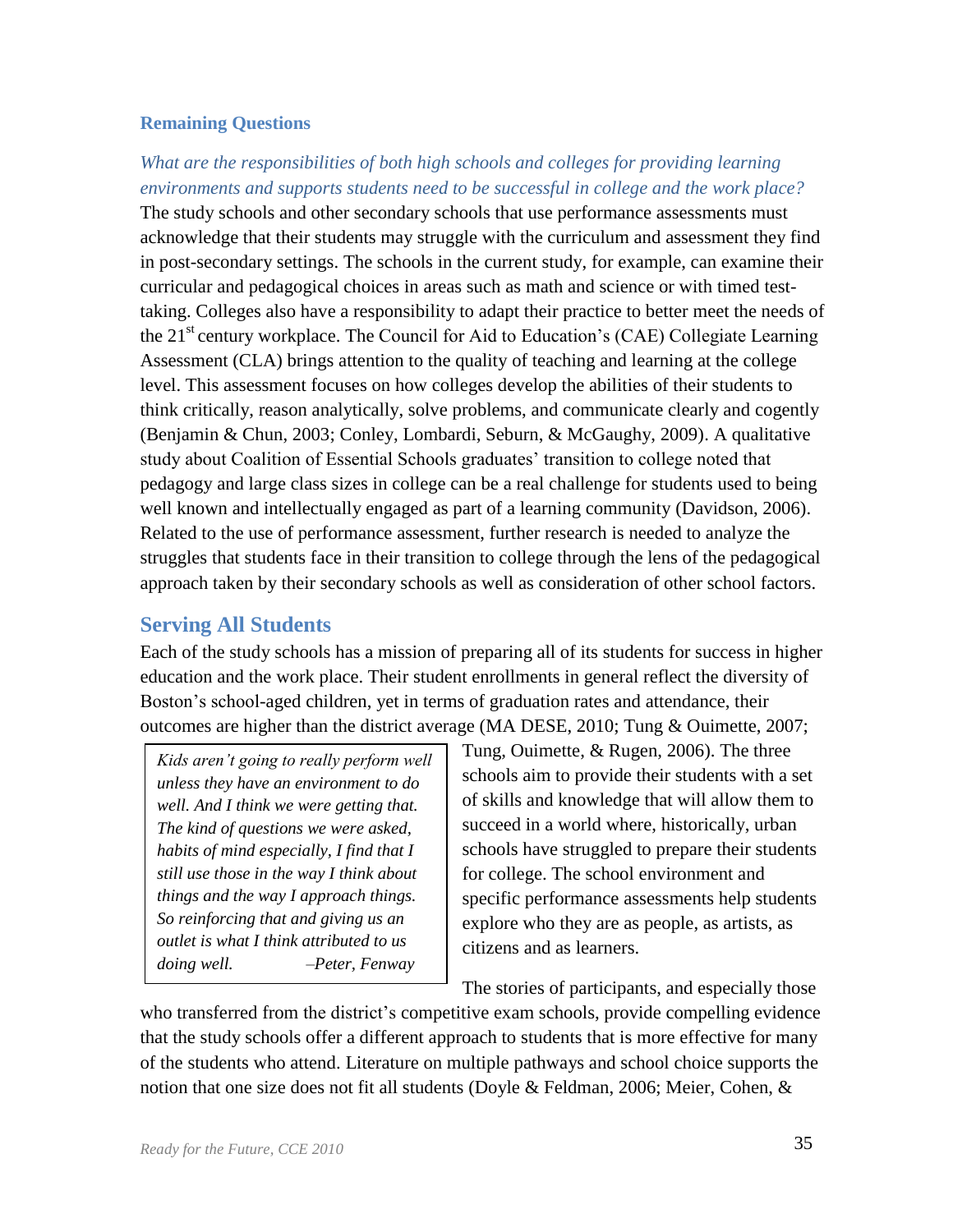### Remaining Questions

*What are the responsibilities of both high schools and colleges for providing learning environments and supports students need to be successful in college and the work place?*

The study schools and other secondary schools that use performance assessments must acknowledge that their students may struggle with the curriculum and assessment they find in post-secondary settings. The schools in the current study, for example, can examine their curricular and pedagogical choices in areas such as math and science or with timed test-taking. Colleges also have a responsibility to adapt their practice to better meet the needs of the 21st century workplace. The Council for Aid to Education's (CAE) Collegiate Learning Assessment (CLA) brings attention to the quality of teaching and learning at the college level. This assessment focuses on how colleges develop the abilities of their students to think critically, reason analytically, solve problems, and communicate clearly and cogently (Benjamin & Chun, 2003; Conley, Lombardi, Seburn, & McGaughy, 2009). A qualitative study about Coalition of Essential Schools graduates' transition to college noted that pedagogy and large class sizes in college can be a real challenge for students used to being well known and intellectually engaged as part of a learning community (Davidson, 2006). Related to the use of performance assessment, further research is needed to analyze the struggles that students face in their transition to college through the lens of the pedagogical approach taken by their secondary schools as well as consideration of other school factors.

## Serving All Students

Each of the study schools has a mission of preparing all of its students for success in higher education and the work place. Their student enrollments in general reflect the diversity of Boston's school-aged children, yet in terms of graduation rates and attendance, their outcomes are higher than the district average (MA DESE, 2010; Tung & Ouimette, 2007; Tung, Ouimette, & Rugen, 2006). The three schools aim to provide their students with a set of skills and knowledge that will allow them to succeed in a world where, historically, urban schools have struggled to prepare their students for college. The school environment and specific performance assessments help students explore who they are as people, as artists, as citizens and as learners.

> *Kids aren't going to really perform well unless they have an environment to do well. And I think we were getting that. The kind of questions we were asked, habits of mind especially, I find that I still use those in the way I think about things and the way I approach things. So reinforcing that and giving us an outlet is what I think attributed to us doing well.* –*Peter, Fenway*

The stories of participants, and especially those who transferred from the district's competitive exam schools, provide compelling evidence that the study schools offer a different approach to students that is more effective for many of the students who attend. Literature on multiple pathways and school choice supports the notion that one size does not fit all students (Doyle & Feldman, 2006; Meier, Cohen, &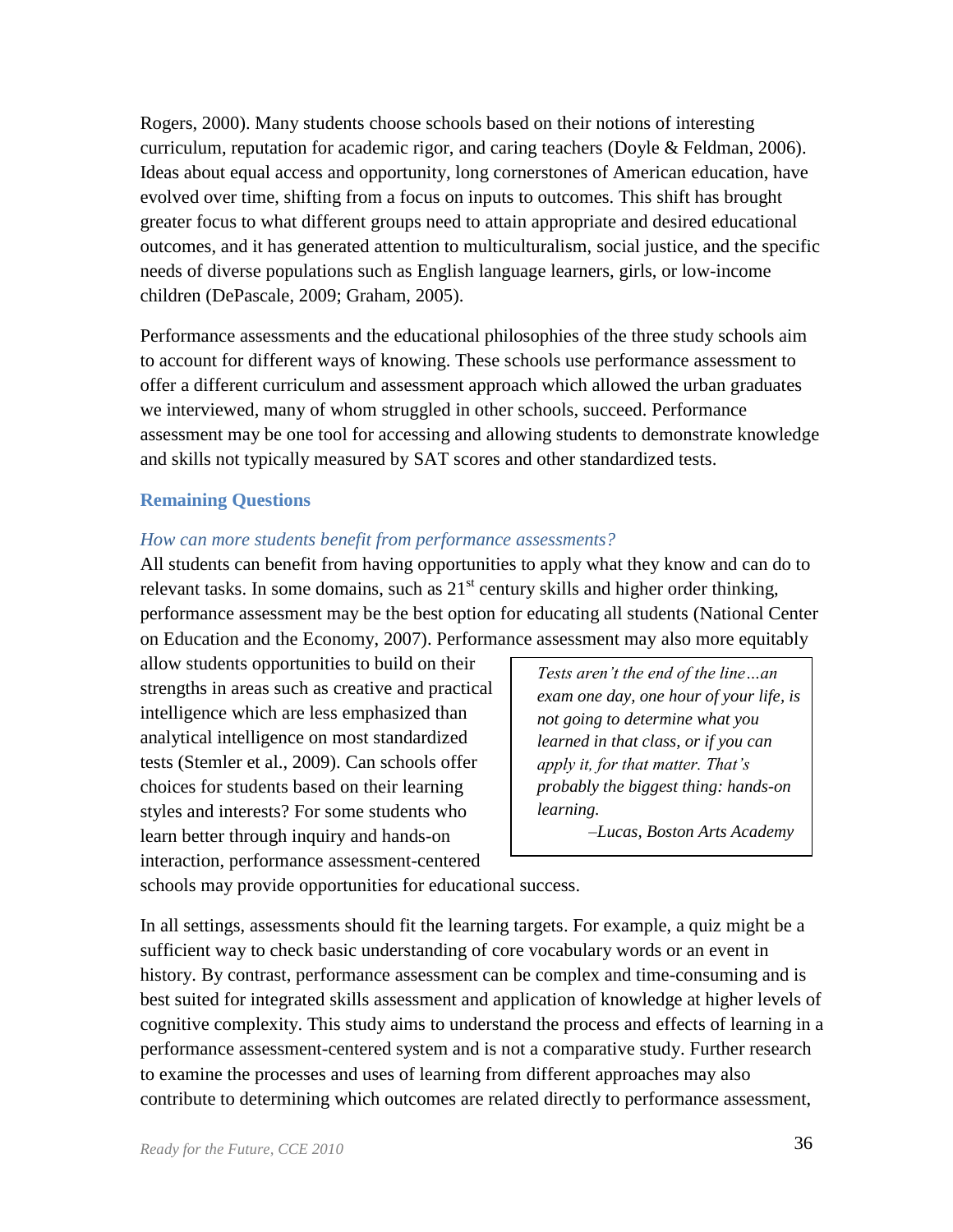Rogers, 2000). Many students choose schools based on their notions of interesting curriculum, reputation for academic rigor, and caring teachers (Doyle & Feldman, 2006). Ideas about equal access and opportunity, long cornerstones of American education, have evolved over time, shifting from a focus on inputs to outcomes. This shift has brought greater focus to what different groups need to attain appropriate and desired educational outcomes, and it has generated attention to multiculturalism, social justice, and the specific needs of diverse populations such as English language learners, girls, or low-income children (DePascale, 2009; Graham, 2005).

Performance assessments and the educational philosophies of the three study schools aim to account for different ways of knowing. These schools use performance assessment to offer a different curriculum and assessment approach which allowed the urban graduates we interviewed, many of whom struggled in other schools, succeed. Performance assessment may be one tool for accessing and allowing students to demonstrate knowledge and skills not typically measured by SAT scores and other standardized tests.

## Remaining Questions

### *How can more students benefit from performance assessments?*

All students can benefit from having opportunities to apply what they know and can do to relevant tasks. In some domains, such as 21st century skills and higher order thinking, performance assessment may be the best option for educating all students (National Center on Education and the Economy, 2007). Performance assessment may also more equitably allow students opportunities to build on their strengths in areas such as creative and practical intelligence which are less emphasized than analytical intelligence on most standardized tests (Stemler et al., 2009). Can schools offer choices for students based on their learning styles and interests? For some students who learn better through inquiry and hands-on interaction, performance assessment-centered schools may provide opportunities for educational success.

> *Tests aren't the end of the line…an exam one day, one hour of your life, is not going to determine what you learned in that class, or if you can apply it, for that matter. That's probably the biggest thing: hands-on learning.*
>
> *–Lucas, Boston Arts Academy*

In all settings, assessments should fit the learning targets. For example, a quiz might be a sufficient way to check basic understanding of core vocabulary words or an event in history. By contrast, performance assessment can be complex and time-consuming and is best suited for integrated skills assessment and application of knowledge at higher levels of cognitive complexity. This study aims to understand the process and effects of learning in a performance assessment-centered system and is not a comparative study. Further research to examine the processes and uses of learning from different approaches may also contribute to determining which outcomes are related directly to performance assessment,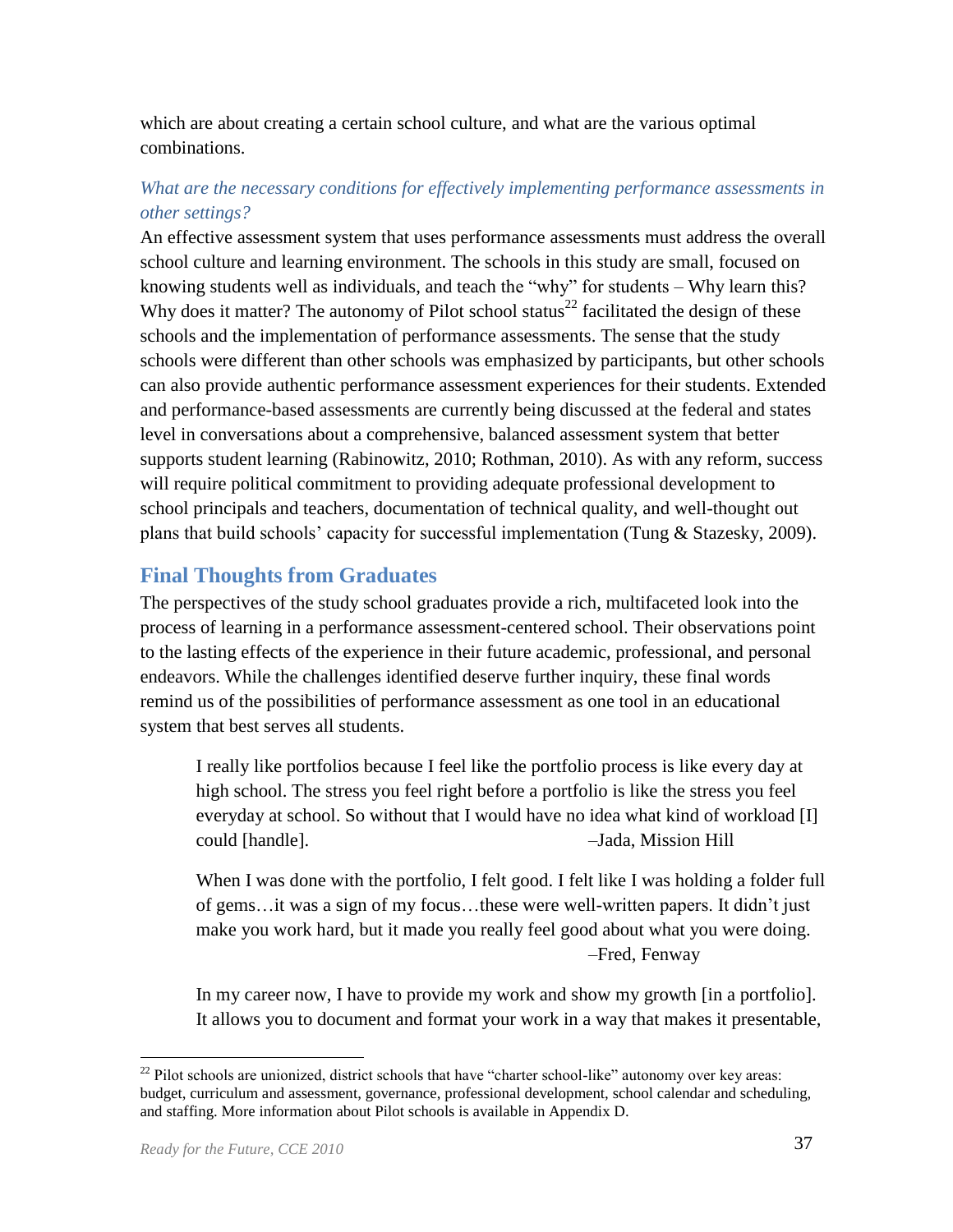which are about creating a certain school culture, and what are the various optimal combinations.

### *What are the necessary conditions for effectively implementing performance assessments in other settings?*

An effective assessment system that uses performance assessments must address the overall school culture and learning environment. The schools in this study are small, focused on knowing students well as individuals, and teach the "why" for students – Why learn this? Why does it matter? The autonomy of Pilot school status[22] facilitated the design of these schools and the implementation of performance assessments. The sense that the study schools were different than other schools was emphasized by participants, but other schools can also provide authentic performance assessment experiences for their students. Extended and performance-based assessments are currently being discussed at the federal and states level in conversations about a comprehensive, balanced assessment system that better supports student learning (Rabinowitz, 2010; Rothman, 2010). As with any reform, success will require political commitment to providing adequate professional development to school principals and teachers, documentation of technical quality, and well-thought out plans that build schools' capacity for successful implementation (Tung & Stazesky, 2009).

## Final Thoughts from Graduates

The perspectives of the study school graduates provide a rich, multifaceted look into the process of learning in a performance assessment-centered school. Their observations point to the lasting effects of the experience in their future academic, professional, and personal endeavors. While the challenges identified deserve further inquiry, these final words remind us of the possibilities of performance assessment as one tool in an educational system that best serves all students.

> I really like portfolios because I feel like the portfolio process is like every day at high school. The stress you feel right before a portfolio is like the stress you feel everyday at school. So without that I would have no idea what kind of workload [I] could [handle]. –Jada, Mission Hill

> When I was done with the portfolio, I felt good. I felt like I was holding a folder full of gems…it was a sign of my focus…these were well-written papers. It didn't just make you work hard, but it made you really feel good about what you were doing.
> –Fred, Fenway

> In my career now, I have to provide my work and show my growth [in a portfolio]. It allows you to document and format your work in a way that makes it presentable,

[22] Pilot schools are unionized, district schools that have "charter school-like" autonomy over key areas: budget, curriculum and assessment, governance, professional development, school calendar and scheduling, and staffing. More information about Pilot schools is available in Appendix D.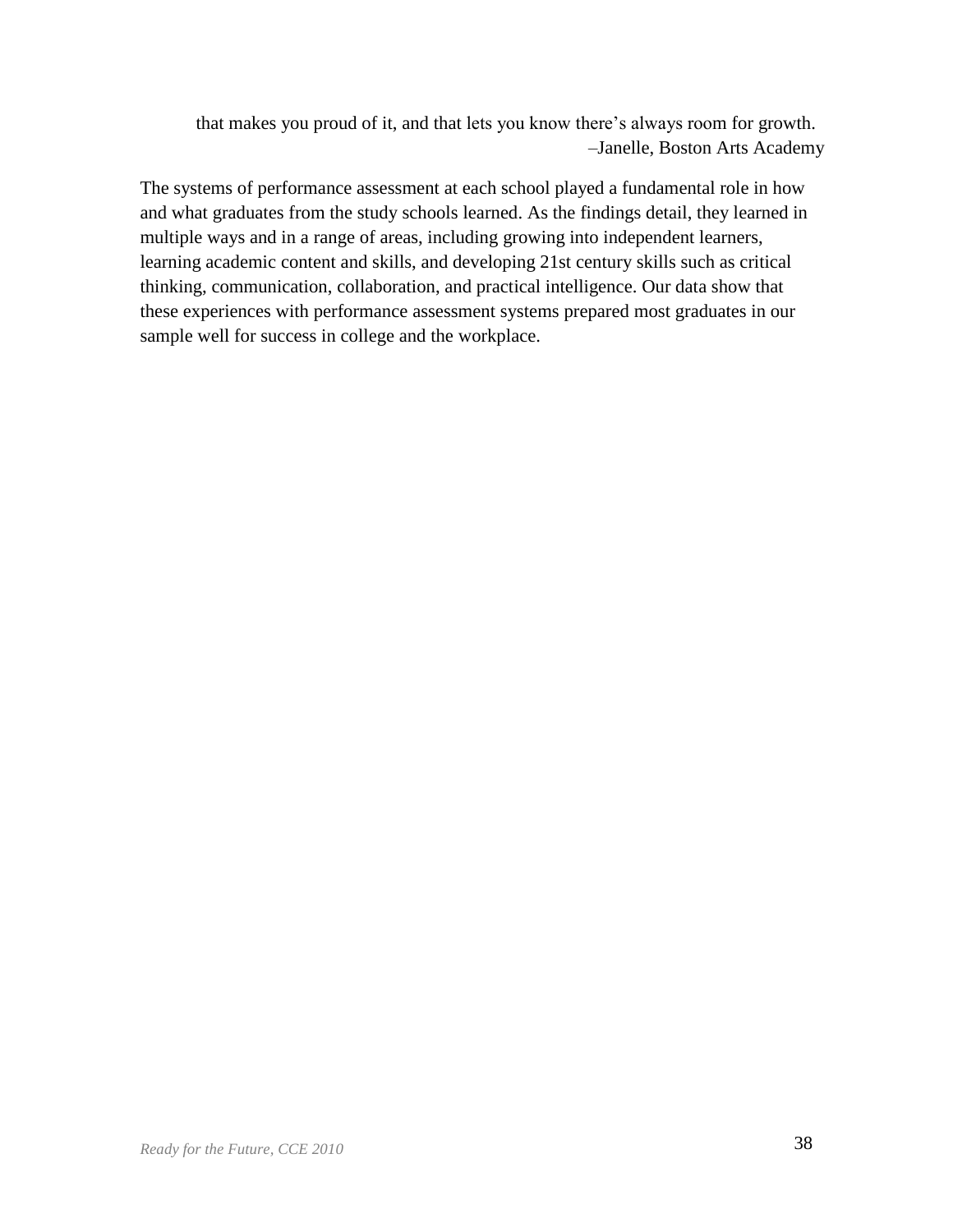> that makes you proud of it, and that lets you know there's always room for growth.
> –Janelle, Boston Arts Academy

The systems of performance assessment at each school played a fundamental role in how and what graduates from the study schools learned. As the findings detail, they learned in multiple ways and in a range of areas, including growing into independent learners, learning academic content and skills, and developing 21st century skills such as critical thinking, communication, collaboration, and practical intelligence. Our data show that these experiences with performance assessment systems prepared most graduates in our sample well for success in college and the workplace.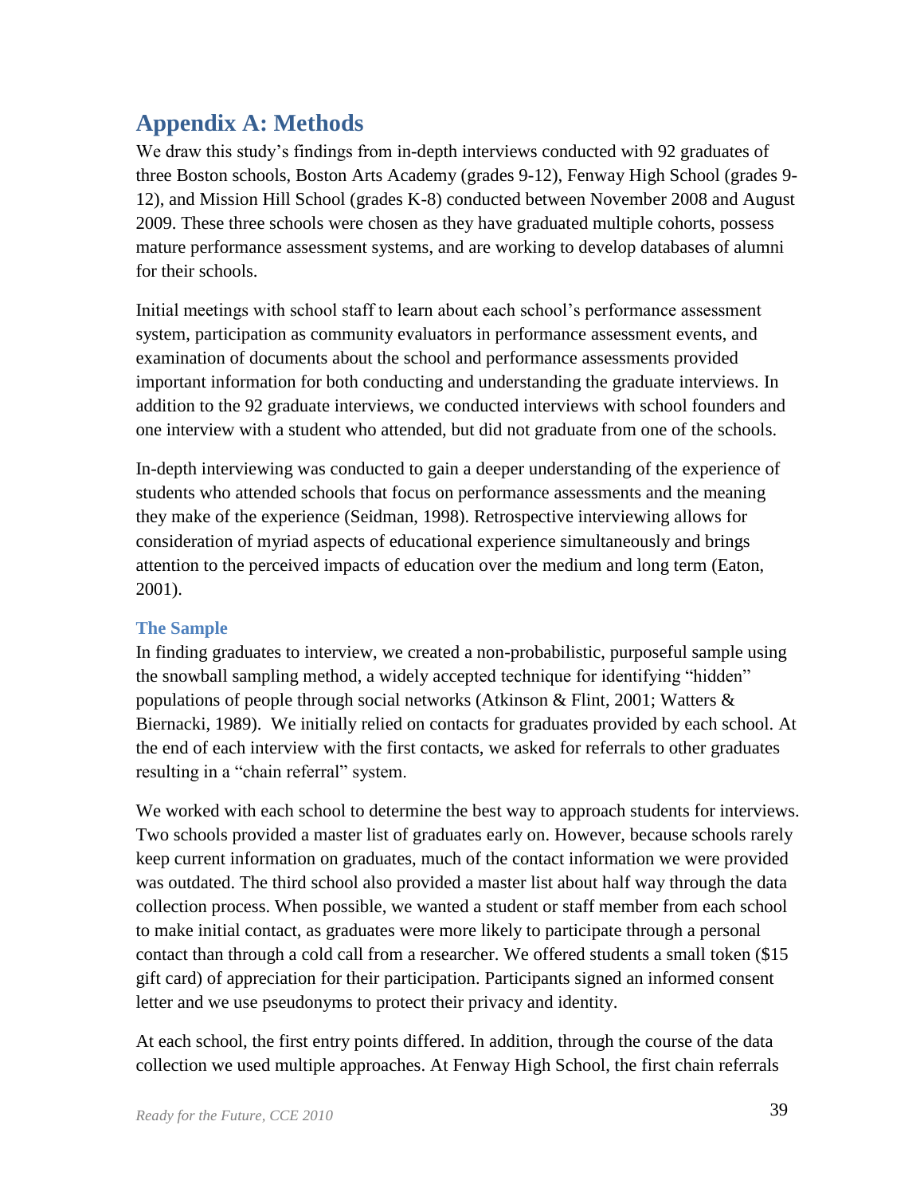# Appendix A: Methods

We draw this study's findings from in-depth interviews conducted with 92 graduates of three Boston schools, Boston Arts Academy (grades 9-12), Fenway High School (grades 9-12), and Mission Hill School (grades K-8) conducted between November 2008 and August 2009. These three schools were chosen as they have graduated multiple cohorts, possess mature performance assessment systems, and are working to develop databases of alumni for their schools.

Initial meetings with school staff to learn about each school's performance assessment system, participation as community evaluators in performance assessment events, and examination of documents about the school and performance assessments provided important information for both conducting and understanding the graduate interviews. In addition to the 92 graduate interviews, we conducted interviews with school founders and one interview with a student who attended, but did not graduate from one of the schools.

In-depth interviewing was conducted to gain a deeper understanding of the experience of students who attended schools that focus on performance assessments and the meaning they make of the experience (Seidman, 1998). Retrospective interviewing allows for consideration of myriad aspects of educational experience simultaneously and brings attention to the perceived impacts of education over the medium and long term (Eaton, 2001).

### The Sample

In finding graduates to interview, we created a non-probabilistic, purposeful sample using the snowball sampling method, a widely accepted technique for identifying "hidden" populations of people through social networks (Atkinson & Flint, 2001; Watters & Biernacki, 1989). We initially relied on contacts for graduates provided by each school. At the end of each interview with the first contacts, we asked for referrals to other graduates resulting in a "chain referral" system.

We worked with each school to determine the best way to approach students for interviews. Two schools provided a master list of graduates early on. However, because schools rarely keep current information on graduates, much of the contact information we were provided was outdated. The third school also provided a master list about half way through the data collection process. When possible, we wanted a student or staff member from each school to make initial contact, as graduates were more likely to participate through a personal contact than through a cold call from a researcher. We offered students a small token ($15 gift card) of appreciation for their participation. Participants signed an informed consent letter and we use pseudonyms to protect their privacy and identity.

At each school, the first entry points differed. In addition, through the course of the data collection we used multiple approaches. At Fenway High School, the first chain referrals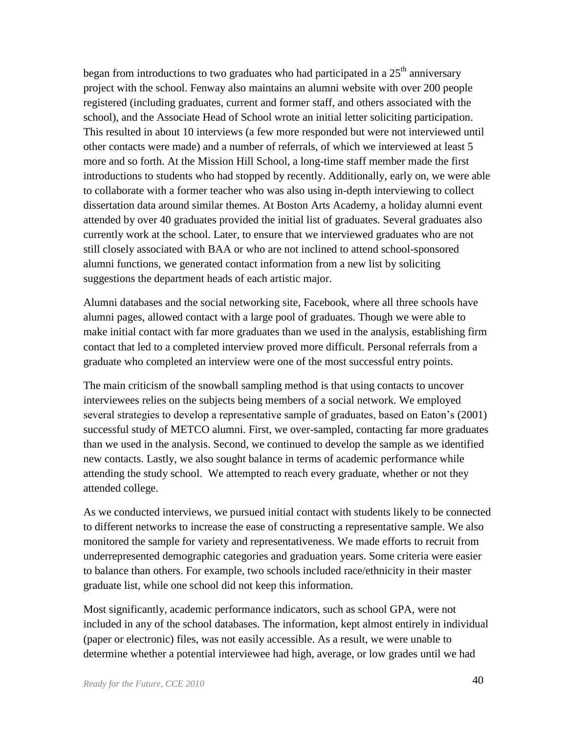began from introductions to two graduates who had participated in a 25$^{th}$ anniversary project with the school. Fenway also maintains an alumni website with over 200 people registered (including graduates, current and former staff, and others associated with the school), and the Associate Head of School wrote an initial letter soliciting participation. This resulted in about 10 interviews (a few more responded but were not interviewed until other contacts were made) and a number of referrals, of which we interviewed at least 5 more and so forth. At the Mission Hill School, a long-time staff member made the first introductions to students who had stopped by recently. Additionally, early on, we were able to collaborate with a former teacher who was also using in-depth interviewing to collect dissertation data around similar themes. At Boston Arts Academy, a holiday alumni event attended by over 40 graduates provided the initial list of graduates. Several graduates also currently work at the school. Later, to ensure that we interviewed graduates who are not still closely associated with BAA or who are not inclined to attend school-sponsored alumni functions, we generated contact information from a new list by soliciting suggestions the department heads of each artistic major.

Alumni databases and the social networking site, Facebook, where all three schools have alumni pages, allowed contact with a large pool of graduates. Though we were able to make initial contact with far more graduates than we used in the analysis, establishing firm contact that led to a completed interview proved more difficult. Personal referrals from a graduate who completed an interview were one of the most successful entry points.

The main criticism of the snowball sampling method is that using contacts to uncover interviewees relies on the subjects being members of a social network. We employed several strategies to develop a representative sample of graduates, based on Eaton's (2001) successful study of METCO alumni. First, we over-sampled, contacting far more graduates than we used in the analysis. Second, we continued to develop the sample as we identified new contacts. Lastly, we also sought balance in terms of academic performance while attending the study school. We attempted to reach every graduate, whether or not they attended college.

As we conducted interviews, we pursued initial contact with students likely to be connected to different networks to increase the ease of constructing a representative sample. We also monitored the sample for variety and representativeness. We made efforts to recruit from underrepresented demographic categories and graduation years. Some criteria were easier to balance than others. For example, two schools included race/ethnicity in their master graduate list, while one school did not keep this information.

Most significantly, academic performance indicators, such as school GPA, were not included in any of the school databases. The information, kept almost entirely in individual (paper or electronic) files, was not easily accessible. As a result, we were unable to determine whether a potential interviewee had high, average, or low grades until we had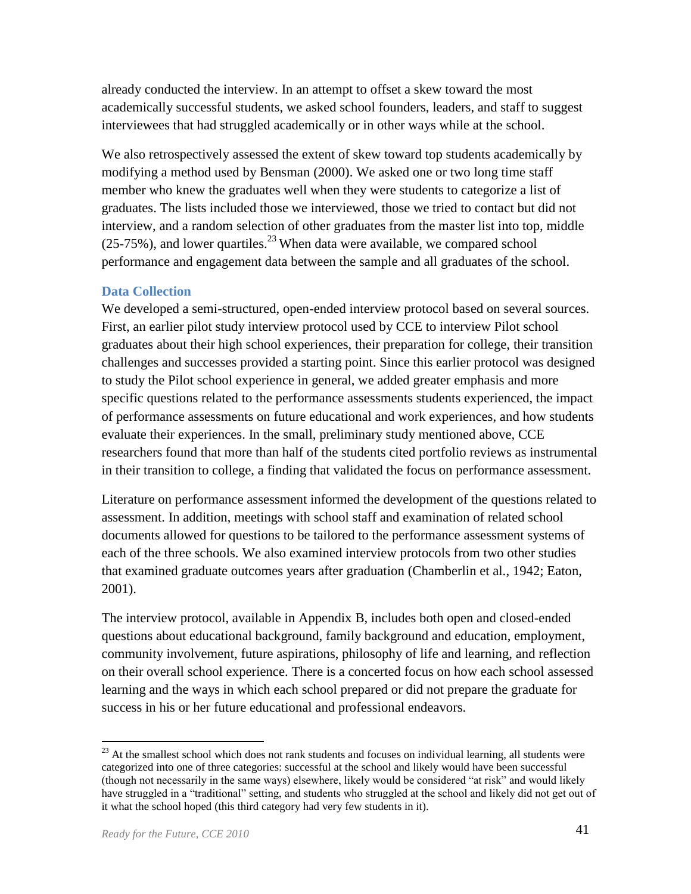already conducted the interview. In an attempt to offset a skew toward the most academically successful students, we asked school founders, leaders, and staff to suggest interviewees that had struggled academically or in other ways while at the school.

We also retrospectively assessed the extent of skew toward top students academically by modifying a method used by Bensman (2000). We asked one or two long time staff member who knew the graduates well when they were students to categorize a list of graduates. The lists included those we interviewed, those we tried to contact but did not interview, and a random selection of other graduates from the master list into top, middle (25-75%), and lower quartiles.[23] When data were available, we compared school performance and engagement data between the sample and all graduates of the school.

### Data Collection

We developed a semi-structured, open-ended interview protocol based on several sources. First, an earlier pilot study interview protocol used by CCE to interview Pilot school graduates about their high school experiences, their preparation for college, their transition challenges and successes provided a starting point. Since this earlier protocol was designed to study the Pilot school experience in general, we added greater emphasis and more specific questions related to the performance assessments students experienced, the impact of performance assessments on future educational and work experiences, and how students evaluate their experiences. In the small, preliminary study mentioned above, CCE researchers found that more than half of the students cited portfolio reviews as instrumental in their transition to college, a finding that validated the focus on performance assessment.

Literature on performance assessment informed the development of the questions related to assessment. In addition, meetings with school staff and examination of related school documents allowed for questions to be tailored to the performance assessment systems of each of the three schools. We also examined interview protocols from two other studies that examined graduate outcomes years after graduation (Chamberlin et al., 1942; Eaton, 2001).

The interview protocol, available in Appendix B, includes both open and closed-ended questions about educational background, family background and education, employment, community involvement, future aspirations, philosophy of life and learning, and reflection on their overall school experience. There is a concerted focus on how each school assessed learning and the ways in which each school prepared or did not prepare the graduate for success in his or her future educational and professional endeavors.

[23] At the smallest school which does not rank students and focuses on individual learning, all students were categorized into one of three categories: successful at the school and likely would have been successful (though not necessarily in the same ways) elsewhere, likely would be considered "at risk" and would likely have struggled in a "traditional" setting, and students who struggled at the school and likely did not get out of it what the school hoped (this third category had very few students in it).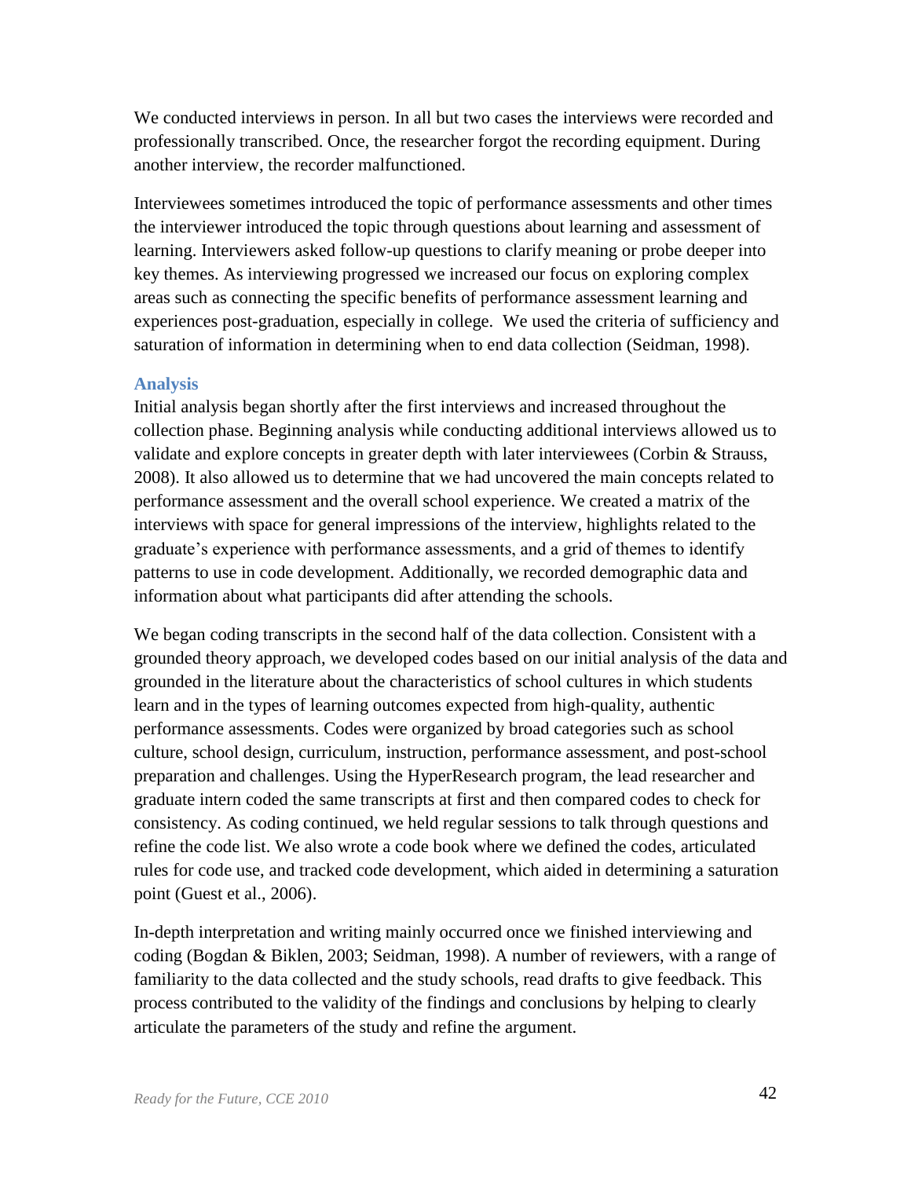We conducted interviews in person. In all but two cases the interviews were recorded and professionally transcribed. Once, the researcher forgot the recording equipment. During another interview, the recorder malfunctioned.

Interviewees sometimes introduced the topic of performance assessments and other times the interviewer introduced the topic through questions about learning and assessment of learning. Interviewers asked follow-up questions to clarify meaning or probe deeper into key themes. As interviewing progressed we increased our focus on exploring complex areas such as connecting the specific benefits of performance assessment learning and experiences post-graduation, especially in college. We used the criteria of sufficiency and saturation of information in determining when to end data collection (Seidman, 1998).

### Analysis

Initial analysis began shortly after the first interviews and increased throughout the collection phase. Beginning analysis while conducting additional interviews allowed us to validate and explore concepts in greater depth with later interviewees (Corbin & Strauss, 2008). It also allowed us to determine that we had uncovered the main concepts related to performance assessment and the overall school experience. We created a matrix of the interviews with space for general impressions of the interview, highlights related to the graduate's experience with performance assessments, and a grid of themes to identify patterns to use in code development. Additionally, we recorded demographic data and information about what participants did after attending the schools.

We began coding transcripts in the second half of the data collection. Consistent with a grounded theory approach, we developed codes based on our initial analysis of the data and grounded in the literature about the characteristics of school cultures in which students learn and in the types of learning outcomes expected from high-quality, authentic performance assessments. Codes were organized by broad categories such as school culture, school design, curriculum, instruction, performance assessment, and post-school preparation and challenges. Using the HyperResearch program, the lead researcher and graduate intern coded the same transcripts at first and then compared codes to check for consistency. As coding continued, we held regular sessions to talk through questions and refine the code list. We also wrote a code book where we defined the codes, articulated rules for code use, and tracked code development, which aided in determining a saturation point (Guest et al., 2006).

In-depth interpretation and writing mainly occurred once we finished interviewing and coding (Bogdan & Biklen, 2003; Seidman, 1998). A number of reviewers, with a range of familiarity to the data collected and the study schools, read drafts to give feedback. This process contributed to the validity of the findings and conclusions by helping to clearly articulate the parameters of the study and refine the argument.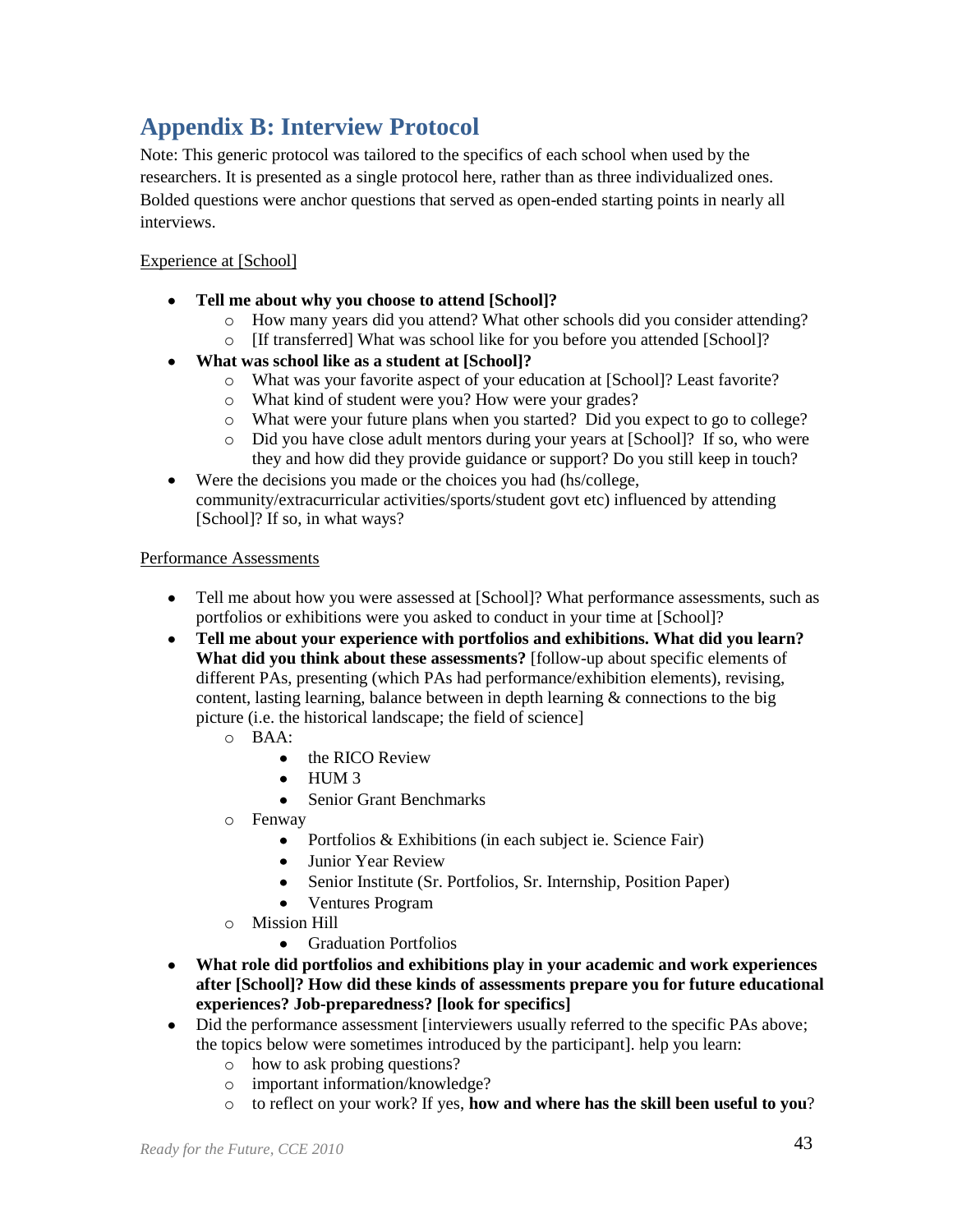# Appendix B: Interview Protocol

Note: This generic protocol was tailored to the specifics of each school when used by the researchers. It is presented as a single protocol here, rather than as three individualized ones. Bolded questions were anchor questions that served as open-ended starting points in nearly all interviews.

Experience at [School]

- **Tell me about why you choose to attend [School]?**
  - How many years did you attend? What other schools did you consider attending?
  - [If transferred] What was school like for you before you attended [School]?
- **What was school like as a student at [School]?**
  - What was your favorite aspect of your education at [School]? Least favorite?
  - What kind of student were you? How were your grades?
  - What were your future plans when you started? Did you expect to go to college?
  - Did you have close adult mentors during your years at [School]? If so, who were they and how did they provide guidance or support? Do you still keep in touch?
- Were the decisions you made or the choices you had (hs/college, community/extracurricular activities/sports/student govt etc) influenced by attending [School]? If so, in what ways?

Performance Assessments

- Tell me about how you were assessed at [School]? What performance assessments, such as portfolios or exhibitions were you asked to conduct in your time at [School]?
- **Tell me about your experience with portfolios and exhibitions. What did you learn? What did you think about these assessments?** [follow-up about specific elements of different PAs, presenting (which PAs had performance/exhibition elements), revising, content, lasting learning, balance between in depth learning & connections to the big picture (i.e. the historical landscape; the field of science]
  - BAA:
    - the RICO Review
    - HUM 3
    - Senior Grant Benchmarks
  - Fenway
    - Portfolios & Exhibitions (in each subject ie. Science Fair)
    - Junior Year Review
    - Senior Institute (Sr. Portfolios, Sr. Internship, Position Paper)
    - Ventures Program
  - Mission Hill
    - Graduation Portfolios
- **What role did portfolios and exhibitions play in your academic and work experiences after [School]? How did these kinds of assessments prepare you for future educational experiences? Job-preparedness? [look for specifics]**
- Did the performance assessment [interviewers usually referred to the specific PAs above; the topics below were sometimes introduced by the participant]. help you learn:
  - how to ask probing questions?
  - important information/knowledge?
  - to reflect on your work? If yes, **how and where has the skill been useful to you**?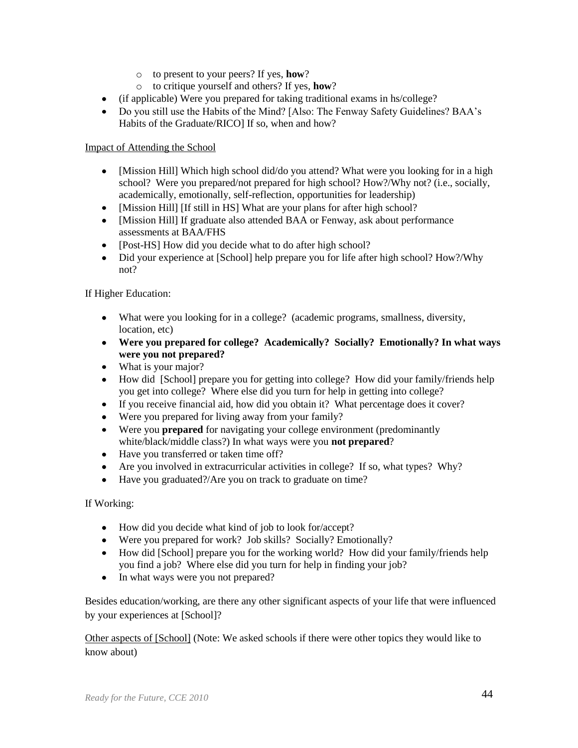- to present to your peers? If yes, **how**?
  - to critique yourself and others? If yes, **how**?
- (if applicable) Were you prepared for taking traditional exams in hs/college?
- Do you still use the Habits of the Mind? [Also: The Fenway Safety Guidelines? BAA's Habits of the Graduate/RICO] If so, when and how?

<u>Impact of Attending the School</u>

- [Mission Hill] Which high school did/do you attend? What were you looking for in a high school? Were you prepared/not prepared for high school? How?/Why not? (i.e., socially, academically, emotionally, self-reflection, opportunities for leadership)
- [Mission Hill] [If still in HS] What are your plans for after high school?
- [Mission Hill] If graduate also attended BAA or Fenway, ask about performance assessments at BAA/FHS
- [Post-HS] How did you decide what to do after high school?
- Did your experience at [School] help prepare you for life after high school? How?/Why not?

If Higher Education:

- What were you looking for in a college? (academic programs, smallness, diversity, location, etc)
- **Were you prepared for college? Academically? Socially? Emotionally? In what ways were you not prepared?**
- What is your major?
- How did [School] prepare you for getting into college? How did your family/friends help you get into college? Where else did you turn for help in getting into college?
- If you receive financial aid, how did you obtain it? What percentage does it cover?
- Were you prepared for living away from your family?
- Were you **prepared** for navigating your college environment (predominantly white/black/middle class?) In what ways were you **not prepared**?
- Have you transferred or taken time off?
- Are you involved in extracurricular activities in college? If so, what types? Why?
- Have you graduated?/Are you on track to graduate on time?

If Working:

- How did you decide what kind of job to look for/accept?
- Were you prepared for work? Job skills? Socially? Emotionally?
- How did [School] prepare you for the working world? How did your family/friends help you find a job? Where else did you turn for help in finding your job?
- In what ways were you not prepared?

Besides education/working, are there any other significant aspects of your life that were influenced by your experiences at [School]?

<u>Other aspects of [School]</u> (Note: We asked schools if there were other topics they would like to know about)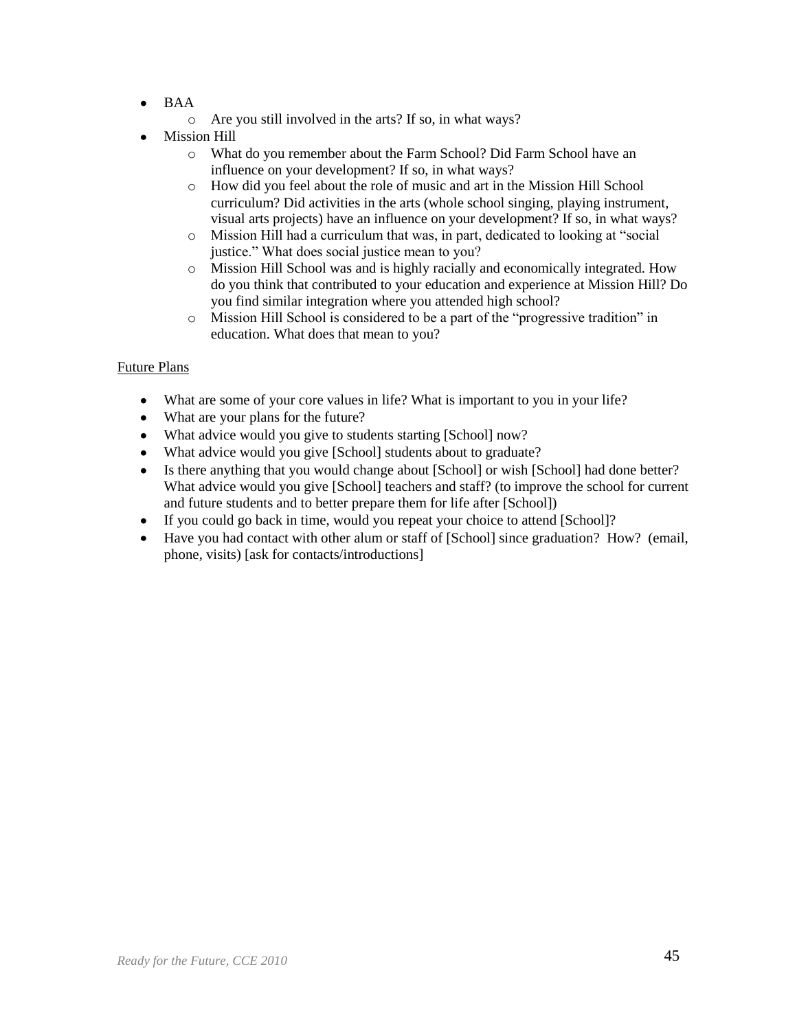- BAA
    - Are you still involved in the arts? If so, in what ways?
- Mission Hill
    - What do you remember about the Farm School? Did Farm School have an influence on your development? If so, in what ways?
    - How did you feel about the role of music and art in the Mission Hill School curriculum? Did activities in the arts (whole school singing, playing instrument, visual arts projects) have an influence on your development? If so, in what ways?
    - Mission Hill had a curriculum that was, in part, dedicated to looking at "social justice." What does social justice mean to you?
    - Mission Hill School was and is highly racially and economically integrated. How do you think that contributed to your education and experience at Mission Hill? Do you find similar integration where you attended high school?
    - Mission Hill School is considered to be a part of the "progressive tradition" in education. What does that mean to you?

Future Plans

- What are some of your core values in life? What is important to you in your life?
- What are your plans for the future?
- What advice would you give to students starting [School] now?
- What advice would you give [School] students about to graduate?
- Is there anything that you would change about [School] or wish [School] had done better? What advice would you give [School] teachers and staff? (to improve the school for current and future students and to better prepare them for life after [School])
- If you could go back in time, would you repeat your choice to attend [School]?
- Have you had contact with other alum or staff of [School] since graduation? How? (email, phone, visits) [ask for contacts/introductions]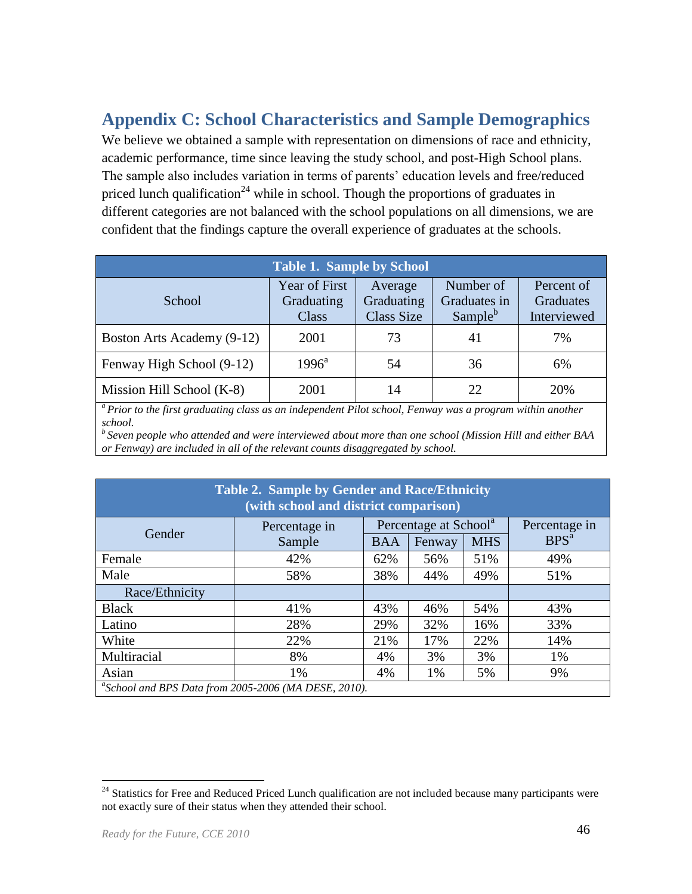## Appendix C: School Characteristics and Sample Demographics

We believe we obtained a sample with representation on dimensions of race and ethnicity, academic performance, time since leaving the study school, and post-High School plans. The sample also includes variation in terms of parents' education levels and free/reduced priced lunch qualification[24] while in school. Though the proportions of graduates in different categories are not balanced with the school populations on all dimensions, we are confident that the findings capture the overall experience of graduates at the schools.

**Table 1. Sample by School**

| School | Year of First Graduating Class | Average Graduating Class Size | Number of Graduates in Sample[b] | Percent of Graduates Interviewed |
|---|---|---|---|---|
| Boston Arts Academy (9-12) | 2001 | 73 | 41 | 7% |
| Fenway High School (9-12) | 1996[a] | 54 | 36 | 6% |
| Mission Hill School (K-8) | 2001 | 14 | 22 | 20% |

*[a] Prior to the first graduating class as an independent Pilot school, Fenway was a program within another school.*
*[b] Seven people who attended and were interviewed about more than one school (Mission Hill and either BAA or Fenway) are included in all of the relevant counts disaggregated by school.*

**Table 2. Sample by Gender and Race/Ethnicity (with school and district comparison)**

| Gender | Percentage in Sample | Percentage at School[a] | | | Percentage in BPS[a] |
|---|---|---|---|---|---|
| | | BAA | Fenway | MHS | |
| Female | 42% | 62% | 56% | 51% | 49% |
| Male | 58% | 38% | 44% | 49% | 51% |
| Race/Ethnicity | | | | | |
| Black | 41% | 43% | 46% | 54% | 43% |
| Latino | 28% | 29% | 32% | 16% | 33% |
| White | 22% | 21% | 17% | 22% | 14% |
| Multiracial | 8% | 4% | 3% | 3% | 1% |
| Asian | 1% | 4% | 1% | 5% | 9% |

*[a] School and BPS Data from 2005-2006 (MA DESE, 2010).*

[24] Statistics for Free and Reduced Priced Lunch qualification are not included because many participants were not exactly sure of their status when they attended their school.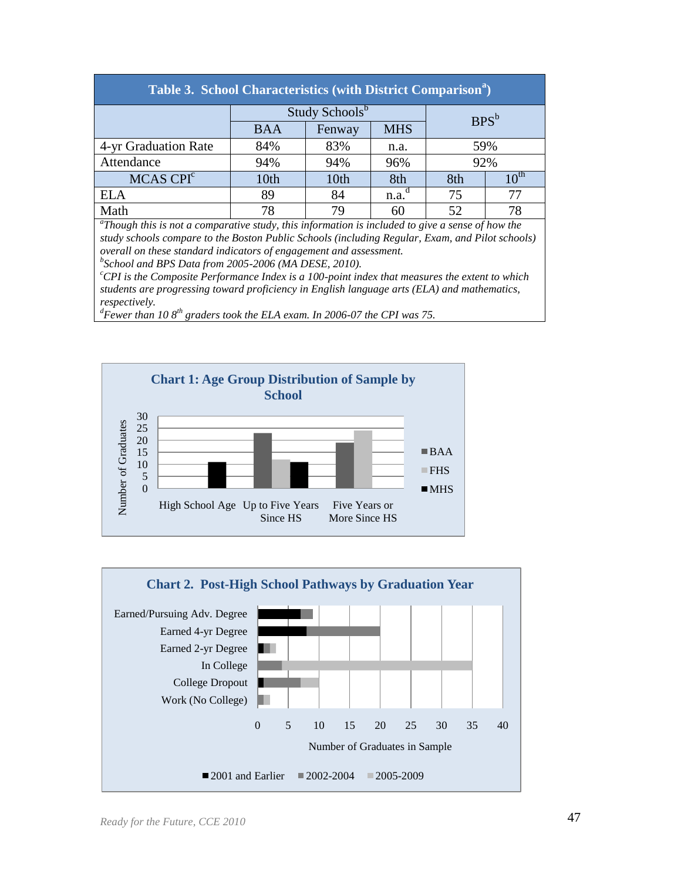**Table 3. School Characteristics (with District Comparison[a])**

| | Study Schools[b] | | | BPS[b] | |
|---|---|---|---|---|---|
| | BAA | Fenway | MHS | | |
| 4-yr Graduation Rate | 84% | 83% | n.a. | 59% | |
| Attendance | 94% | 94% | 96% | 92% | |
| MCAS CPI[c] | 10th | 10th | 8th | 8th | 10th |
| ELA | 89 | 84 | n.a.[d] | 75 | 77 |
| Math | 78 | 79 | 60 | 52 | 78 |

*[a]Though this is not a comparative study, this information is included to give a sense of how the study schools compare to the Boston Public Schools (including Regular, Exam, and Pilot schools) overall on these standard indicators of engagement and assessment.*
*[b]School and BPS Data from 2005-2006 (MA DESE, 2010).*
*[c]CPI is the Composite Performance Index is a 100-point index that measures the extent to which students are progressing toward proficiency in English language arts (ELA) and mathematics, respectively.*
*[d]Fewer than 10 8th graders took the ELA exam. In 2006-07 the CPI was 75.*

**Chart 1: Age Group Distribution of Sample by School**

**Chart 2. Post-High School Pathways by Graduation Year**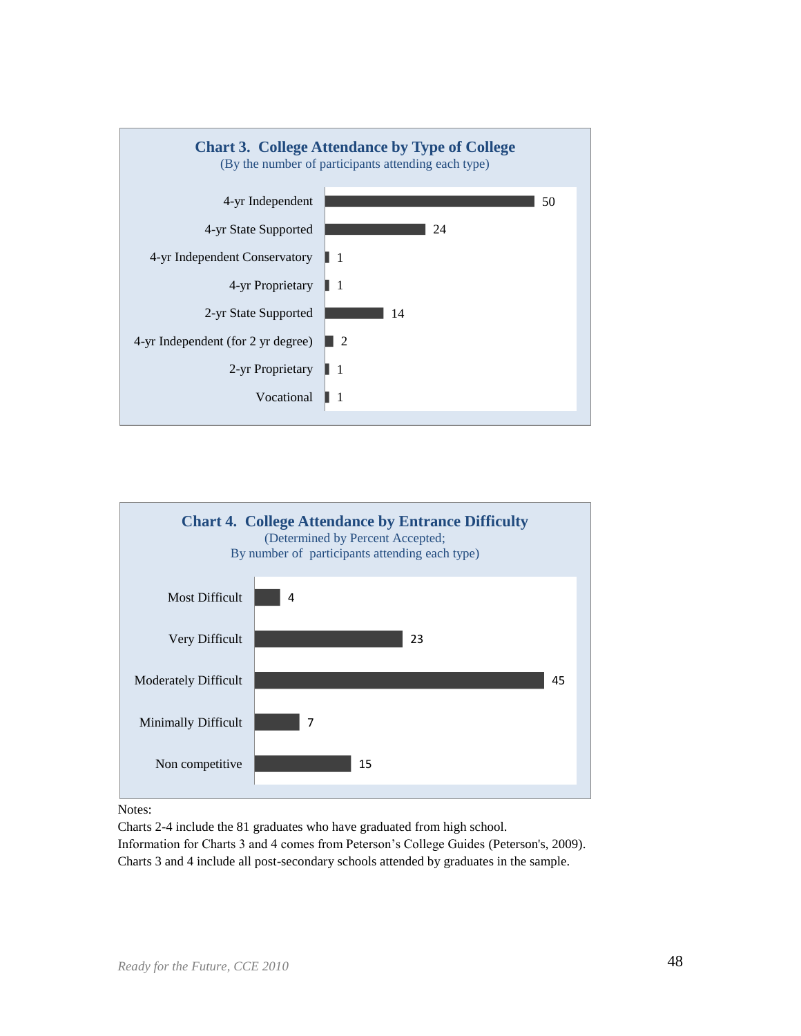**Chart 3. College Attendance by Type of College**

(By the number of participants attending each type)

| Type of College | Number |
|---|---|
| 4-yr Independent | 50 |
| 4-yr State Supported | 24 |
| 4-yr Independent Conservatory | 1 |
| 4-yr Proprietary | 1 |
| 2-yr State Supported | 14 |
| 4-yr Independent (for 2 yr degree) | 2 |
| 2-yr Proprietary | 1 |
| Vocational | 1 |

**Chart 4. College Attendance by Entrance Difficulty**

(Determined by Percent Accepted;
By number of participants attending each type)

| Entrance Difficulty | Number |
|---|---|
| Most Difficult | 4 |
| Very Difficult | 23 |
| Moderately Difficult | 45 |
| Minimally Difficult | 7 |
| Non competitive | 15 |

Notes:
Charts 2-4 include the 81 graduates who have graduated from high school.
Information for Charts 3 and 4 comes from Peterson's College Guides (Peterson's, 2009).
Charts 3 and 4 include all post-secondary schools attended by graduates in the sample.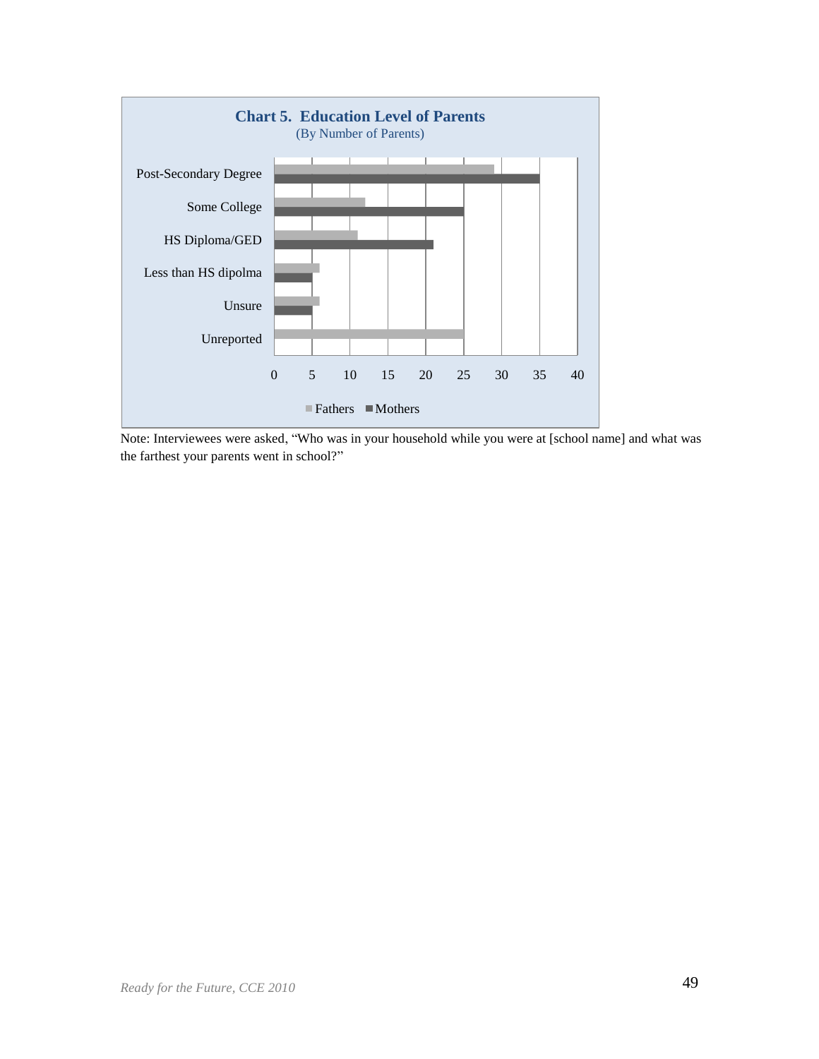**Chart 5. Education Level of Parents**
(By Number of Parents)

| | Fathers | Mothers |
|---|---|---|
| Post-Secondary Degree | 29 | 35 |
| Some College | 12 | 25 |
| HS Diploma/GED | 11 | 21 |
| Less than HS dipolma | 6 | 5 |
| Unsure | 6 | 5 |
| Unreported | 25 | |

Note: Interviewees were asked, "Who was in your household while you were at [school name] and what was the farthest your parents went in school?"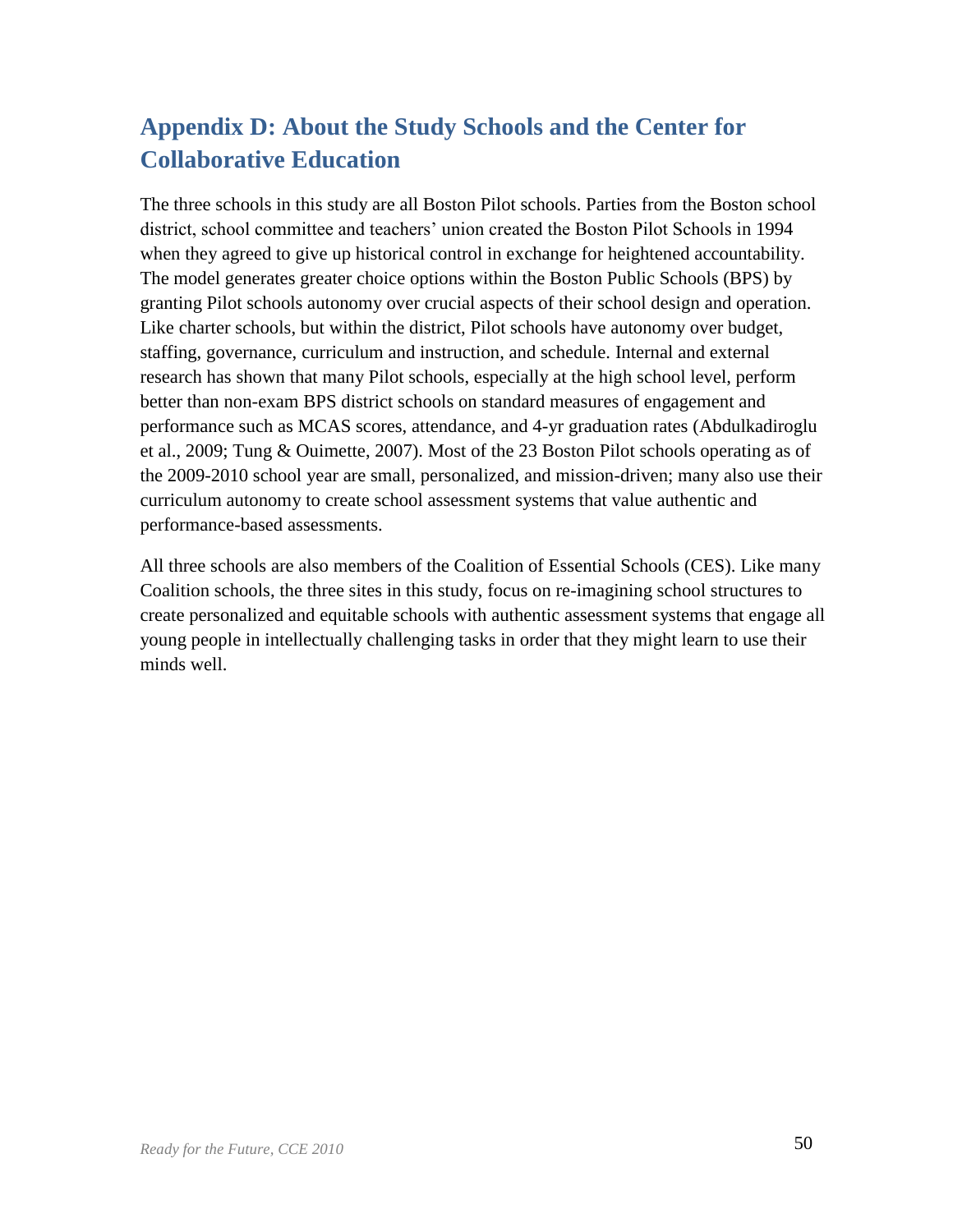## Appendix D: About the Study Schools and the Center for Collaborative Education

The three schools in this study are all Boston Pilot schools. Parties from the Boston school district, school committee and teachers' union created the Boston Pilot Schools in 1994 when they agreed to give up historical control in exchange for heightened accountability. The model generates greater choice options within the Boston Public Schools (BPS) by granting Pilot schools autonomy over crucial aspects of their school design and operation. Like charter schools, but within the district, Pilot schools have autonomy over budget, staffing, governance, curriculum and instruction, and schedule. Internal and external research has shown that many Pilot schools, especially at the high school level, perform better than non-exam BPS district schools on standard measures of engagement and performance such as MCAS scores, attendance, and 4-yr graduation rates (Abdulkadiroglu et al., 2009; Tung & Ouimette, 2007). Most of the 23 Boston Pilot schools operating as of the 2009-2010 school year are small, personalized, and mission-driven; many also use their curriculum autonomy to create school assessment systems that value authentic and performance-based assessments.

All three schools are also members of the Coalition of Essential Schools (CES). Like many Coalition schools, the three sites in this study, focus on re-imagining school structures to create personalized and equitable schools with authentic assessment systems that engage all young people in intellectually challenging tasks in order that they might learn to use their minds well.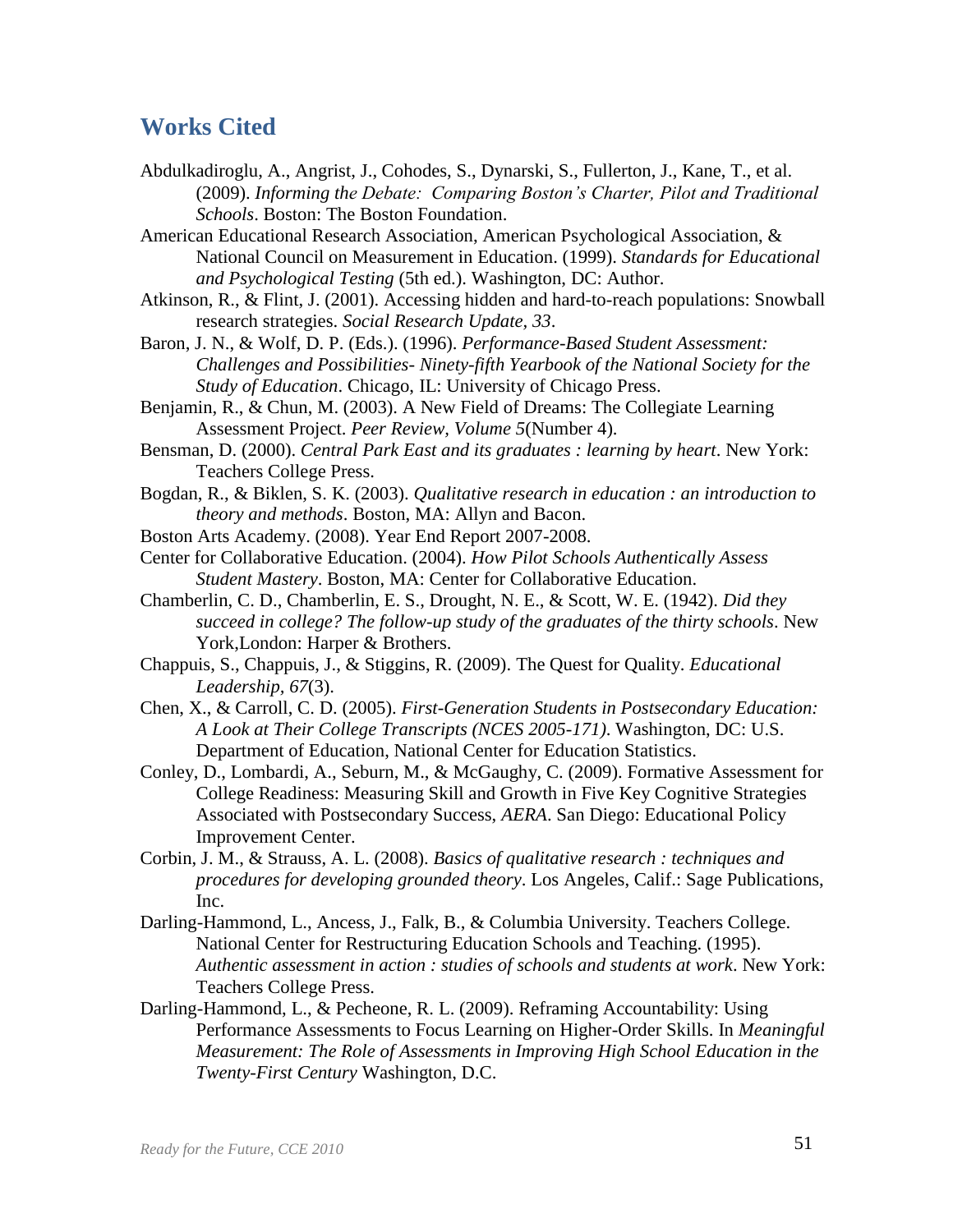## Works Cited

Abdulkadiroglu, A., Angrist, J., Cohodes, S., Dynarski, S., Fullerton, J., Kane, T., et al. (2009). *Informing the Debate: Comparing Boston's Charter, Pilot and Traditional Schools*. Boston: The Boston Foundation.

American Educational Research Association, American Psychological Association, & National Council on Measurement in Education. (1999). *Standards for Educational and Psychological Testing* (5th ed.). Washington, DC: Author.

Atkinson, R., & Flint, J. (2001). Accessing hidden and hard-to-reach populations: Snowball research strategies. *Social Research Update, 33*.

Baron, J. N., & Wolf, D. P. (Eds.). (1996). *Performance-Based Student Assessment: Challenges and Possibilities- Ninety-fifth Yearbook of the National Society for the Study of Education*. Chicago, IL: University of Chicago Press.

Benjamin, R., & Chun, M. (2003). A New Field of Dreams: The Collegiate Learning Assessment Project. *Peer Review, Volume 5*(Number 4).

Bensman, D. (2000). *Central Park East and its graduates : learning by heart*. New York: Teachers College Press.

Bogdan, R., & Biklen, S. K. (2003). *Qualitative research in education : an introduction to theory and methods*. Boston, MA: Allyn and Bacon.

Boston Arts Academy. (2008). Year End Report 2007-2008.

Center for Collaborative Education. (2004). *How Pilot Schools Authentically Assess Student Mastery*. Boston, MA: Center for Collaborative Education.

Chamberlin, C. D., Chamberlin, E. S., Drought, N. E., & Scott, W. E. (1942). *Did they succeed in college? The follow-up study of the graduates of the thirty schools*. New York,London: Harper & Brothers.

Chappuis, S., Chappuis, J., & Stiggins, R. (2009). The Quest for Quality. *Educational Leadership, 67*(3).

Chen, X., & Carroll, C. D. (2005). *First-Generation Students in Postsecondary Education: A Look at Their College Transcripts (NCES 2005-171)*. Washington, DC: U.S. Department of Education, National Center for Education Statistics.

Conley, D., Lombardi, A., Seburn, M., & McGaughy, C. (2009). Formative Assessment for College Readiness: Measuring Skill and Growth in Five Key Cognitive Strategies Associated with Postsecondary Success, *AERA*. San Diego: Educational Policy Improvement Center.

Corbin, J. M., & Strauss, A. L. (2008). *Basics of qualitative research : techniques and procedures for developing grounded theory*. Los Angeles, Calif.: Sage Publications, Inc.

Darling-Hammond, L., Ancess, J., Falk, B., & Columbia University. Teachers College. National Center for Restructuring Education Schools and Teaching. (1995). *Authentic assessment in action : studies of schools and students at work*. New York: Teachers College Press.

Darling-Hammond, L., & Pecheone, R. L. (2009). Reframing Accountability: Using Performance Assessments to Focus Learning on Higher-Order Skills. In *Meaningful Measurement: The Role of Assessments in Improving High School Education in the Twenty-First Century* Washington, D.C.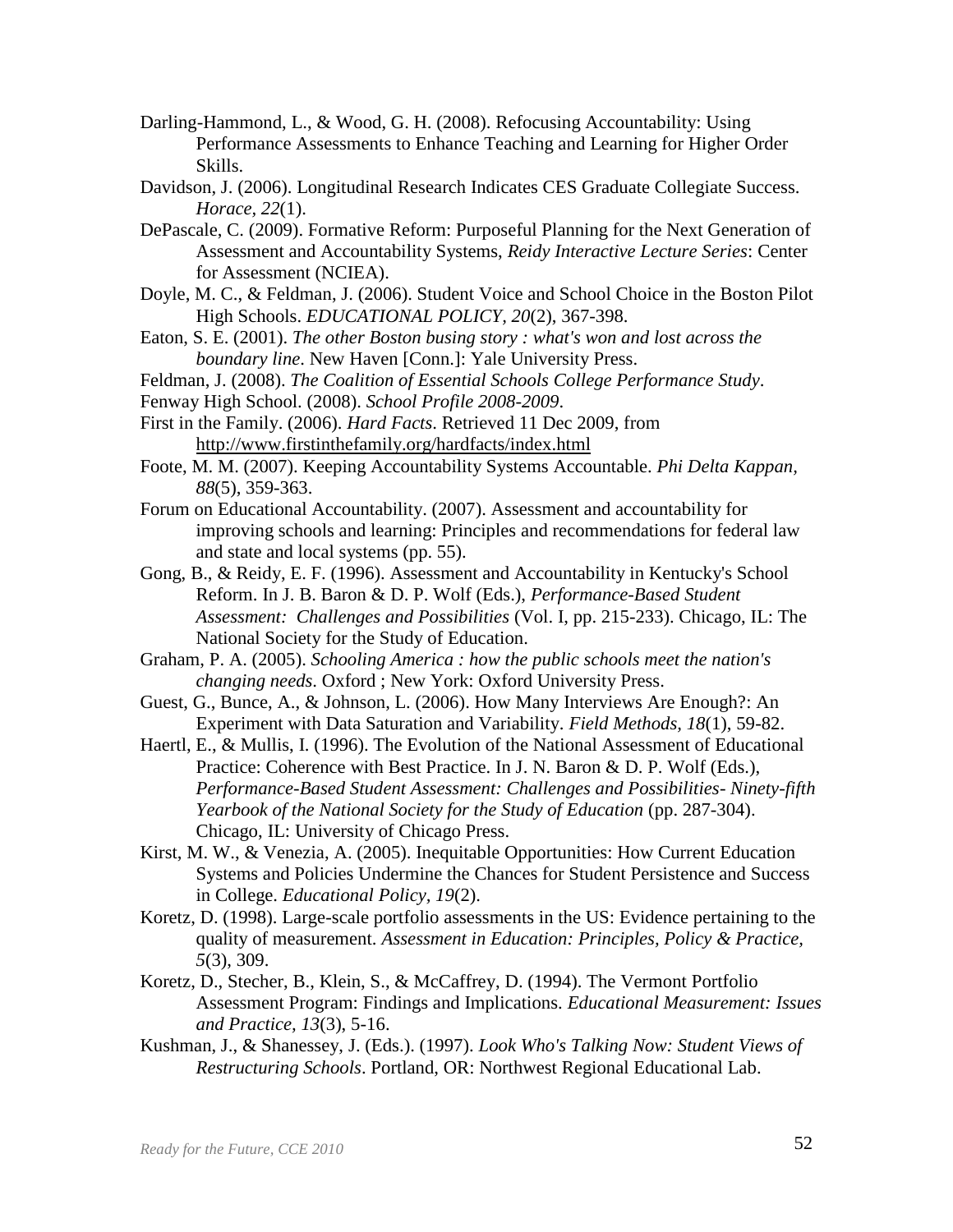Darling-Hammond, L., & Wood, G. H. (2008). Refocusing Accountability: Using Performance Assessments to Enhance Teaching and Learning for Higher Order Skills.

Davidson, J. (2006). Longitudinal Research Indicates CES Graduate Collegiate Success. *Horace, 22*(1).

DePascale, C. (2009). Formative Reform: Purposeful Planning for the Next Generation of Assessment and Accountability Systems, *Reidy Interactive Lecture Series*: Center for Assessment (NCIEA).

Doyle, M. C., & Feldman, J. (2006). Student Voice and School Choice in the Boston Pilot High Schools. *EDUCATIONAL POLICY, 20*(2), 367-398.

Eaton, S. E. (2001). *The other Boston busing story : what's won and lost across the boundary line*. New Haven [Conn.]: Yale University Press.

Feldman, J. (2008). *The Coalition of Essential Schools College Performance Study*.

Fenway High School. (2008). *School Profile 2008-2009*.

First in the Family. (2006). *Hard Facts*. Retrieved 11 Dec 2009, from http://www.firstinthefamily.org/hardfacts/index.html

Foote, M. M. (2007). Keeping Accountability Systems Accountable. *Phi Delta Kappan, 88*(5), 359-363.

Forum on Educational Accountability. (2007). Assessment and accountability for improving schools and learning: Principles and recommendations for federal law and state and local systems (pp. 55).

Gong, B., & Reidy, E. F. (1996). Assessment and Accountability in Kentucky's School Reform. In J. B. Baron & D. P. Wolf (Eds.), *Performance-Based Student Assessment: Challenges and Possibilities* (Vol. I, pp. 215-233). Chicago, IL: The National Society for the Study of Education.

Graham, P. A. (2005). *Schooling America : how the public schools meet the nation's changing needs*. Oxford ; New York: Oxford University Press.

Guest, G., Bunce, A., & Johnson, L. (2006). How Many Interviews Are Enough?: An Experiment with Data Saturation and Variability. *Field Methods, 18*(1), 59-82.

Haertl, E., & Mullis, I. (1996). The Evolution of the National Assessment of Educational Practice: Coherence with Best Practice. In J. N. Baron & D. P. Wolf (Eds.), *Performance-Based Student Assessment: Challenges and Possibilities- Ninety-fifth Yearbook of the National Society for the Study of Education* (pp. 287-304). Chicago, IL: University of Chicago Press.

Kirst, M. W., & Venezia, A. (2005). Inequitable Opportunities: How Current Education Systems and Policies Undermine the Chances for Student Persistence and Success in College. *Educational Policy, 19*(2).

Koretz, D. (1998). Large-scale portfolio assessments in the US: Evidence pertaining to the quality of measurement. *Assessment in Education: Principles, Policy & Practice, 5*(3), 309.

Koretz, D., Stecher, B., Klein, S., & McCaffrey, D. (1994). The Vermont Portfolio Assessment Program: Findings and Implications. *Educational Measurement: Issues and Practice, 13*(3), 5-16.

Kushman, J., & Shanessey, J. (Eds.). (1997). *Look Who's Talking Now: Student Views of Restructuring Schools*. Portland, OR: Northwest Regional Educational Lab.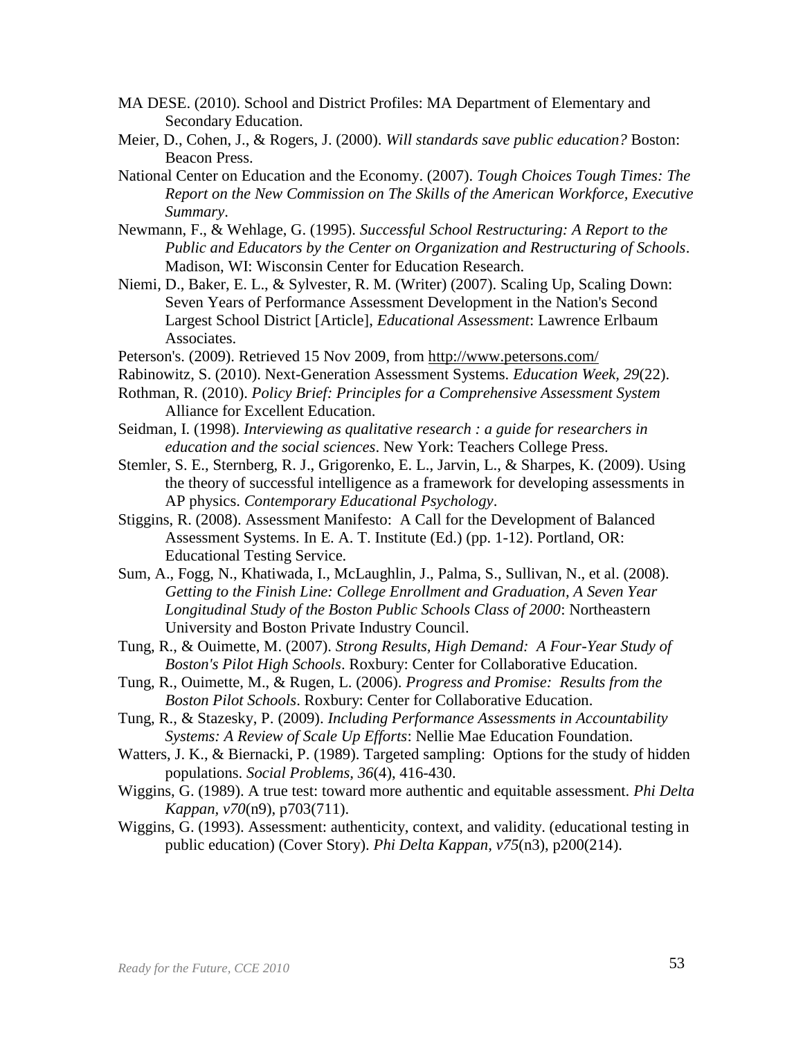MA DESE. (2010). School and District Profiles: MA Department of Elementary and Secondary Education.

Meier, D., Cohen, J., & Rogers, J. (2000). *Will standards save public education?* Boston: Beacon Press.

National Center on Education and the Economy. (2007). *Tough Choices Tough Times: The Report on the New Commission on The Skills of the American Workforce, Executive Summary*.

Newmann, F., & Wehlage, G. (1995). *Successful School Restructuring: A Report to the Public and Educators by the Center on Organization and Restructuring of Schools*. Madison, WI: Wisconsin Center for Education Research.

Niemi, D., Baker, E. L., & Sylvester, R. M. (Writer) (2007). Scaling Up, Scaling Down: Seven Years of Performance Assessment Development in the Nation's Second Largest School District [Article], *Educational Assessment*: Lawrence Erlbaum Associates.

Peterson's. (2009). Retrieved 15 Nov 2009, from http://www.petersons.com/

Rabinowitz, S. (2010). Next-Generation Assessment Systems. *Education Week, 29*(22).

Rothman, R. (2010). *Policy Brief: Principles for a Comprehensive Assessment System* Alliance for Excellent Education.

Seidman, I. (1998). *Interviewing as qualitative research : a guide for researchers in education and the social sciences*. New York: Teachers College Press.

Stemler, S. E., Sternberg, R. J., Grigorenko, E. L., Jarvin, L., & Sharpes, K. (2009). Using the theory of successful intelligence as a framework for developing assessments in AP physics. *Contemporary Educational Psychology*.

Stiggins, R. (2008). Assessment Manifesto: A Call for the Development of Balanced Assessment Systems. In E. A. T. Institute (Ed.) (pp. 1-12). Portland, OR: Educational Testing Service.

Sum, A., Fogg, N., Khatiwada, I., McLaughlin, J., Palma, S., Sullivan, N., et al. (2008). *Getting to the Finish Line: College Enrollment and Graduation, A Seven Year Longitudinal Study of the Boston Public Schools Class of 2000*: Northeastern University and Boston Private Industry Council.

Tung, R., & Ouimette, M. (2007). *Strong Results, High Demand: A Four-Year Study of Boston's Pilot High Schools*. Roxbury: Center for Collaborative Education.

Tung, R., Ouimette, M., & Rugen, L. (2006). *Progress and Promise: Results from the Boston Pilot Schools*. Roxbury: Center for Collaborative Education.

Tung, R., & Stazesky, P. (2009). *Including Performance Assessments in Accountability Systems: A Review of Scale Up Efforts*: Nellie Mae Education Foundation.

Watters, J. K., & Biernacki, P. (1989). Targeted sampling: Options for the study of hidden populations. *Social Problems, 36*(4), 416-430.

Wiggins, G. (1989). A true test: toward more authentic and equitable assessment. *Phi Delta Kappan, v70*(n9), p703(711).

Wiggins, G. (1993). Assessment: authenticity, context, and validity. (educational testing in public education) (Cover Story). *Phi Delta Kappan, v75*(n3), p200(214).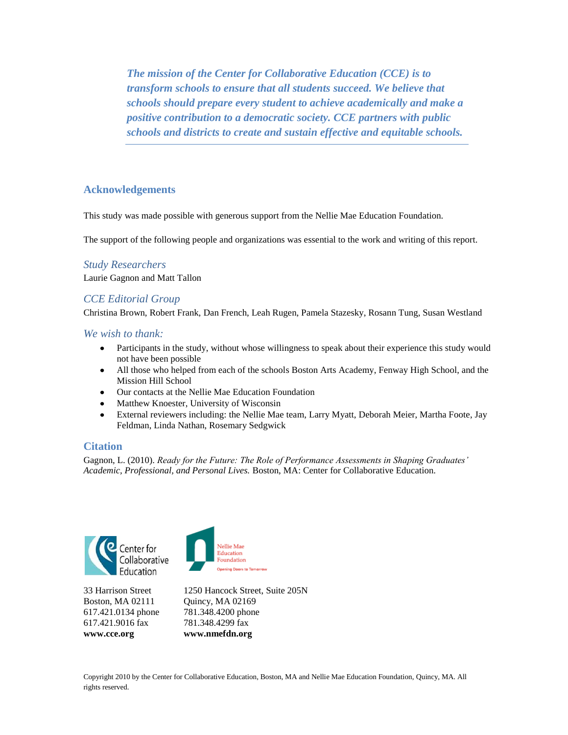*The mission of the Center for Collaborative Education (CCE) is to transform schools to ensure that all students succeed. We believe that schools should prepare every student to achieve academically and make a positive contribution to a democratic society. CCE partners with public schools and districts to create and sustain effective and equitable schools.*

## Acknowledgements

This study was made possible with generous support from the Nellie Mae Education Foundation.

The support of the following people and organizations was essential to the work and writing of this report.

### *Study Researchers*

Laurie Gagnon and Matt Tallon

### *CCE Editorial Group*

Christina Brown, Robert Frank, Dan French, Leah Rugen, Pamela Stazesky, Rosann Tung, Susan Westland

### *We wish to thank:*

- Participants in the study, without whose willingness to speak about their experience this study would not have been possible
- All those who helped from each of the schools Boston Arts Academy, Fenway High School, and the Mission Hill School
- Our contacts at the Nellie Mae Education Foundation
- Matthew Knoester, University of Wisconsin
- External reviewers including: the Nellie Mae team, Larry Myatt, Deborah Meier, Martha Foote, Jay Feldman, Linda Nathan, Rosemary Sedgwick

## Citation

Gagnon, L. (2010). *Ready for the Future: The Role of Performance Assessments in Shaping Graduates' Academic, Professional, and Personal Lives.* Boston, MA: Center for Collaborative Education.

Center for Collaborative Education

33 Harrison Street
Boston, MA 02111
617.421.0134 phone
617.421.9016 fax
**www.cce.org**

Nellie Mae Education Foundation
Opening Doors to Tomorrow

1250 Hancock Street, Suite 205N
Quincy, MA 02169
781.348.4200 phone
781.348.4299 fax
**www.nmefdn.org**

Copyright 2010 by the Center for Collaborative Education, Boston, MA and Nellie Mae Education Foundation, Quincy, MA. All rights reserved.